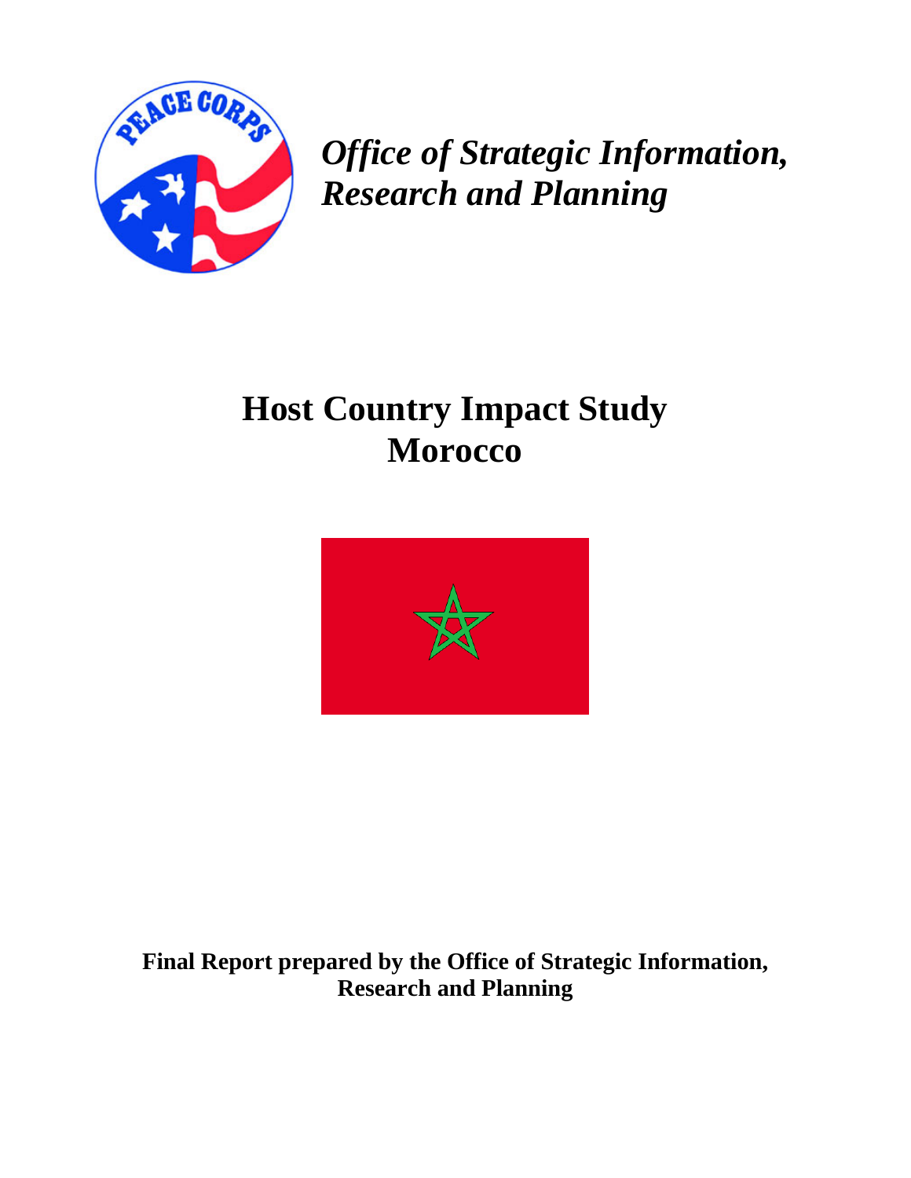*Office of Strategic Information, Research and Planning*

# Host Country Impact Study
# Morocco

**Final Report prepared by the Office of Strategic Information, Research and Planning**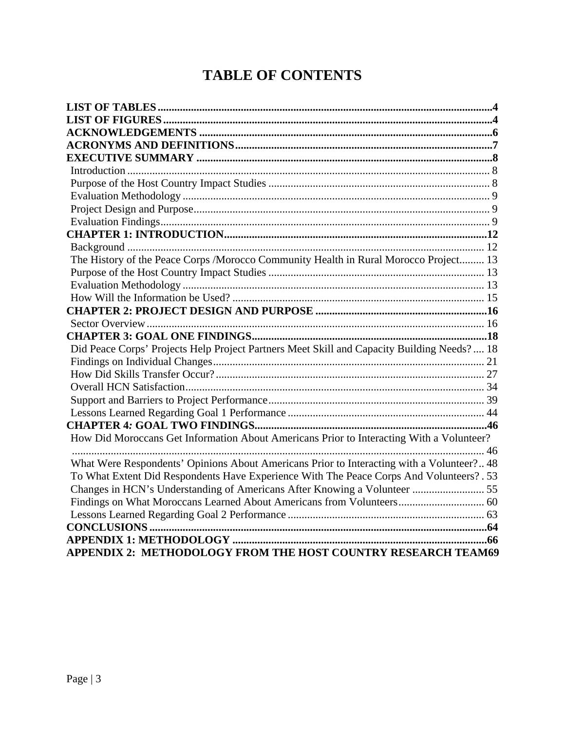# TABLE OF CONTENTS

**LIST OF TABLES** ..... **4**
**LIST OF FIGURES** ..... **4**
**ACKNOWLEDGEMENTS** ..... **6**
**ACRONYMS AND DEFINITIONS** ..... **7**
**EXECUTIVE SUMMARY** ..... **8**
- Introduction ..... 8
- Purpose of the Host Country Impact Studies ..... 8
- Evaluation Methodology ..... 9
- Project Design and Purpose ..... 9
- Evaluation Findings ..... 9

**CHAPTER 1: INTRODUCTION** ..... **12**
- Background ..... 12
- The History of the Peace Corps /Morocco Community Health in Rural Morocco Project ..... 13
- Purpose of the Host Country Impact Studies ..... 13
- Evaluation Methodology ..... 13
- How Will the Information be Used? ..... 15

**CHAPTER 2: PROJECT DESIGN AND PURPOSE** ..... **16**
- Sector Overview ..... 16

**CHAPTER 3: GOAL ONE FINDINGS** ..... **18**
- Did Peace Corps' Projects Help Project Partners Meet Skill and Capacity Building Needs? ..... 18
- Findings on Individual Changes ..... 21
- How Did Skills Transfer Occur? ..... 27
- Overall HCN Satisfaction ..... 34
- Support and Barriers to Project Performance ..... 39
- Lessons Learned Regarding Goal 1 Performance ..... 44

**CHAPTER 4: GOAL TWO FINDINGS** ..... **46**
- How Did Moroccans Get Information About Americans Prior to Interacting With a Volunteer? ..... 46
- What Were Respondents' Opinions About Americans Prior to Interacting with a Volunteer? ..... 48
- To What Extent Did Respondents Have Experience With The Peace Corps And Volunteers? ..... 53
- Changes in HCN's Understanding of Americans After Knowing a Volunteer ..... 55
- Findings on What Moroccans Learned About Americans from Volunteers ..... 60
- Lessons Learned Regarding Goal 2 Performance ..... 63

**CONCLUSIONS** ..... **64**
**APPENDIX 1: METHODOLOGY** ..... **66**
**APPENDIX 2: METHODOLOGY FROM THE HOST COUNTRY RESEARCH TEAM** ..... **69**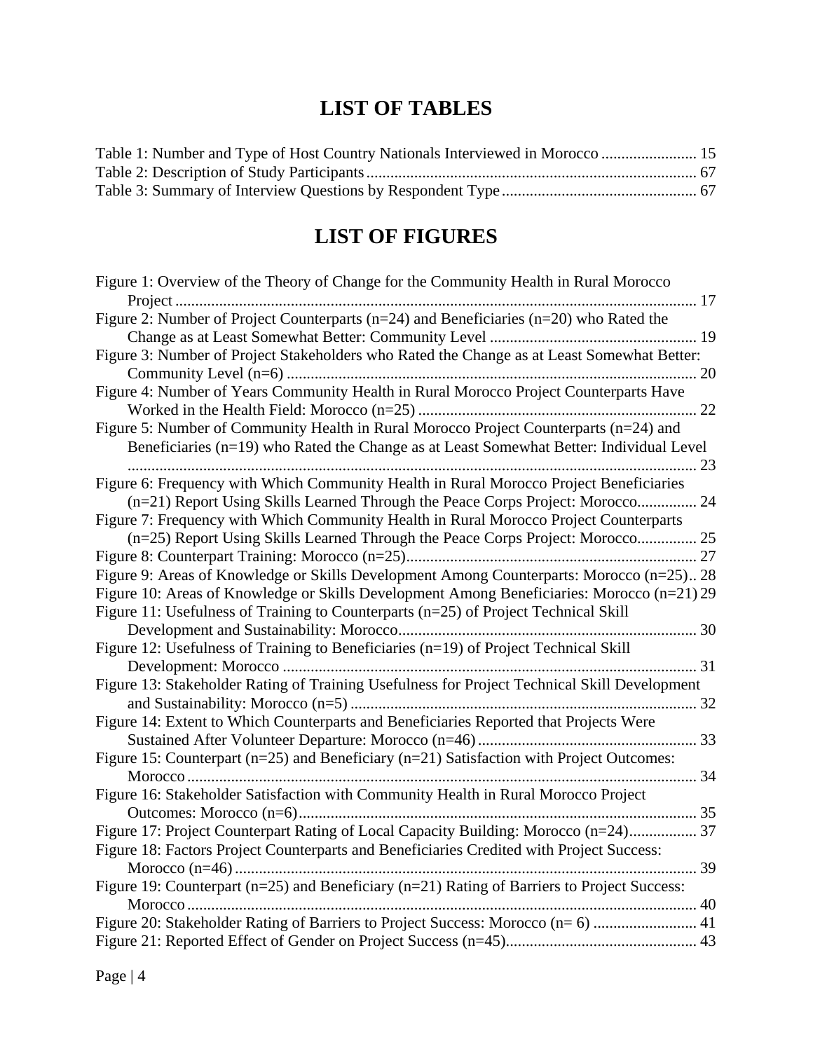# LIST OF TABLES

Table 1: Number and Type of Host Country Nationals Interviewed in Morocco ........................ 15
Table 2: Description of Study Participants ................................................................................... 67
Table 3: Summary of Interview Questions by Respondent Type ................................................. 67

# LIST OF FIGURES

Figure 1: Overview of the Theory of Change for the Community Health in Rural Morocco Project ................................................................................................................................... 17
Figure 2: Number of Project Counterparts (n=24) and Beneficiaries (n=20) who Rated the Change as at Least Somewhat Better: Community Level .................................................... 19
Figure 3: Number of Project Stakeholders who Rated the Change as at Least Somewhat Better: Community Level (n=6) ....................................................................................................... 20
Figure 4: Number of Years Community Health in Rural Morocco Project Counterparts Have Worked in the Health Field: Morocco (n=25) ...................................................................... 22
Figure 5: Number of Community Health in Rural Morocco Project Counterparts (n=24) and Beneficiaries (n=19) who Rated the Change as at Least Somewhat Better: Individual Level ............................................................................................................................................... 23
Figure 6: Frequency with Which Community Health in Rural Morocco Project Beneficiaries (n=21) Report Using Skills Learned Through the Peace Corps Project: Morocco............... 24
Figure 7: Frequency with Which Community Health in Rural Morocco Project Counterparts (n=25) Report Using Skills Learned Through the Peace Corps Project: Morocco............... 25
Figure 8: Counterpart Training: Morocco (n=25)......................................................................... 27
Figure 9: Areas of Knowledge or Skills Development Among Counterparts: Morocco (n=25).. 28
Figure 10: Areas of Knowledge or Skills Development Among Beneficiaries: Morocco (n=21) 29
Figure 11: Usefulness of Training to Counterparts (n=25) of Project Technical Skill Development and Sustainability: Morocco........................................................................... 30
Figure 12: Usefulness of Training to Beneficiaries (n=19) of Project Technical Skill Development: Morocco ........................................................................................................ 31
Figure 13: Stakeholder Rating of Training Usefulness for Project Technical Skill Development and Sustainability: Morocco (n=5) ....................................................................................... 32
Figure 14: Extent to Which Counterparts and Beneficiaries Reported that Projects Were Sustained After Volunteer Departure: Morocco (n=46) ....................................................... 33
Figure 15: Counterpart (n=25) and Beneficiary (n=21) Satisfaction with Project Outcomes: Morocco ................................................................................................................................ 34
Figure 16: Stakeholder Satisfaction with Community Health in Rural Morocco Project Outcomes: Morocco (n=6).................................................................................................... 35
Figure 17: Project Counterpart Rating of Local Capacity Building: Morocco (n=24)................. 37
Figure 18: Factors Project Counterparts and Beneficiaries Credited with Project Success: Morocco (n=46) .................................................................................................................... 39
Figure 19: Counterpart (n=25) and Beneficiary (n=21) Rating of Barriers to Project Success: Morocco ................................................................................................................................ 40
Figure 20: Stakeholder Rating of Barriers to Project Success: Morocco (n= 6) .......................... 41
Figure 21: Reported Effect of Gender on Project Success (n=45)................................................ 43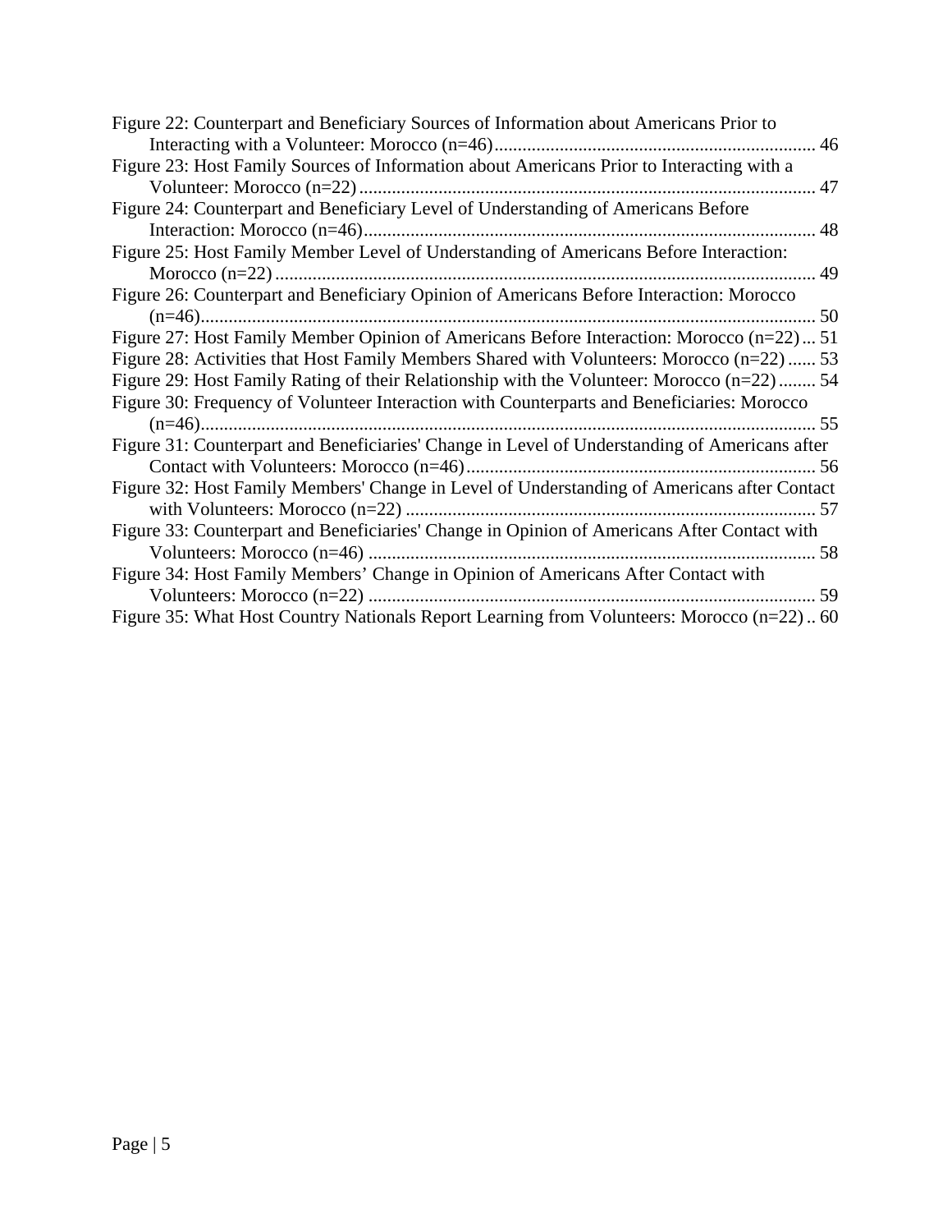Figure 22: Counterpart and Beneficiary Sources of Information about Americans Prior to Interacting with a Volunteer: Morocco (n=46) ..... 46

Figure 23: Host Family Sources of Information about Americans Prior to Interacting with a Volunteer: Morocco (n=22) ..... 47

Figure 24: Counterpart and Beneficiary Level of Understanding of Americans Before Interaction: Morocco (n=46) ..... 48

Figure 25: Host Family Member Level of Understanding of Americans Before Interaction: Morocco (n=22) ..... 49

Figure 26: Counterpart and Beneficiary Opinion of Americans Before Interaction: Morocco (n=46) ..... 50

Figure 27: Host Family Member Opinion of Americans Before Interaction: Morocco (n=22) ... 51

Figure 28: Activities that Host Family Members Shared with Volunteers: Morocco (n=22) ..... 53

Figure 29: Host Family Rating of their Relationship with the Volunteer: Morocco (n=22) ..... 54

Figure 30: Frequency of Volunteer Interaction with Counterparts and Beneficiaries: Morocco (n=46) ..... 55

Figure 31: Counterpart and Beneficiaries' Change in Level of Understanding of Americans after Contact with Volunteers: Morocco (n=46) ..... 56

Figure 32: Host Family Members' Change in Level of Understanding of Americans after Contact with Volunteers: Morocco (n=22) ..... 57

Figure 33: Counterpart and Beneficiaries' Change in Opinion of Americans After Contact with Volunteers: Morocco (n=46) ..... 58

Figure 34: Host Family Members' Change in Opinion of Americans After Contact with Volunteers: Morocco (n=22) ..... 59

Figure 35: What Host Country Nationals Report Learning from Volunteers: Morocco (n=22) .. 60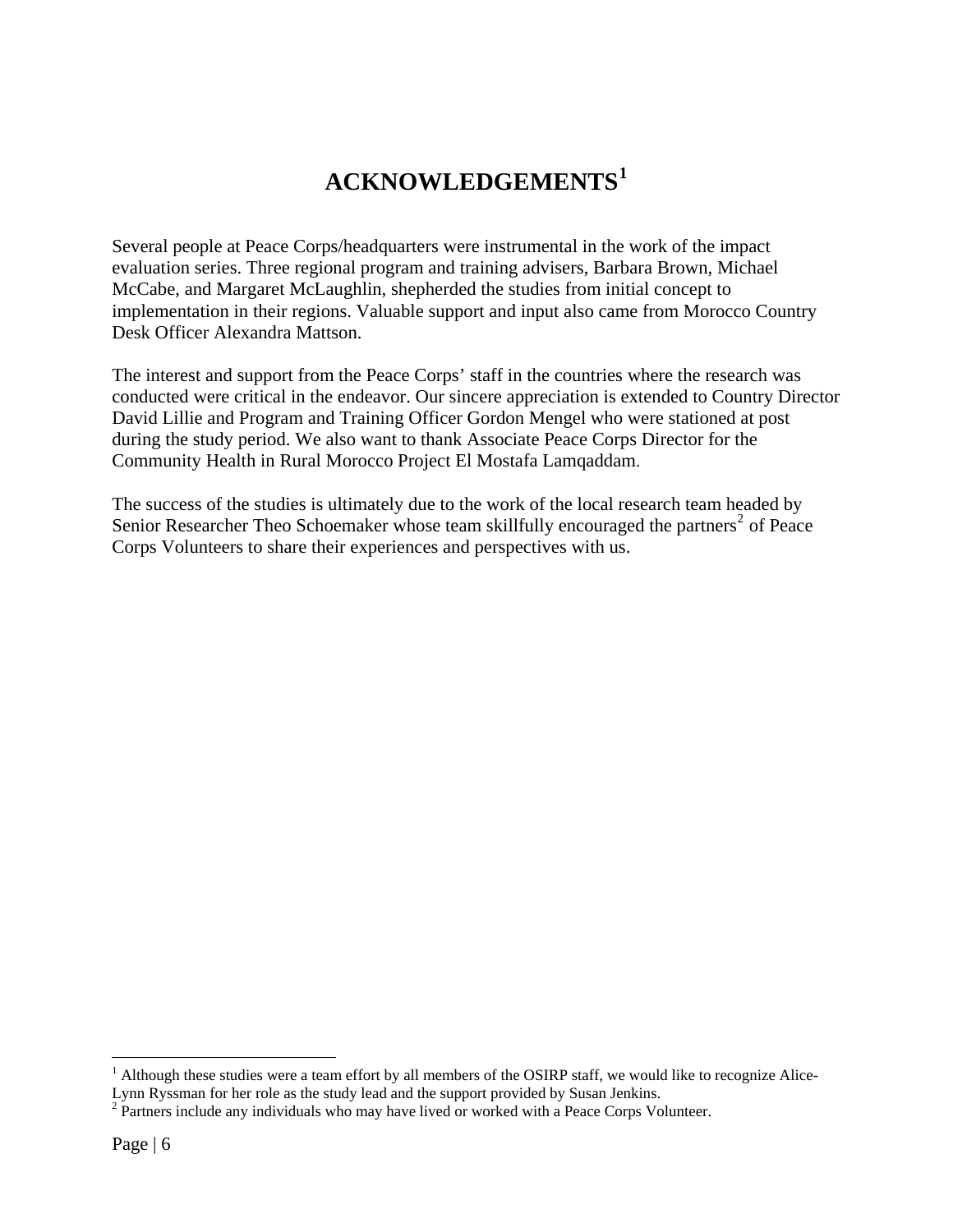# ACKNOWLEDGEMENTS[1]

Several people at Peace Corps/headquarters were instrumental in the work of the impact evaluation series. Three regional program and training advisers, Barbara Brown, Michael McCabe, and Margaret McLaughlin, shepherded the studies from initial concept to implementation in their regions. Valuable support and input also came from Morocco Country Desk Officer Alexandra Mattson.

The interest and support from the Peace Corps' staff in the countries where the research was conducted were critical in the endeavor. Our sincere appreciation is extended to Country Director David Lillie and Program and Training Officer Gordon Mengel who were stationed at post during the study period. We also want to thank Associate Peace Corps Director for the Community Health in Rural Morocco Project El Mostafa Lamqaddam.

The success of the studies is ultimately due to the work of the local research team headed by Senior Researcher Theo Schoemaker whose team skillfully encouraged the partners[2] of Peace Corps Volunteers to share their experiences and perspectives with us.

---

[1] Although these studies were a team effort by all members of the OSIRP staff, we would like to recognize Alice-Lynn Ryssman for her role as the study lead and the support provided by Susan Jenkins.

[2] Partners include any individuals who may have lived or worked with a Peace Corps Volunteer.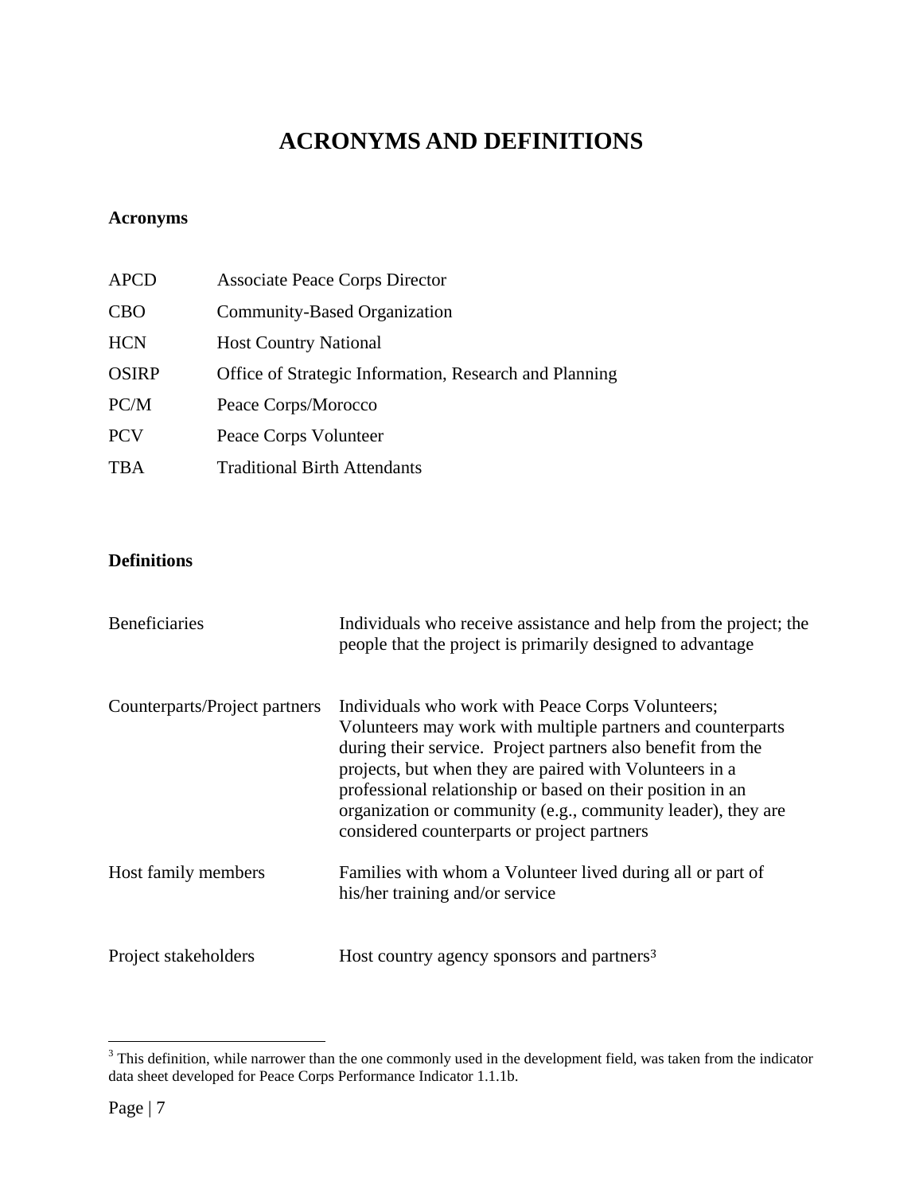# ACRONYMS AND DEFINITIONS

**Acronyms**

| | |
|---|---|
| APCD | Associate Peace Corps Director |
| CBO | Community-Based Organization |
| HCN | Host Country National |
| OSIRP | Office of Strategic Information, Research and Planning |
| PC/M | Peace Corps/Morocco |
| PCV | Peace Corps Volunteer |
| TBA | Traditional Birth Attendants |

**Definitions**

| | |
|---|---|
| Beneficiaries | Individuals who receive assistance and help from the project; the people that the project is primarily designed to advantage |
| Counterparts/Project partners | Individuals who work with Peace Corps Volunteers; Volunteers may work with multiple partners and counterparts during their service. Project partners also benefit from the projects, but when they are paired with Volunteers in a professional relationship or based on their position in an organization or community (e.g., community leader), they are considered counterparts or project partners |
| Host family members | Families with whom a Volunteer lived during all or part of his/her training and/or service |
| Project stakeholders | Host country agency sponsors and partners[3] |

[3] This definition, while narrower than the one commonly used in the development field, was taken from the indicator data sheet developed for Peace Corps Performance Indicator 1.1.1b.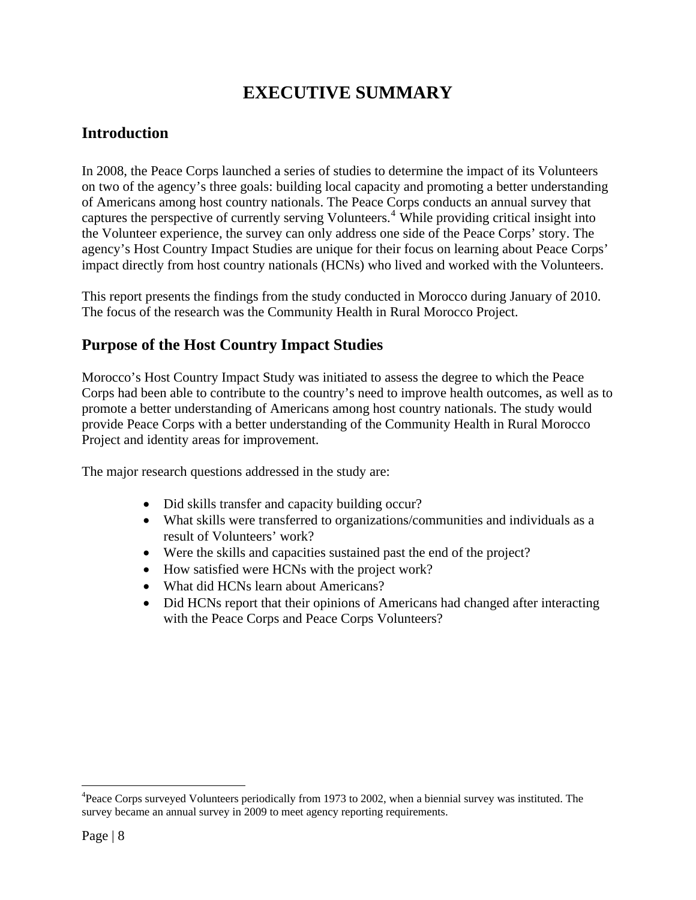# EXECUTIVE SUMMARY

## Introduction

In 2008, the Peace Corps launched a series of studies to determine the impact of its Volunteers on two of the agency's three goals: building local capacity and promoting a better understanding of Americans among host country nationals. The Peace Corps conducts an annual survey that captures the perspective of currently serving Volunteers.[4] While providing critical insight into the Volunteer experience, the survey can only address one side of the Peace Corps' story. The agency's Host Country Impact Studies are unique for their focus on learning about Peace Corps' impact directly from host country nationals (HCNs) who lived and worked with the Volunteers.

This report presents the findings from the study conducted in Morocco during January of 2010. The focus of the research was the Community Health in Rural Morocco Project.

## Purpose of the Host Country Impact Studies

Morocco's Host Country Impact Study was initiated to assess the degree to which the Peace Corps had been able to contribute to the country's need to improve health outcomes, as well as to promote a better understanding of Americans among host country nationals. The study would provide Peace Corps with a better understanding of the Community Health in Rural Morocco Project and identity areas for improvement.

The major research questions addressed in the study are:

- Did skills transfer and capacity building occur?
- What skills were transferred to organizations/communities and individuals as a result of Volunteers' work?
- Were the skills and capacities sustained past the end of the project?
- How satisfied were HCNs with the project work?
- What did HCNs learn about Americans?
- Did HCNs report that their opinions of Americans had changed after interacting with the Peace Corps and Peace Corps Volunteers?

---

[4] Peace Corps surveyed Volunteers periodically from 1973 to 2002, when a biennial survey was instituted. The survey became an annual survey in 2009 to meet agency reporting requirements.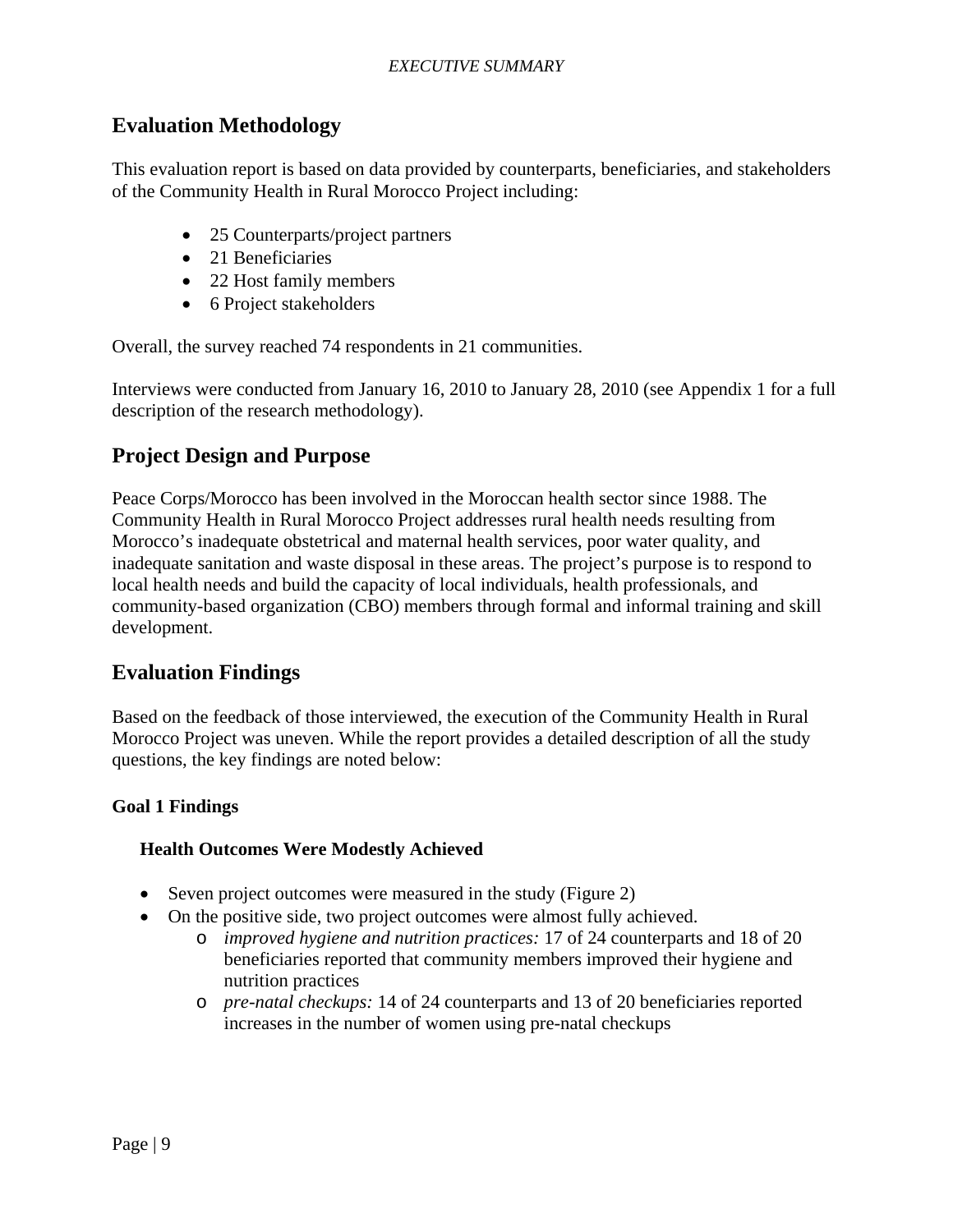## Evaluation Methodology

This evaluation report is based on data provided by counterparts, beneficiaries, and stakeholders of the Community Health in Rural Morocco Project including:

- 25 Counterparts/project partners
- 21 Beneficiaries
- 22 Host family members
- 6 Project stakeholders

Overall, the survey reached 74 respondents in 21 communities.

Interviews were conducted from January 16, 2010 to January 28, 2010 (see Appendix 1 for a full description of the research methodology).

## Project Design and Purpose

Peace Corps/Morocco has been involved in the Moroccan health sector since 1988. The Community Health in Rural Morocco Project addresses rural health needs resulting from Morocco's inadequate obstetrical and maternal health services, poor water quality, and inadequate sanitation and waste disposal in these areas. The project's purpose is to respond to local health needs and build the capacity of local individuals, health professionals, and community-based organization (CBO) members through formal and informal training and skill development.

## Evaluation Findings

Based on the feedback of those interviewed, the execution of the Community Health in Rural Morocco Project was uneven. While the report provides a detailed description of all the study questions, the key findings are noted below:

### Goal 1 Findings

#### Health Outcomes Were Modestly Achieved

- Seven project outcomes were measured in the study (Figure 2)
- On the positive side, two project outcomes were almost fully achieved.
    - *improved hygiene and nutrition practices:* 17 of 24 counterparts and 18 of 20 beneficiaries reported that community members improved their hygiene and nutrition practices
    - *pre-natal checkups:* 14 of 24 counterparts and 13 of 20 beneficiaries reported increases in the number of women using pre-natal checkups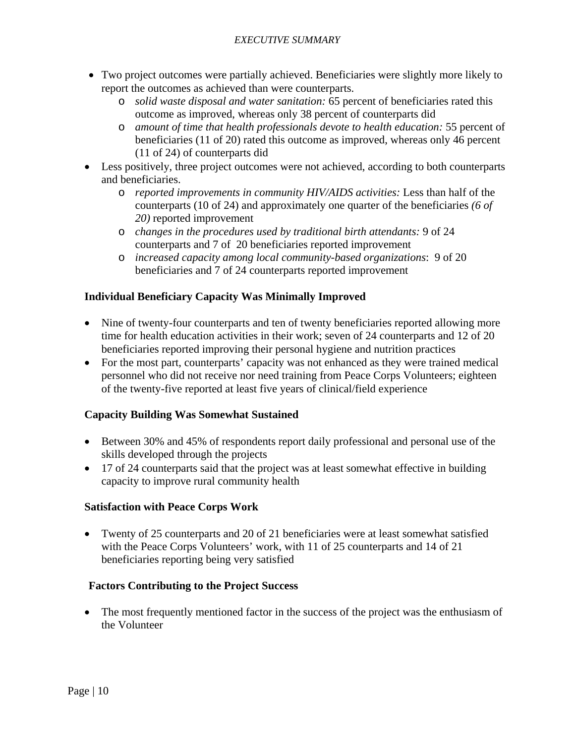- Two project outcomes were partially achieved. Beneficiaries were slightly more likely to report the outcomes as achieved than were counterparts.
  - *solid waste disposal and water sanitation:* 65 percent of beneficiaries rated this outcome as improved, whereas only 38 percent of counterparts did
  - *amount of time that health professionals devote to health education:* 55 percent of beneficiaries (11 of 20) rated this outcome as improved, whereas only 46 percent (11 of 24) of counterparts did
- Less positively, three project outcomes were not achieved, according to both counterparts and beneficiaries.
  - *reported improvements in community HIV/AIDS activities:* Less than half of the counterparts (10 of 24) and approximately one quarter of the beneficiaries *(6 of 20)* reported improvement
  - *changes in the procedures used by traditional birth attendants:* 9 of 24 counterparts and 7 of 20 beneficiaries reported improvement
  - *increased capacity among local community-based organizations*: 9 of 20 beneficiaries and 7 of 24 counterparts reported improvement

**Individual Beneficiary Capacity Was Minimally Improved**

- Nine of twenty-four counterparts and ten of twenty beneficiaries reported allowing more time for health education activities in their work; seven of 24 counterparts and 12 of 20 beneficiaries reported improving their personal hygiene and nutrition practices
- For the most part, counterparts' capacity was not enhanced as they were trained medical personnel who did not receive nor need training from Peace Corps Volunteers; eighteen of the twenty-five reported at least five years of clinical/field experience

**Capacity Building Was Somewhat Sustained**

- Between 30% and 45% of respondents report daily professional and personal use of the skills developed through the projects
- 17 of 24 counterparts said that the project was at least somewhat effective in building capacity to improve rural community health

**Satisfaction with Peace Corps Work**

- Twenty of 25 counterparts and 20 of 21 beneficiaries were at least somewhat satisfied with the Peace Corps Volunteers' work, with 11 of 25 counterparts and 14 of 21 beneficiaries reporting being very satisfied

**Factors Contributing to the Project Success**

- The most frequently mentioned factor in the success of the project was the enthusiasm of the Volunteer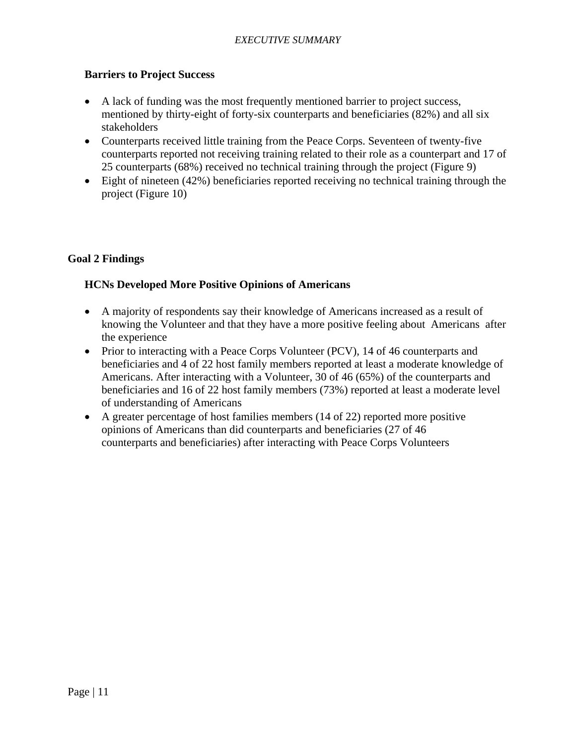### Barriers to Project Success

- A lack of funding was the most frequently mentioned barrier to project success, mentioned by thirty-eight of forty-six counterparts and beneficiaries (82%) and all six stakeholders
- Counterparts received little training from the Peace Corps. Seventeen of twenty-five counterparts reported not receiving training related to their role as a counterpart and 17 of 25 counterparts (68%) received no technical training through the project (Figure 9)
- Eight of nineteen (42%) beneficiaries reported receiving no technical training through the project (Figure 10)

## Goal 2 Findings

### HCNs Developed More Positive Opinions of Americans

- A majority of respondents say their knowledge of Americans increased as a result of knowing the Volunteer and that they have a more positive feeling about Americans after the experience
- Prior to interacting with a Peace Corps Volunteer (PCV), 14 of 46 counterparts and beneficiaries and 4 of 22 host family members reported at least a moderate knowledge of Americans. After interacting with a Volunteer, 30 of 46 (65%) of the counterparts and beneficiaries and 16 of 22 host family members (73%) reported at least a moderate level of understanding of Americans
- A greater percentage of host families members (14 of 22) reported more positive opinions of Americans than did counterparts and beneficiaries (27 of 46 counterparts and beneficiaries) after interacting with Peace Corps Volunteers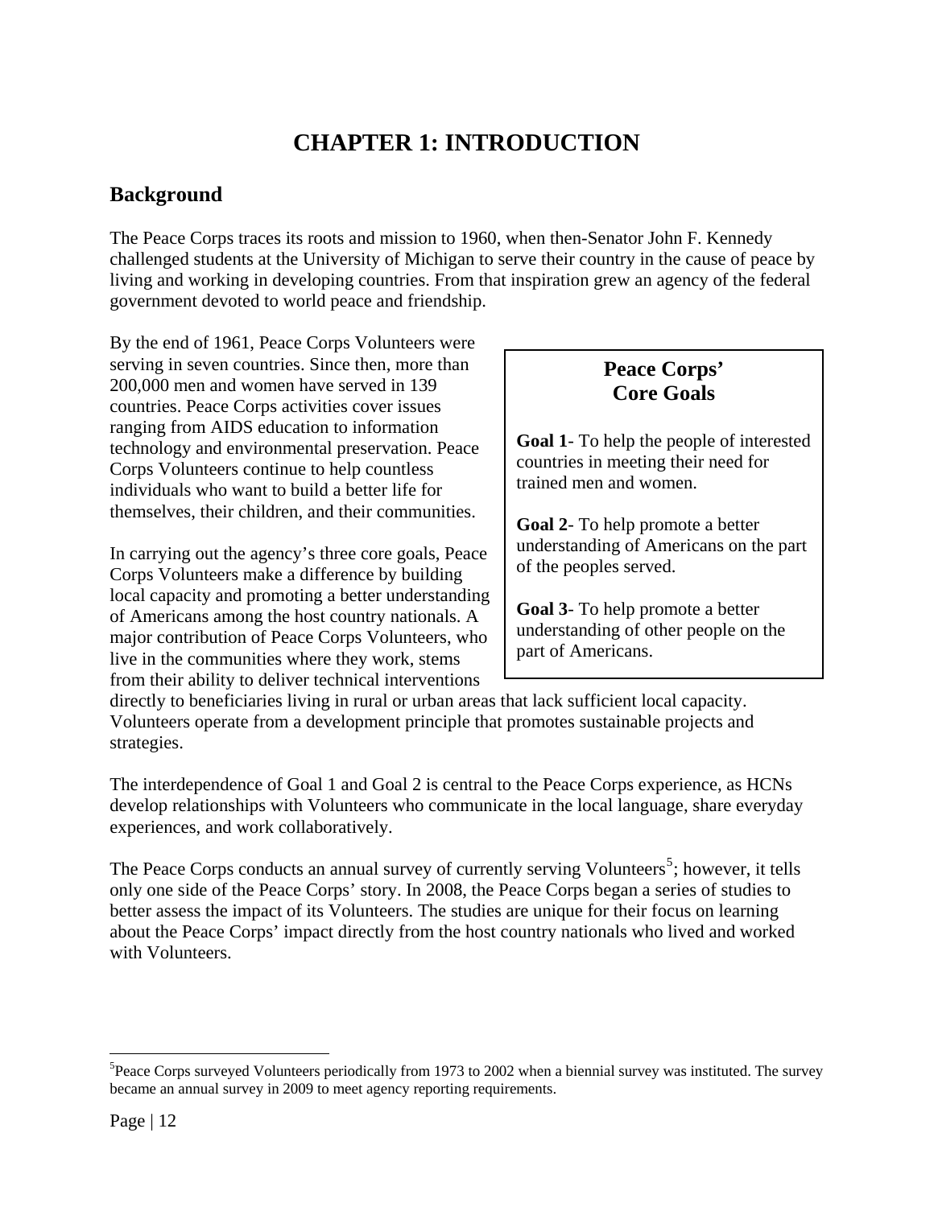# CHAPTER 1: INTRODUCTION

## Background

The Peace Corps traces its roots and mission to 1960, when then-Senator John F. Kennedy challenged students at the University of Michigan to serve their country in the cause of peace by living and working in developing countries. From that inspiration grew an agency of the federal government devoted to world peace and friendship.

By the end of 1961, Peace Corps Volunteers were serving in seven countries. Since then, more than 200,000 men and women have served in 139 countries. Peace Corps activities cover issues ranging from AIDS education to information technology and environmental preservation. Peace Corps Volunteers continue to help countless individuals who want to build a better life for themselves, their children, and their communities.

> **Peace Corps' Core Goals**
>
> **Goal 1**- To help the people of interested countries in meeting their need for trained men and women.
>
> **Goal 2**- To help promote a better understanding of Americans on the part of the peoples served.
>
> **Goal 3**- To help promote a better understanding of other people on the part of Americans.

In carrying out the agency's three core goals, Peace Corps Volunteers make a difference by building local capacity and promoting a better understanding of Americans among the host country nationals. A major contribution of Peace Corps Volunteers, who live in the communities where they work, stems from their ability to deliver technical interventions directly to beneficiaries living in rural or urban areas that lack sufficient local capacity. Volunteers operate from a development principle that promotes sustainable projects and strategies.

The interdependence of Goal 1 and Goal 2 is central to the Peace Corps experience, as HCNs develop relationships with Volunteers who communicate in the local language, share everyday experiences, and work collaboratively.

The Peace Corps conducts an annual survey of currently serving Volunteers[5]; however, it tells only one side of the Peace Corps' story. In 2008, the Peace Corps began a series of studies to better assess the impact of its Volunteers. The studies are unique for their focus on learning about the Peace Corps' impact directly from the host country nationals who lived and worked with Volunteers.

---

[5]Peace Corps surveyed Volunteers periodically from 1973 to 2002 when a biennial survey was instituted. The survey became an annual survey in 2009 to meet agency reporting requirements.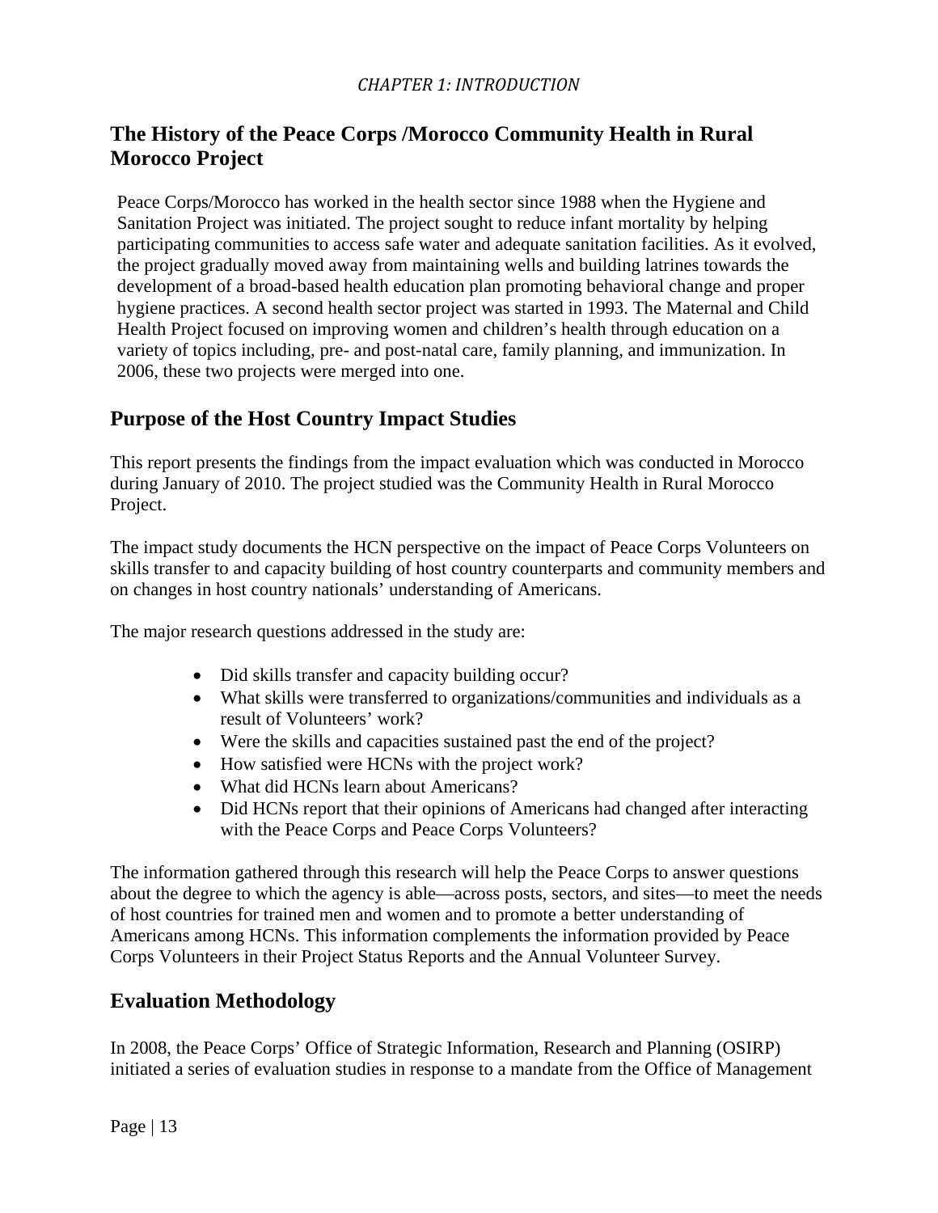*CHAPTER 1: INTRODUCTION*

## The History of the Peace Corps /Morocco Community Health in Rural Morocco Project

Peace Corps/Morocco has worked in the health sector since 1988 when the Hygiene and Sanitation Project was initiated. The project sought to reduce infant mortality by helping participating communities to access safe water and adequate sanitation facilities. As it evolved, the project gradually moved away from maintaining wells and building latrines towards the development of a broad-based health education plan promoting behavioral change and proper hygiene practices. A second health sector project was started in 1993. The Maternal and Child Health Project focused on improving women and children's health through education on a variety of topics including, pre- and post-natal care, family planning, and immunization. In 2006, these two projects were merged into one.

## Purpose of the Host Country Impact Studies

This report presents the findings from the impact evaluation which was conducted in Morocco during January of 2010. The project studied was the Community Health in Rural Morocco Project.

The impact study documents the HCN perspective on the impact of Peace Corps Volunteers on skills transfer to and capacity building of host country counterparts and community members and on changes in host country nationals' understanding of Americans.

The major research questions addressed in the study are:

- Did skills transfer and capacity building occur?
- What skills were transferred to organizations/communities and individuals as a result of Volunteers' work?
- Were the skills and capacities sustained past the end of the project?
- How satisfied were HCNs with the project work?
- What did HCNs learn about Americans?
- Did HCNs report that their opinions of Americans had changed after interacting with the Peace Corps and Peace Corps Volunteers?

The information gathered through this research will help the Peace Corps to answer questions about the degree to which the agency is able—across posts, sectors, and sites—to meet the needs of host countries for trained men and women and to promote a better understanding of Americans among HCNs. This information complements the information provided by Peace Corps Volunteers in their Project Status Reports and the Annual Volunteer Survey.

## Evaluation Methodology

In 2008, the Peace Corps' Office of Strategic Information, Research and Planning (OSIRP) initiated a series of evaluation studies in response to a mandate from the Office of Management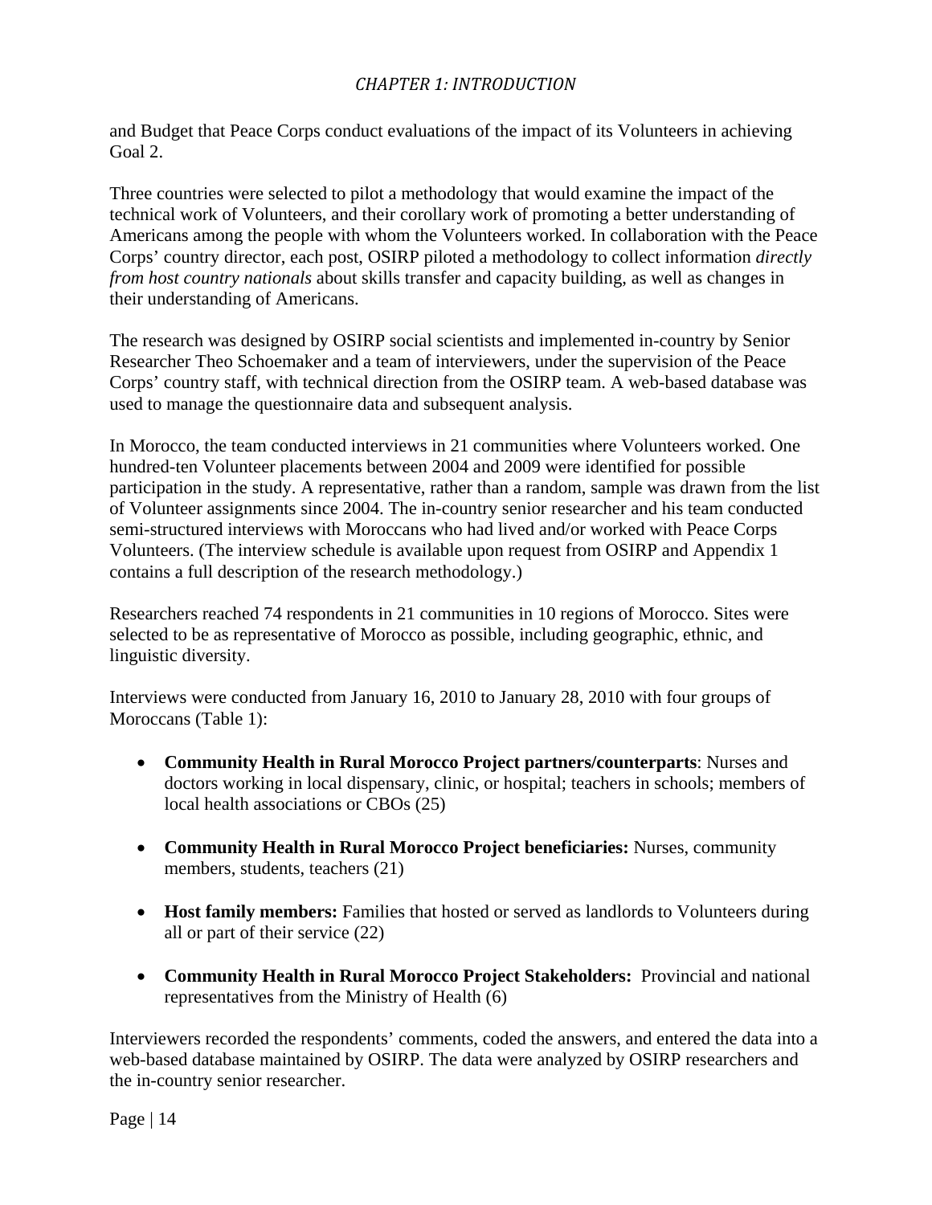and Budget that Peace Corps conduct evaluations of the impact of its Volunteers in achieving Goal 2.

Three countries were selected to pilot a methodology that would examine the impact of the technical work of Volunteers, and their corollary work of promoting a better understanding of Americans among the people with whom the Volunteers worked. In collaboration with the Peace Corps' country director, each post, OSIRP piloted a methodology to collect information *directly from host country nationals* about skills transfer and capacity building, as well as changes in their understanding of Americans.

The research was designed by OSIRP social scientists and implemented in-country by Senior Researcher Theo Schoemaker and a team of interviewers, under the supervision of the Peace Corps' country staff, with technical direction from the OSIRP team. A web-based database was used to manage the questionnaire data and subsequent analysis.

In Morocco, the team conducted interviews in 21 communities where Volunteers worked. One hundred-ten Volunteer placements between 2004 and 2009 were identified for possible participation in the study. A representative, rather than a random, sample was drawn from the list of Volunteer assignments since 2004. The in-country senior researcher and his team conducted semi-structured interviews with Moroccans who had lived and/or worked with Peace Corps Volunteers. (The interview schedule is available upon request from OSIRP and Appendix 1 contains a full description of the research methodology.)

Researchers reached 74 respondents in 21 communities in 10 regions of Morocco. Sites were selected to be as representative of Morocco as possible, including geographic, ethnic, and linguistic diversity.

Interviews were conducted from January 16, 2010 to January 28, 2010 with four groups of Moroccans (Table 1):

- **Community Health in Rural Morocco Project partners/counterparts**: Nurses and doctors working in local dispensary, clinic, or hospital; teachers in schools; members of local health associations or CBOs (25)

- **Community Health in Rural Morocco Project beneficiaries:** Nurses, community members, students, teachers (21)

- **Host family members:** Families that hosted or served as landlords to Volunteers during all or part of their service (22)

- **Community Health in Rural Morocco Project Stakeholders:** Provincial and national representatives from the Ministry of Health (6)

Interviewers recorded the respondents' comments, coded the answers, and entered the data into a web-based database maintained by OSIRP. The data were analyzed by OSIRP researchers and the in-country senior researcher.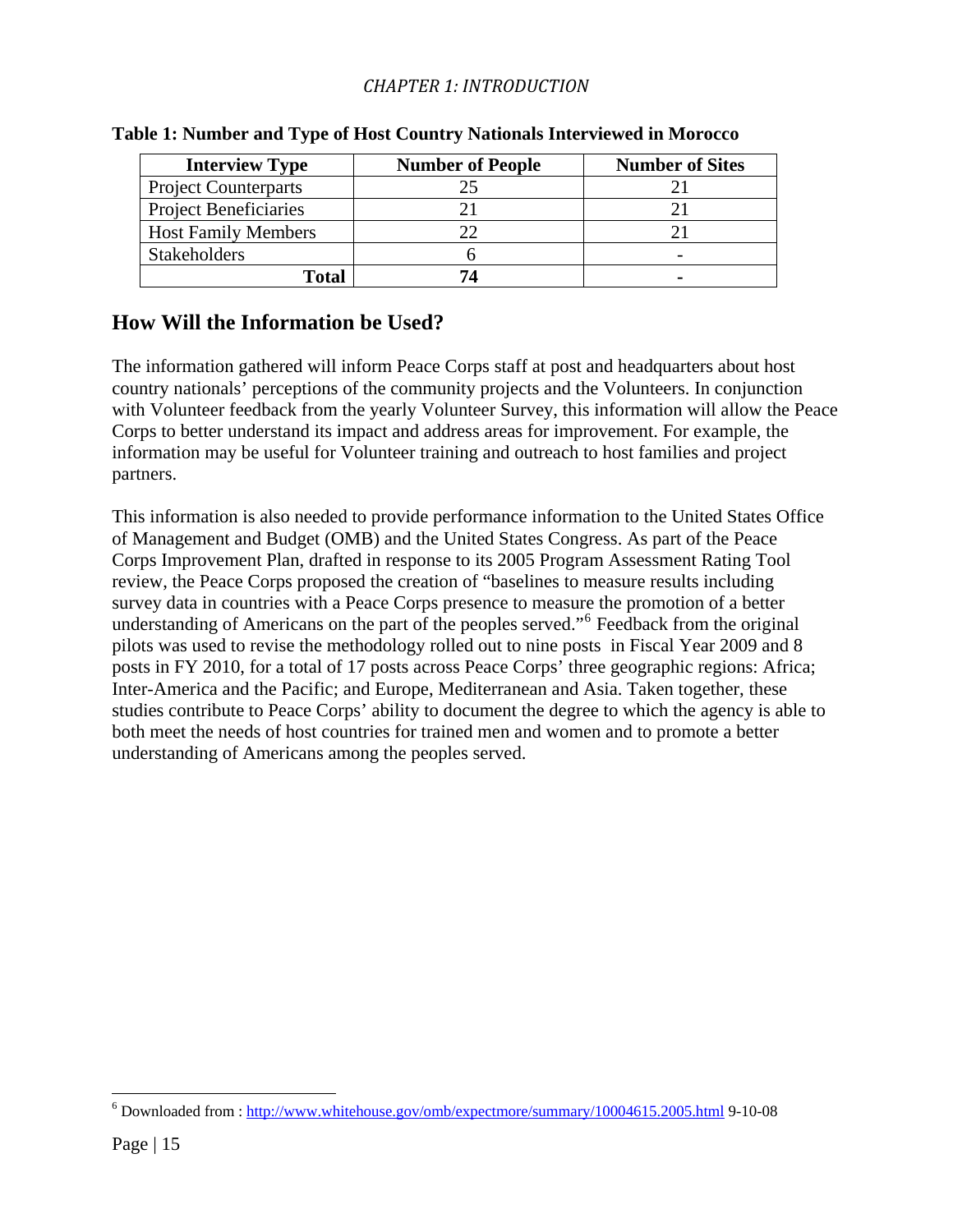**Table 1: Number and Type of Host Country Nationals Interviewed in Morocco**

| Interview Type | Number of People | Number of Sites |
|---|---|---|
| Project Counterparts | 25 | 21 |
| Project Beneficiaries | 21 | 21 |
| Host Family Members | 22 | 21 |
| Stakeholders | 6 | - |
| **Total** | **74** | **-** |

## How Will the Information be Used?

The information gathered will inform Peace Corps staff at post and headquarters about host country nationals' perceptions of the community projects and the Volunteers. In conjunction with Volunteer feedback from the yearly Volunteer Survey, this information will allow the Peace Corps to better understand its impact and address areas for improvement. For example, the information may be useful for Volunteer training and outreach to host families and project partners.

This information is also needed to provide performance information to the United States Office of Management and Budget (OMB) and the United States Congress. As part of the Peace Corps Improvement Plan, drafted in response to its 2005 Program Assessment Rating Tool review, the Peace Corps proposed the creation of "baselines to measure results including survey data in countries with a Peace Corps presence to measure the promotion of a better understanding of Americans on the part of the peoples served."[6] Feedback from the original pilots was used to revise the methodology rolled out to nine posts in Fiscal Year 2009 and 8 posts in FY 2010, for a total of 17 posts across Peace Corps' three geographic regions: Africa; Inter-America and the Pacific; and Europe, Mediterranean and Asia. Taken together, these studies contribute to Peace Corps' ability to document the degree to which the agency is able to both meet the needs of host countries for trained men and women and to promote a better understanding of Americans among the peoples served.

[6] Downloaded from : http://www.whitehouse.gov/omb/expectmore/summary/10004615.2005.html 9-10-08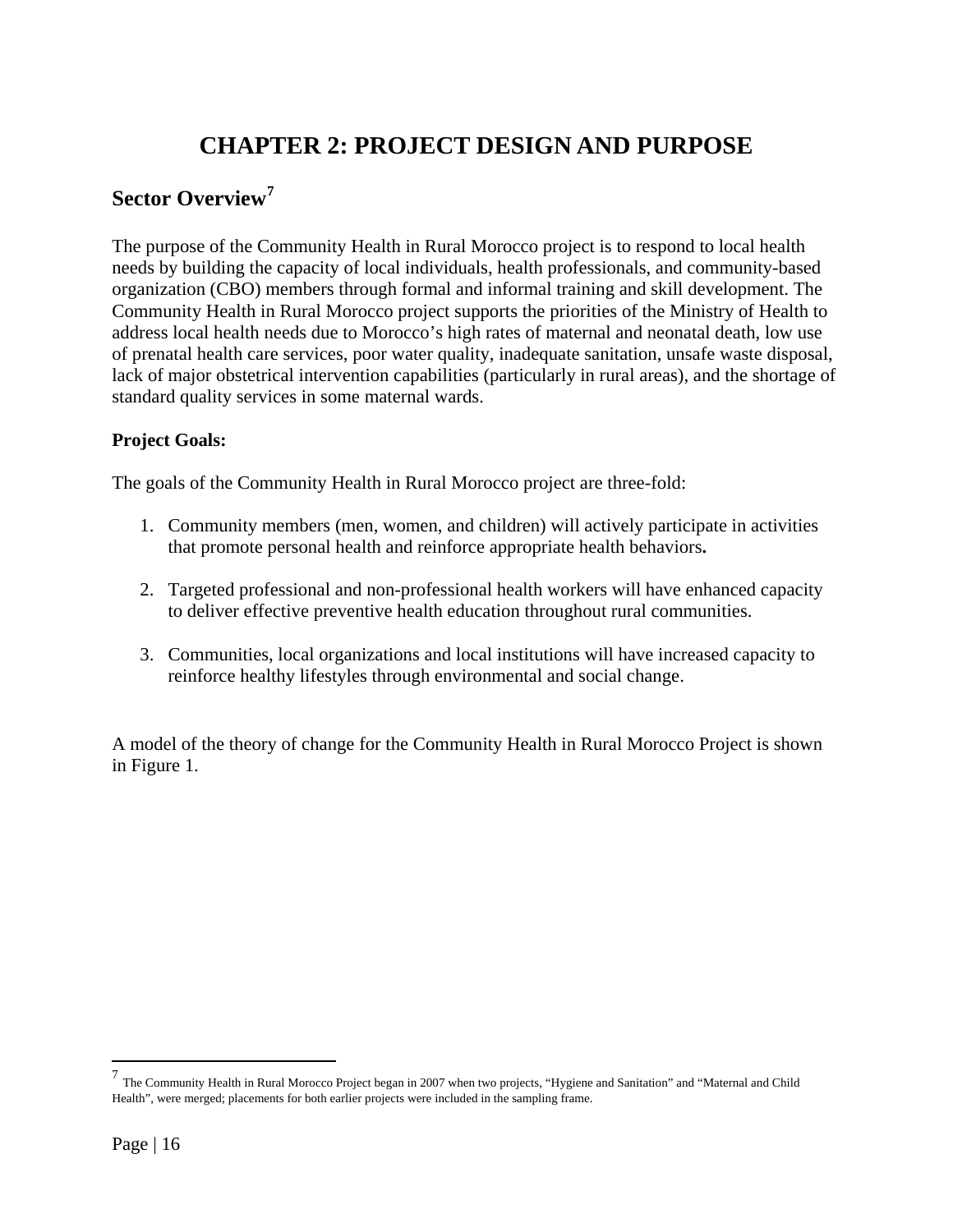# CHAPTER 2: PROJECT DESIGN AND PURPOSE

## Sector Overview[7]

The purpose of the Community Health in Rural Morocco project is to respond to local health needs by building the capacity of local individuals, health professionals, and community-based organization (CBO) members through formal and informal training and skill development. The Community Health in Rural Morocco project supports the priorities of the Ministry of Health to address local health needs due to Morocco's high rates of maternal and neonatal death, low use of prenatal health care services, poor water quality, inadequate sanitation, unsafe waste disposal, lack of major obstetrical intervention capabilities (particularly in rural areas), and the shortage of standard quality services in some maternal wards.

**Project Goals:**

The goals of the Community Health in Rural Morocco project are three-fold:

1. Community members (men, women, and children) will actively participate in activities that promote personal health and reinforce appropriate health behaviors**.**

2. Targeted professional and non-professional health workers will have enhanced capacity to deliver effective preventive health education throughout rural communities.

3. Communities, local organizations and local institutions will have increased capacity to reinforce healthy lifestyles through environmental and social change.

A model of the theory of change for the Community Health in Rural Morocco Project is shown in Figure 1.

[7] The Community Health in Rural Morocco Project began in 2007 when two projects, "Hygiene and Sanitation" and "Maternal and Child Health", were merged; placements for both earlier projects were included in the sampling frame.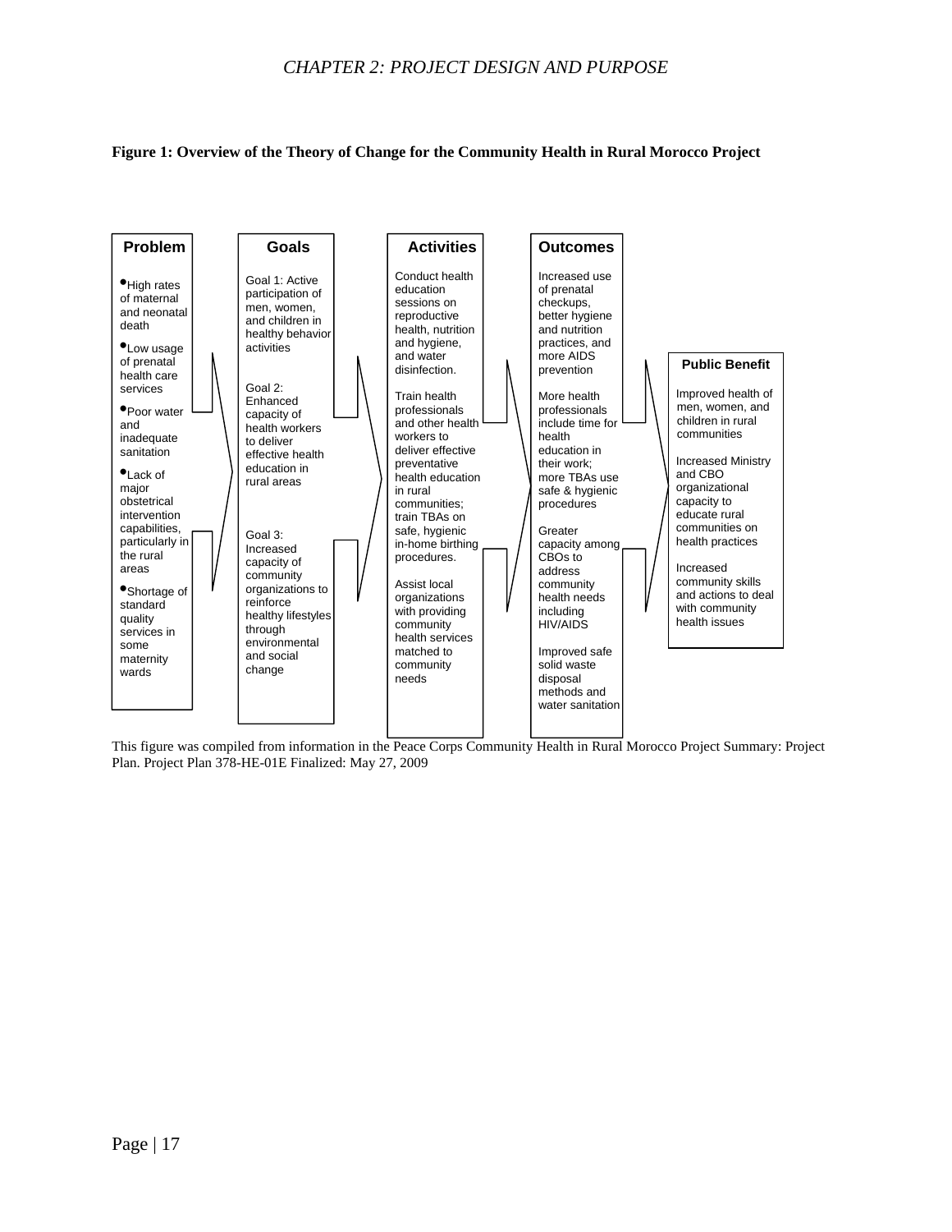*CHAPTER 2: PROJECT DESIGN AND PURPOSE*

**Figure 1: Overview of the Theory of Change for the Community Health in Rural Morocco Project**

**Problem**

- High rates of maternal and neonatal death
- Low usage of prenatal health care services
- Poor water and inadequate sanitation
- Lack of major obstetrical intervention capabilities, particularly in the rural areas
- Shortage of standard quality services in some maternity wards

**Goals**

Goal 1: Active participation of men, women, and children in healthy behavior activities

Goal 2: Enhanced capacity of health workers to deliver effective health education in rural areas

Goal 3: Increased capacity of community organizations to reinforce healthy lifestyles through environmental and social change

**Activities**

Conduct health education sessions on reproductive health, nutrition and hygiene, and water disinfection.

Train health professionals and other health workers to deliver effective preventative health education in rural communities; train TBAs on safe, hygienic in-home birthing procedures.

Assist local organizations with providing community health services matched to community needs

**Outcomes**

Increased use of prenatal checkups, better hygiene and nutrition practices, and more AIDS prevention

More health professionals include time for health education in their work; more TBAs use safe & hygienic procedures

Greater capacity among CBOs to address community health needs including HIV/AIDS

Improved safe solid waste disposal methods and water sanitation

**Public Benefit**

Improved health of men, women, and children in rural communities

Increased Ministry and CBO organizational capacity to educate rural communities on health practices

Increased community skills and actions to deal with community health issues

This figure was compiled from information in the Peace Corps Community Health in Rural Morocco Project Summary: Project Plan. Project Plan 378-HE-01E Finalized: May 27, 2009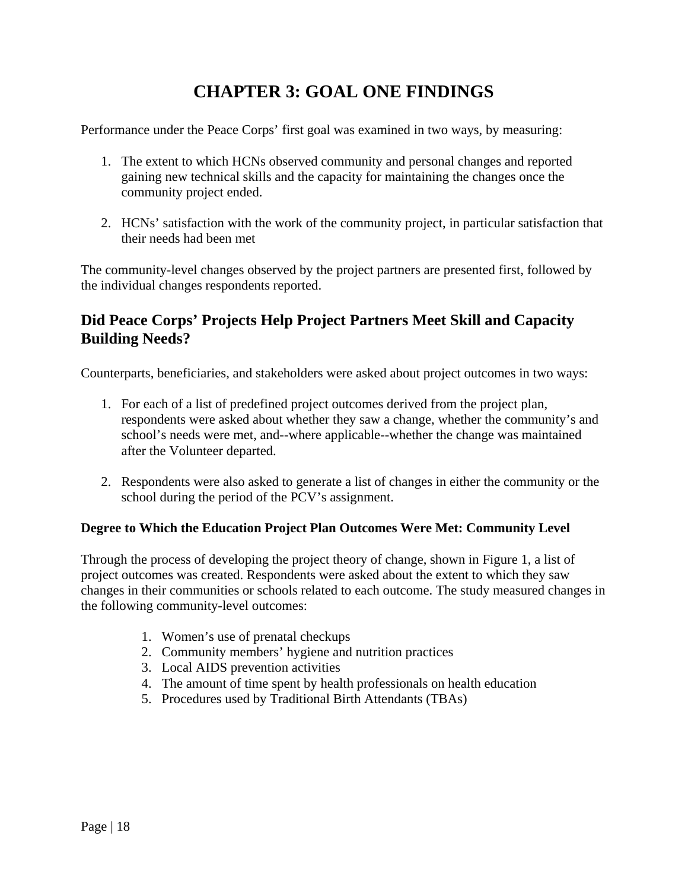# CHAPTER 3: GOAL ONE FINDINGS

Performance under the Peace Corps' first goal was examined in two ways, by measuring:

1. The extent to which HCNs observed community and personal changes and reported gaining new technical skills and the capacity for maintaining the changes once the community project ended.

2. HCNs' satisfaction with the work of the community project, in particular satisfaction that their needs had been met

The community-level changes observed by the project partners are presented first, followed by the individual changes respondents reported.

## Did Peace Corps' Projects Help Project Partners Meet Skill and Capacity Building Needs?

Counterparts, beneficiaries, and stakeholders were asked about project outcomes in two ways:

1. For each of a list of predefined project outcomes derived from the project plan, respondents were asked about whether they saw a change, whether the community's and school's needs were met, and--where applicable--whether the change was maintained after the Volunteer departed.

2. Respondents were also asked to generate a list of changes in either the community or the school during the period of the PCV's assignment.

### Degree to Which the Education Project Plan Outcomes Were Met: Community Level

Through the process of developing the project theory of change, shown in Figure 1, a list of project outcomes was created. Respondents were asked about the extent to which they saw changes in their communities or schools related to each outcome. The study measured changes in the following community-level outcomes:

1. Women's use of prenatal checkups
2. Community members' hygiene and nutrition practices
3. Local AIDS prevention activities
4. The amount of time spent by health professionals on health education
5. Procedures used by Traditional Birth Attendants (TBAs)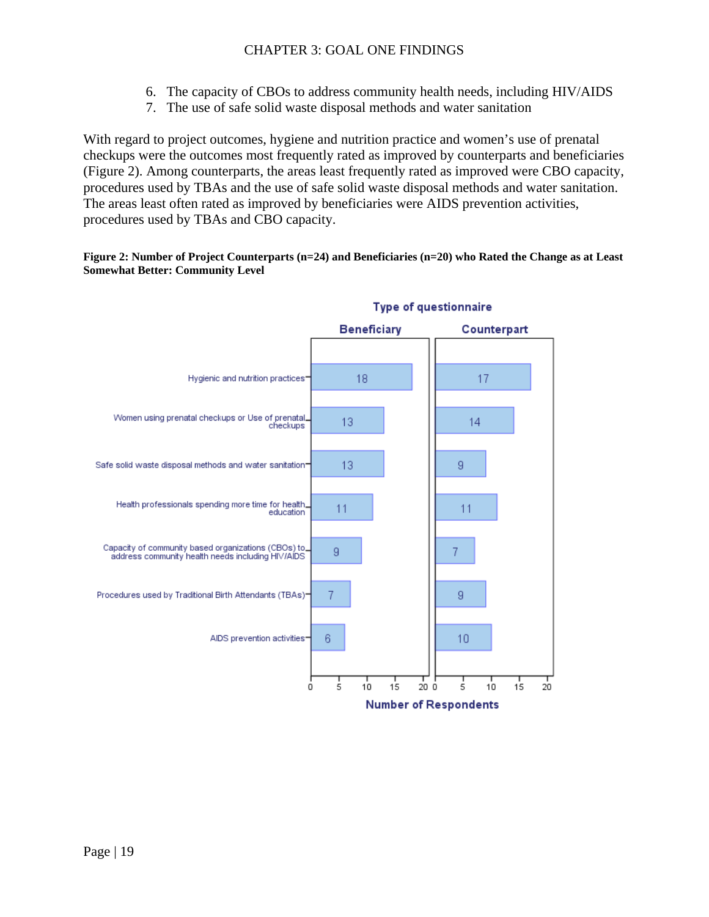6. The capacity of CBOs to address community health needs, including HIV/AIDS
7. The use of safe solid waste disposal methods and water sanitation

With regard to project outcomes, hygiene and nutrition practice and women's use of prenatal checkups were the outcomes most frequently rated as improved by counterparts and beneficiaries (Figure 2). Among counterparts, the areas least frequently rated as improved were CBO capacity, procedures used by TBAs and the use of safe solid waste disposal methods and water sanitation. The areas least often rated as improved by beneficiaries were AIDS prevention activities, procedures used by TBAs and CBO capacity.

**Figure 2: Number of Project Counterparts (n=24) and Beneficiaries (n=20) who Rated the Change as at Least Somewhat Better: Community Level**

Type of questionnaire

| | Beneficiary | Counterpart |
|---|---|---|
| Hygienic and nutrition practices | 18 | 17 |
| Women using prenatal checkups or Use of prenatal checkups | 13 | 14 |
| Safe solid waste disposal methods and water sanitation | 13 | 9 |
| Health professionals spending more time for health education | 11 | 11 |
| Capacity of community based organizations (CBOs) to address community health needs including HIV/AIDS | 9 | 7 |
| Procedures used by Traditional Birth Attendants (TBAs) | 7 | 9 |
| AIDS prevention activities | 6 | 10 |

Number of Respondents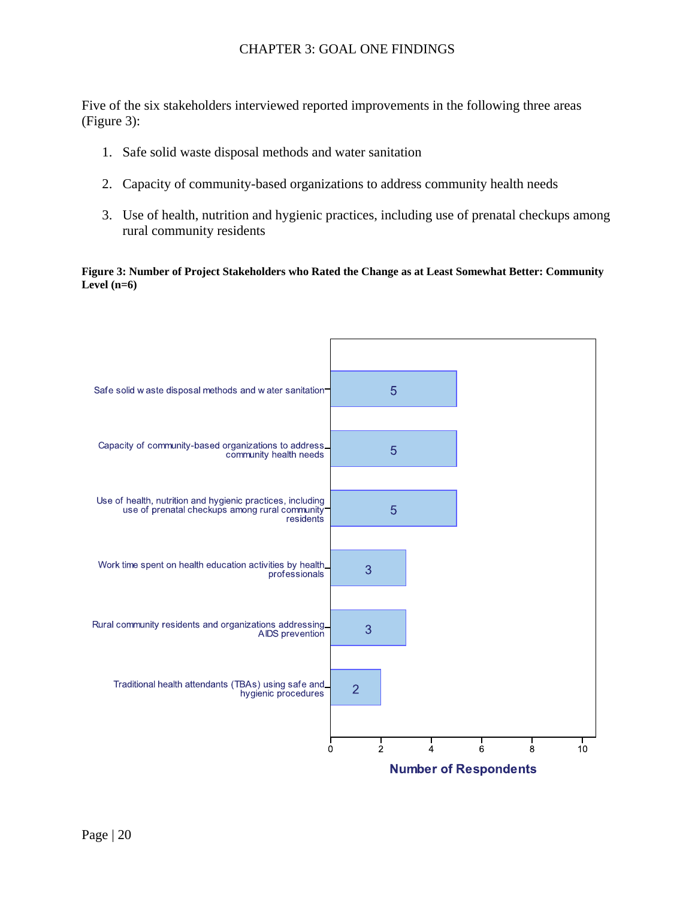Five of the six stakeholders interviewed reported improvements in the following three areas (Figure 3):

1. Safe solid waste disposal methods and water sanitation
2. Capacity of community-based organizations to address community health needs
3. Use of health, nutrition and hygienic practices, including use of prenatal checkups among rural community residents

**Figure 3: Number of Project Stakeholders who Rated the Change as at Least Somewhat Better: Community Level (n=6)**

| Area | Number of Respondents |
| --- | --- |
| Safe solid waste disposal methods and water sanitation | 5 |
| Capacity of community-based organizations to address community health needs | 5 |
| Use of health, nutrition and hygienic practices, including use of prenatal checkups among rural community residents | 5 |
| Work time spent on health education activities by health professionals | 3 |
| Rural community residents and organizations addressing AIDS prevention | 3 |
| Traditional health attendants (TBAs) using safe and hygienic procedures | 2 |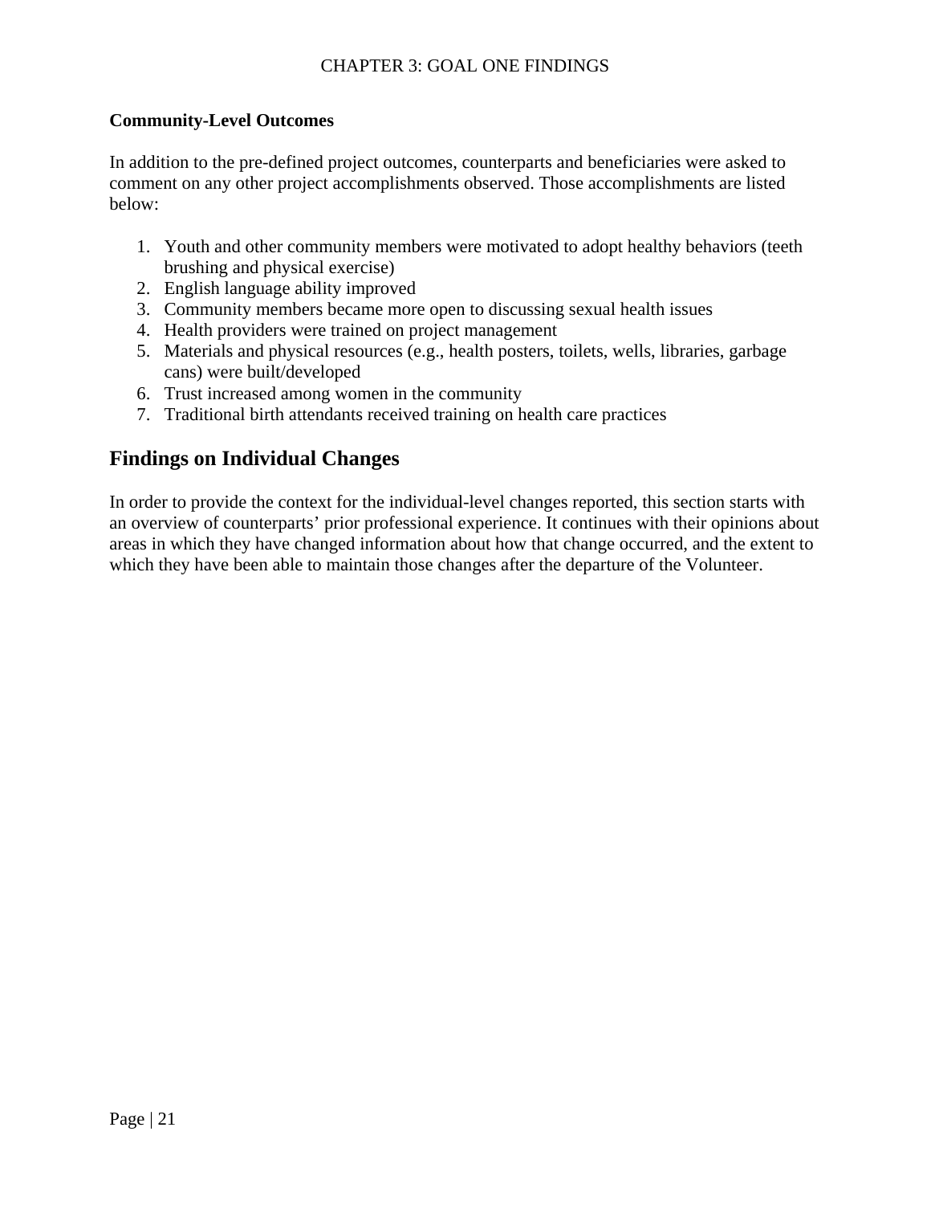**Community-Level Outcomes**

In addition to the pre-defined project outcomes, counterparts and beneficiaries were asked to comment on any other project accomplishments observed. Those accomplishments are listed below:

1. Youth and other community members were motivated to adopt healthy behaviors (teeth brushing and physical exercise)
2. English language ability improved
3. Community members became more open to discussing sexual health issues
4. Health providers were trained on project management
5. Materials and physical resources (e.g., health posters, toilets, wells, libraries, garbage cans) were built/developed
6. Trust increased among women in the community
7. Traditional birth attendants received training on health care practices

## Findings on Individual Changes

In order to provide the context for the individual-level changes reported, this section starts with an overview of counterparts' prior professional experience. It continues with their opinions about areas in which they have changed information about how that change occurred, and the extent to which they have been able to maintain those changes after the departure of the Volunteer.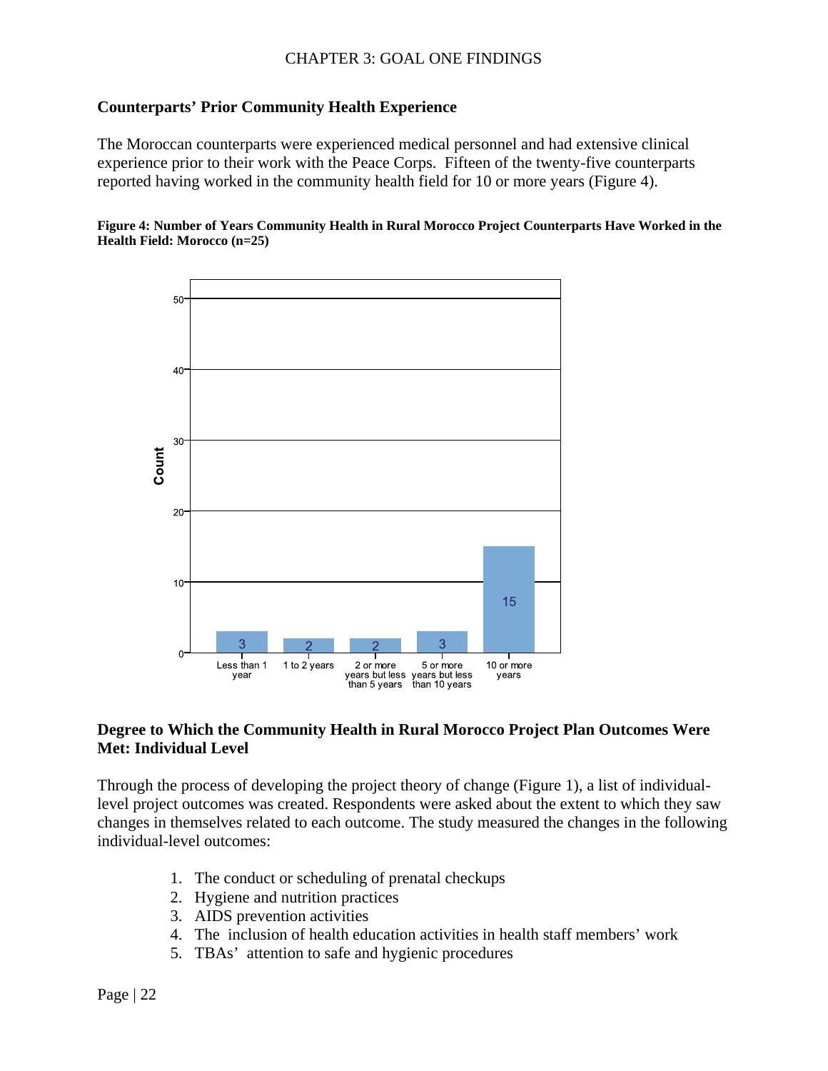## Counterparts' Prior Community Health Experience

The Moroccan counterparts were experienced medical personnel and had extensive clinical experience prior to their work with the Peace Corps. Fifteen of the twenty-five counterparts reported having worked in the community health field for 10 or more years (Figure 4).

**Figure 4: Number of Years Community Health in Rural Morocco Project Counterparts Have Worked in the Health Field: Morocco (n=25)**

| Years | Count |
|---|---|
| Less than 1 year | 3 |
| 1 to 2 years | 2 |
| 2 or more years but less than 5 years | 2 |
| 5 or more years but less than 10 years | 3 |
| 10 or more years | 15 |

## Degree to Which the Community Health in Rural Morocco Project Plan Outcomes Were Met: Individual Level

Through the process of developing the project theory of change (Figure 1), a list of individual-level project outcomes was created. Respondents were asked about the extent to which they saw changes in themselves related to each outcome. The study measured the changes in the following individual-level outcomes:

1. The conduct or scheduling of prenatal checkups
2. Hygiene and nutrition practices
3. AIDS prevention activities
4. The inclusion of health education activities in health staff members' work
5. TBAs' attention to safe and hygienic procedures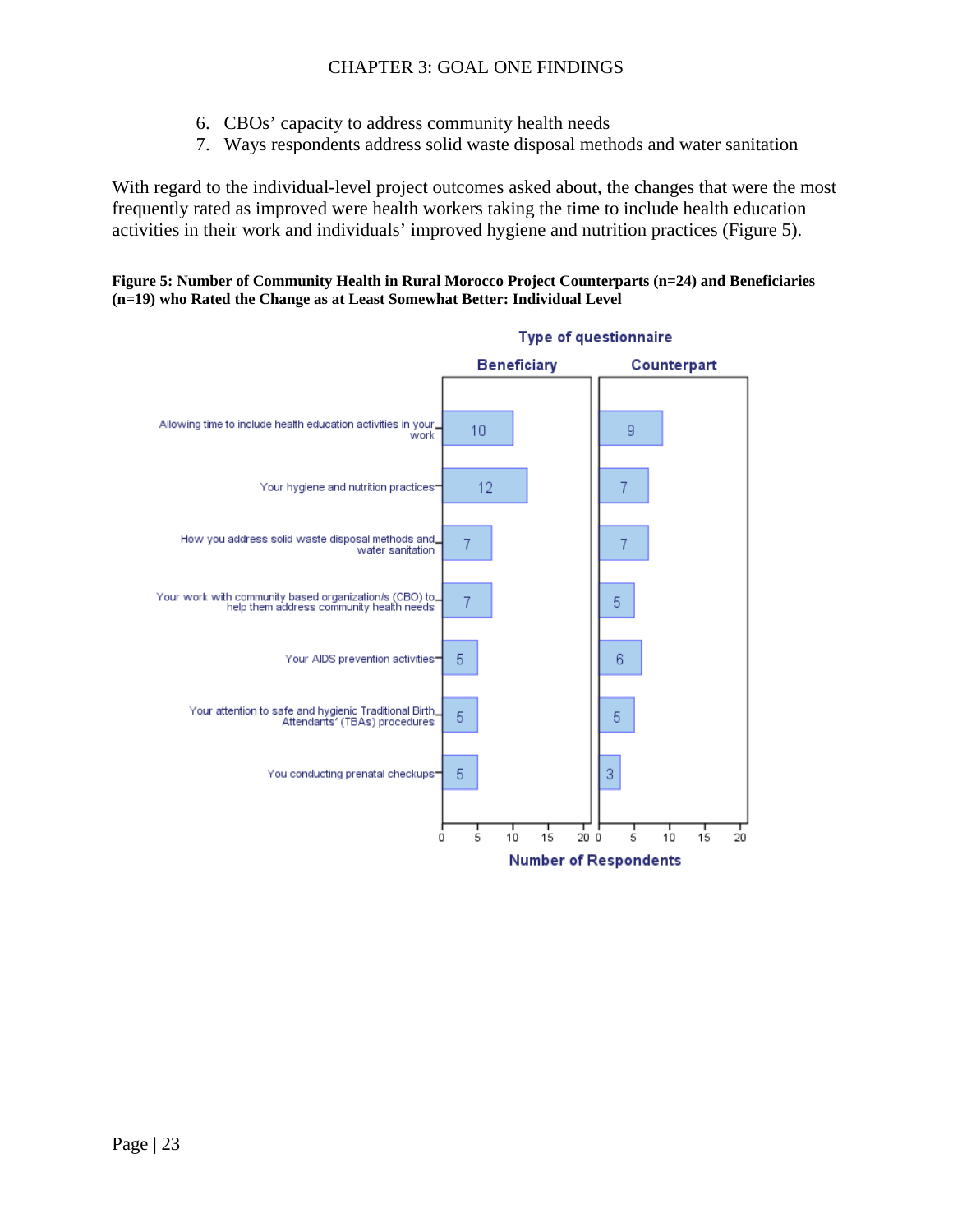6. CBOs' capacity to address community health needs
7. Ways respondents address solid waste disposal methods and water sanitation

With regard to the individual-level project outcomes asked about, the changes that were the most frequently rated as improved were health workers taking the time to include health education activities in their work and individuals' improved hygiene and nutrition practices (Figure 5).

**Figure 5: Number of Community Health in Rural Morocco Project Counterparts (n=24) and Beneficiaries (n=19) who Rated the Change as at Least Somewhat Better: Individual Level**

| Type of questionnaire | Beneficiary | Counterpart |
|---|---|---|
| Allowing time to include health education activities in your work | 10 | 9 |
| Your hygiene and nutrition practices | 12 | 7 |
| How you address solid waste disposal methods and water sanitation | 7 | 7 |
| Your work with community based organization/s (CBO) to help them address community health needs | 7 | 5 |
| Your AIDS prevention activities | 5 | 6 |
| Your attention to safe and hygienic Traditional Birth Attendants' (TBAs) procedures | 5 | 5 |
| You conducting prenatal checkups | 5 | 3 |

Number of Respondents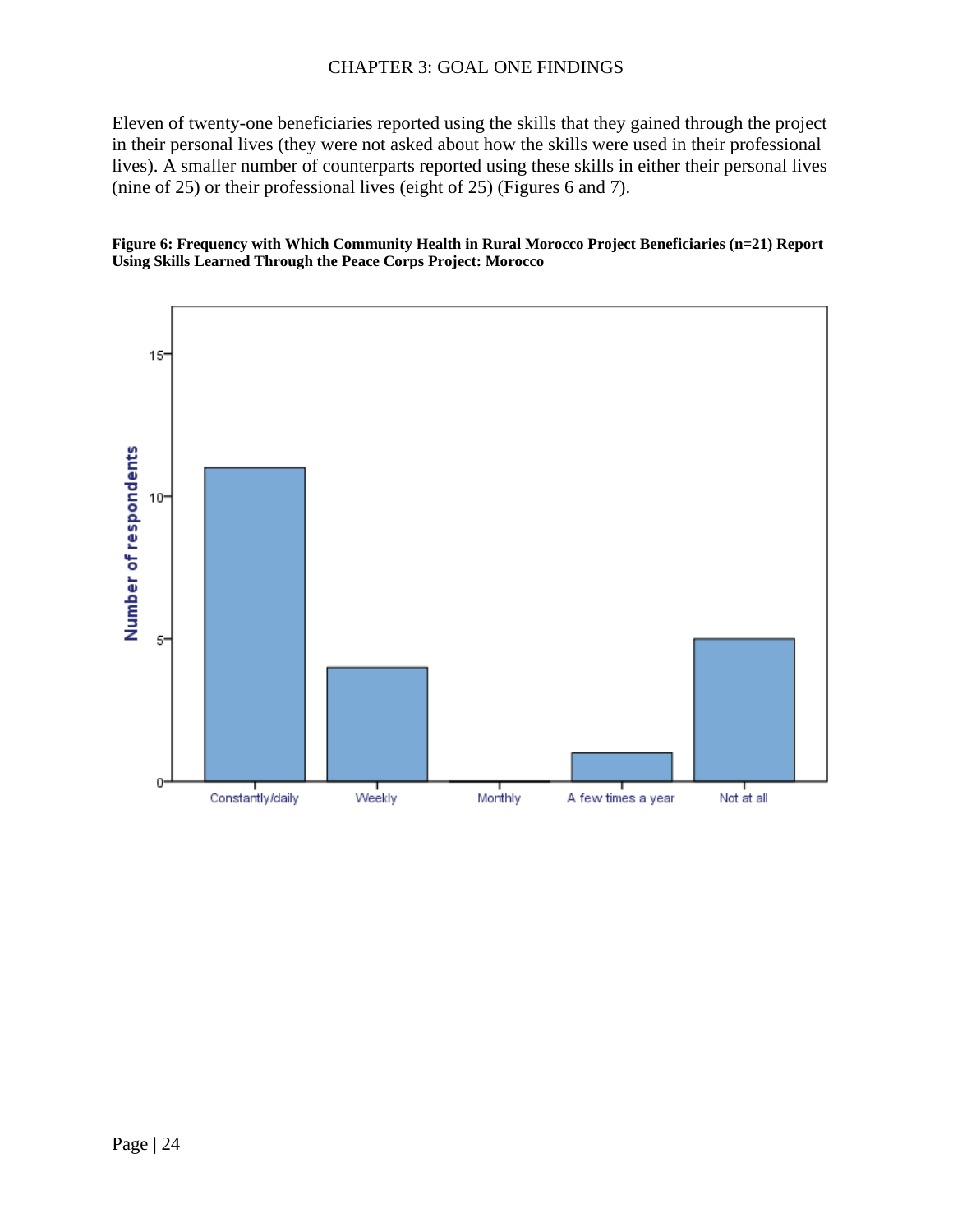Eleven of twenty-one beneficiaries reported using the skills that they gained through the project in their personal lives (they were not asked about how the skills were used in their professional lives). A smaller number of counterparts reported using these skills in either their personal lives (nine of 25) or their professional lives (eight of 25) (Figures 6 and 7).

**Figure 6: Frequency with Which Community Health in Rural Morocco Project Beneficiaries (n=21) Report Using Skills Learned Through the Peace Corps Project: Morocco**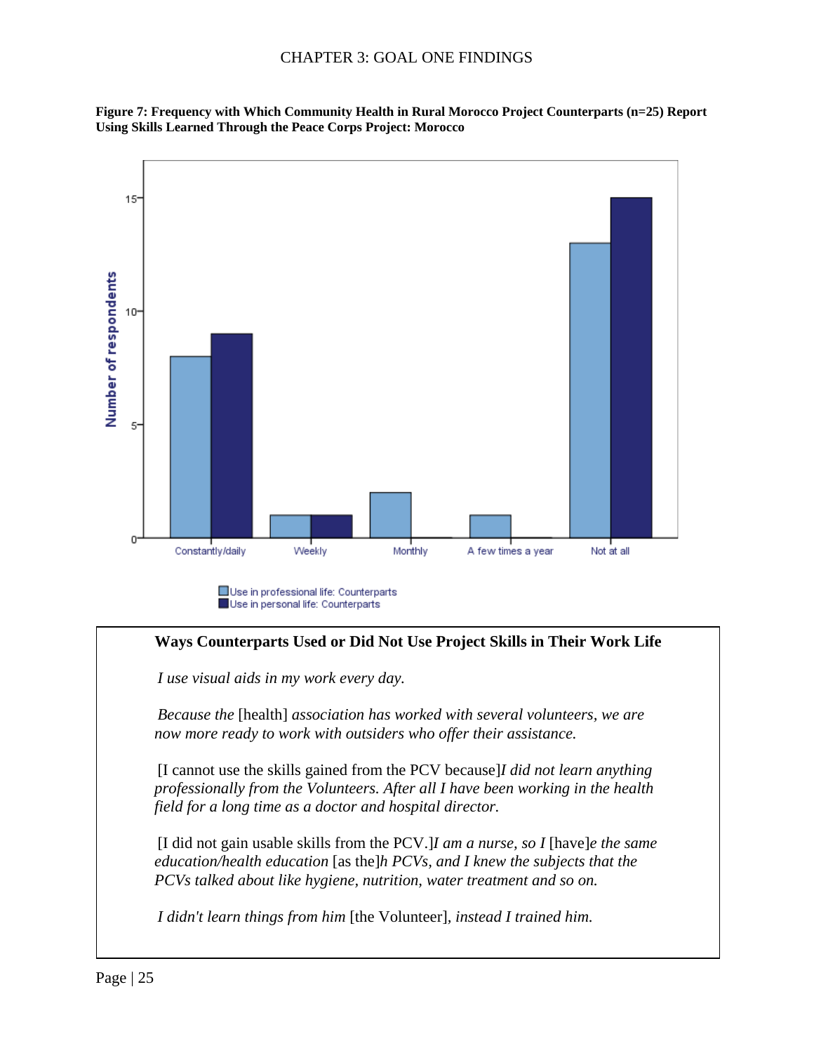**Figure 7: Frequency with Which Community Health in Rural Morocco Project Counterparts (n=25) Report Using Skills Learned Through the Peace Corps Project: Morocco**

| | Use in professional life: Counterparts | Use in personal life: Counterparts |
|---|---|---|
| Constantly/daily | 8 | 9 |
| Weekly | 1 | 1 |
| Monthly | 2 | 0 |
| A few times a year | 1 | 0 |
| Not at all | 13 | 15 |

### Ways Counterparts Used or Did Not Use Project Skills in Their Work Life

*I use visual aids in my work every day.*

*Because the* [health] *association has worked with several volunteers, we are now more ready to work with outsiders who offer their assistance.*

[I cannot use the skills gained from the PCV because]*I did not learn anything professionally from the Volunteers. After all I have been working in the health field for a long time as a doctor and hospital director.*

[I did not gain usable skills from the PCV.]*I am a nurse, so I* [have]*e the same education/health education* [as the]*h PCVs, and I knew the subjects that the PCVs talked about like hygiene, nutrition, water treatment and so on.*

*I didn't learn things from him* [the Volunteer], *instead I trained him.*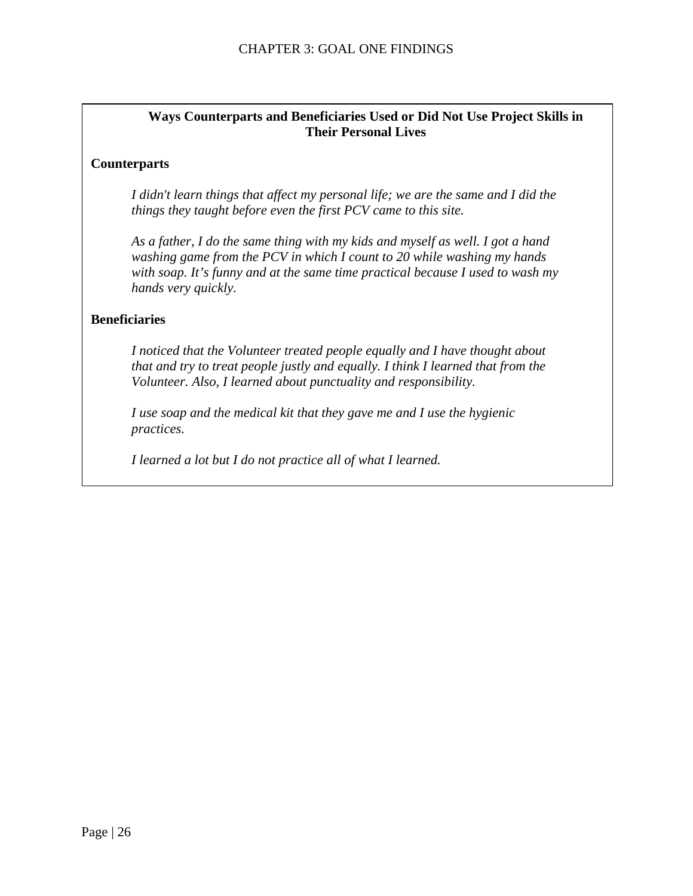**Ways Counterparts and Beneficiaries Used or Did Not Use Project Skills in Their Personal Lives**

**Counterparts**

*I didn't learn things that affect my personal life; we are the same and I did the things they taught before even the first PCV came to this site.*

*As a father, I do the same thing with my kids and myself as well. I got a hand washing game from the PCV in which I count to 20 while washing my hands with soap. It's funny and at the same time practical because I used to wash my hands very quickly.*

**Beneficiaries**

*I noticed that the Volunteer treated people equally and I have thought about that and try to treat people justly and equally. I think I learned that from the Volunteer. Also, I learned about punctuality and responsibility.*

*I use soap and the medical kit that they gave me and I use the hygienic practices.*

*I learned a lot but I do not practice all of what I learned.*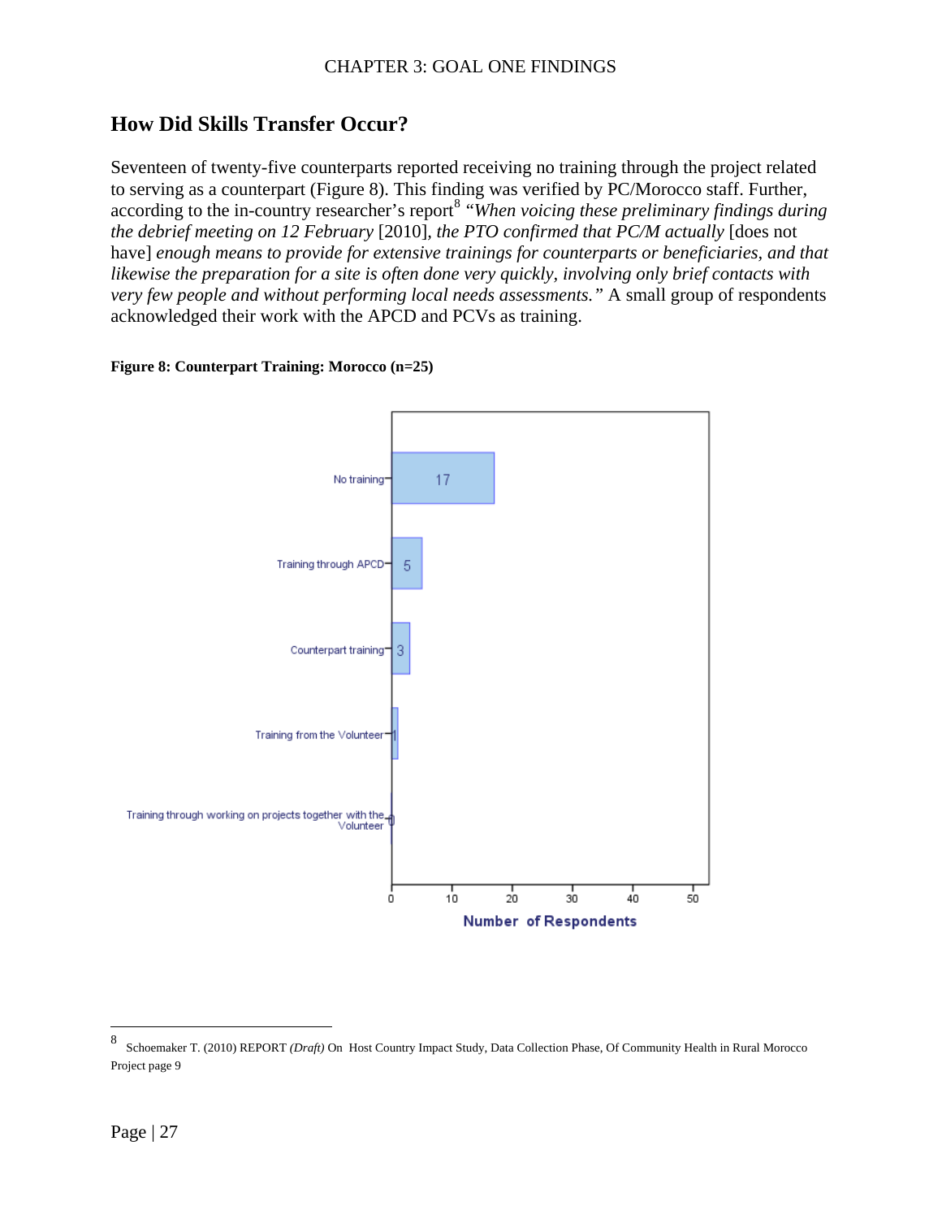## How Did Skills Transfer Occur?

Seventeen of twenty-five counterparts reported receiving no training through the project related to serving as a counterpart (Figure 8). This finding was verified by PC/Morocco staff. Further, according to the in-country researcher's report[8] "*When voicing these preliminary findings during the debrief meeting on 12 February* [2010], *the PTO confirmed that PC/M actually* [does not have] *enough means to provide for extensive trainings for counterparts or beneficiaries, and that likewise the preparation for a site is often done very quickly, involving only brief contacts with very few people and without performing local needs assessments."* A small group of respondents acknowledged their work with the APCD and PCVs as training.

**Figure 8: Counterpart Training: Morocco (n=25)**

| Response | Number of Respondents |
|---|---|
| No training | 17 |
| Training through APCD | 5 |
| Counterpart training | 3 |
| Training from the Volunteer | 1 |
| Training through working on projects together with the Volunteer | 0 |

---

[8] Schoemaker T. (2010) REPORT *(Draft)* On Host Country Impact Study, Data Collection Phase, Of Community Health in Rural Morocco Project page 9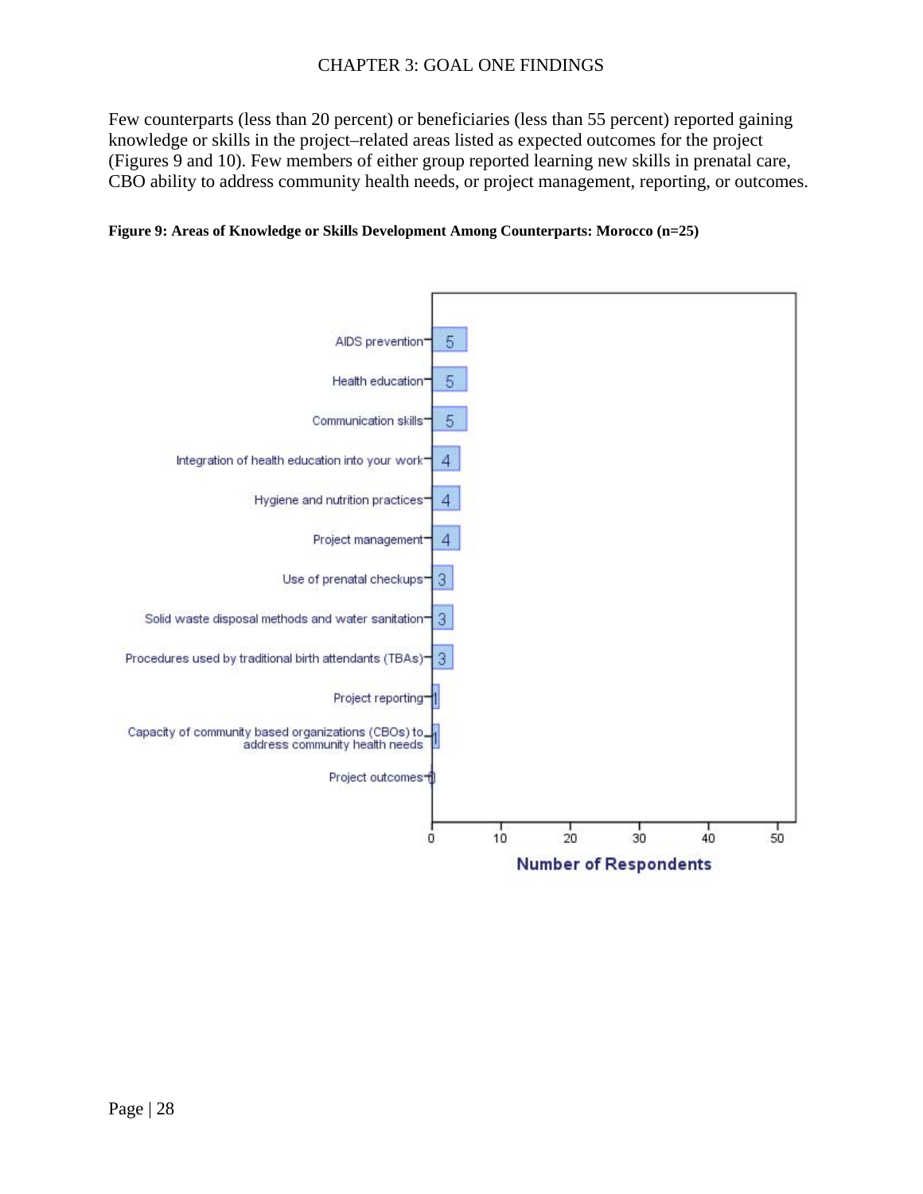Few counterparts (less than 20 percent) or beneficiaries (less than 55 percent) reported gaining knowledge or skills in the project–related areas listed as expected outcomes for the project (Figures 9 and 10). Few members of either group reported learning new skills in prenatal care, CBO ability to address community health needs, or project management, reporting, or outcomes.

**Figure 9: Areas of Knowledge or Skills Development Among Counterparts: Morocco (n=25)**

| Area | Number of Respondents |
|---|---|
| AIDS prevention | 5 |
| Health education | 5 |
| Communication skills | 5 |
| Integration of health education into your work | 4 |
| Hygiene and nutrition practices | 4 |
| Project management | 4 |
| Use of prenatal checkups | 3 |
| Solid waste disposal methods and water sanitation | 3 |
| Procedures used by traditional birth attendants (TBAs) | 3 |
| Project reporting | 1 |
| Capacity of community based organizations (CBOs) to address community health needs | 1 |
| Project outcomes | 0 |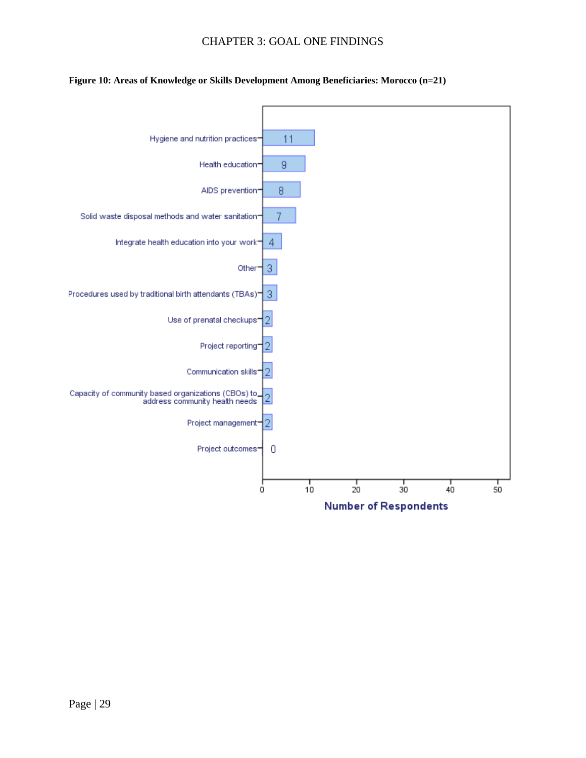**Figure 10: Areas of Knowledge or Skills Development Among Beneficiaries: Morocco (n=21)**

| Area | Number of Respondents |
|---|---|
| Hygiene and nutrition practices | 11 |
| Health education | 9 |
| AIDS prevention | 8 |
| Solid waste disposal methods and water sanitation | 7 |
| Integrate health education into your work | 4 |
| Other | 3 |
| Procedures used by traditional birth attendants (TBAs) | 3 |
| Use of prenatal checkups | 2 |
| Project reporting | 2 |
| Communication skills | 2 |
| Capacity of community based organizations (CBOs) to address community health needs | 2 |
| Project management | 2 |
| Project outcomes | 0 |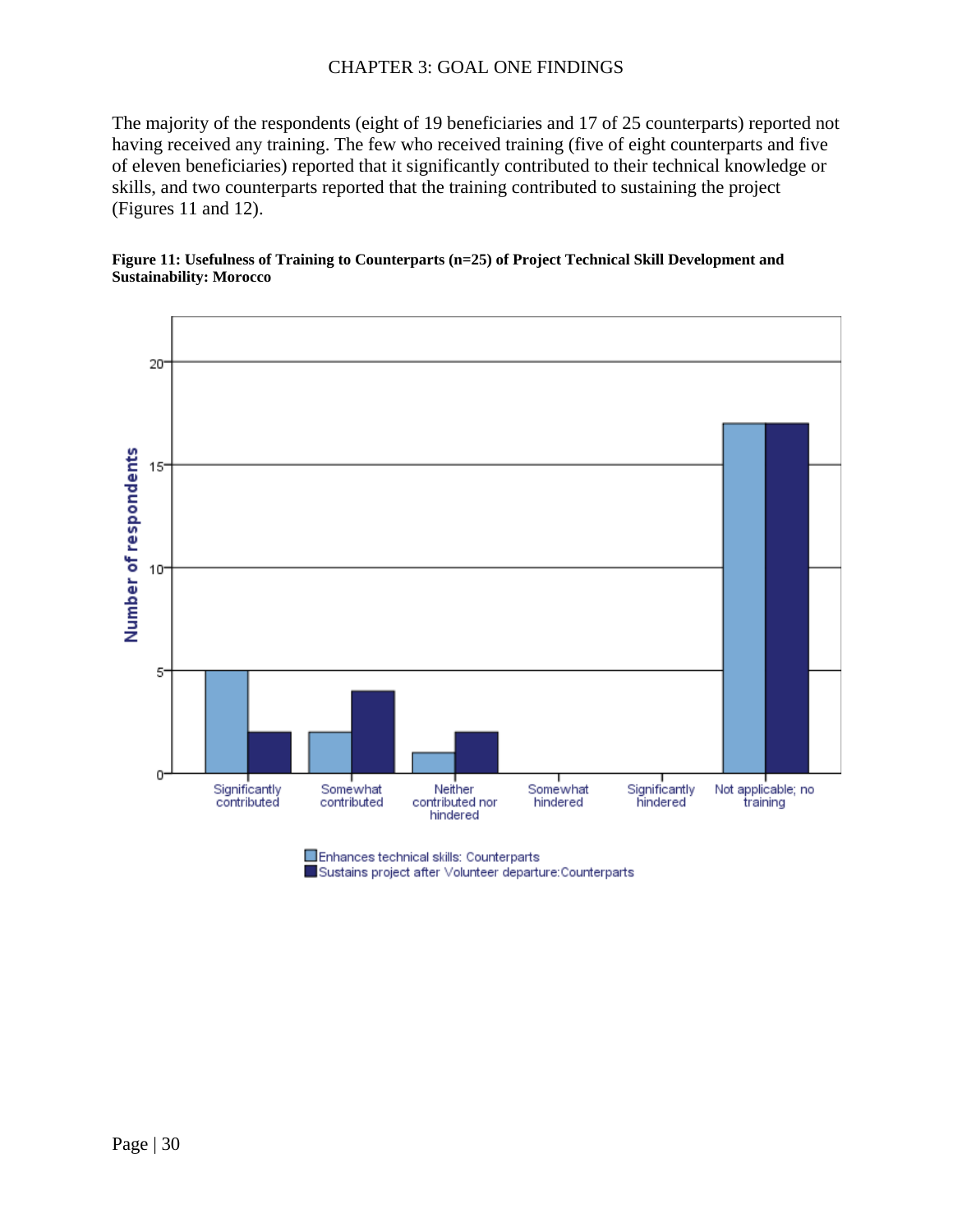The majority of the respondents (eight of 19 beneficiaries and 17 of 25 counterparts) reported not having received any training. The few who received training (five of eight counterparts and five of eleven beneficiaries) reported that it significantly contributed to their technical knowledge or skills, and two counterparts reported that the training contributed to sustaining the project (Figures 11 and 12).

**Figure 11: Usefulness of Training to Counterparts (n=25) of Project Technical Skill Development and Sustainability: Morocco**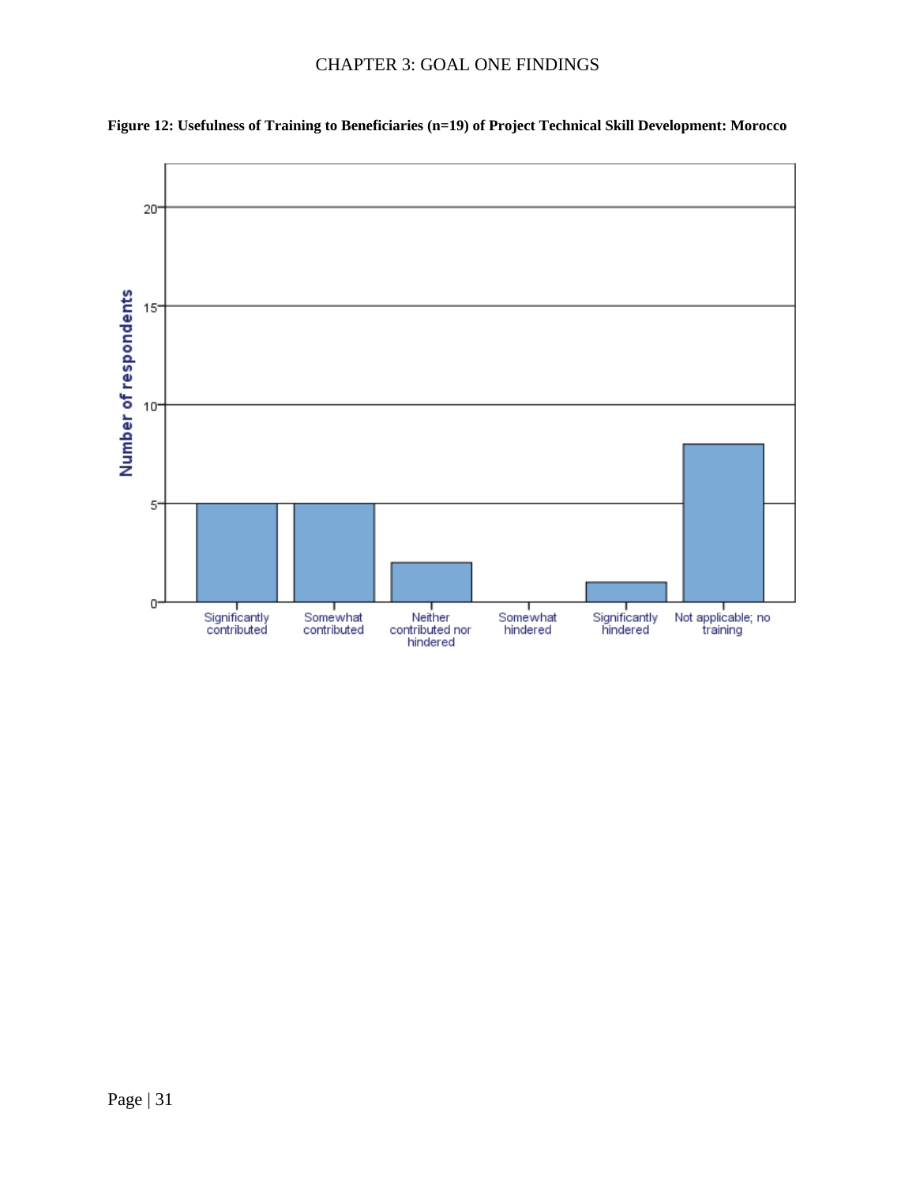**Figure 12: Usefulness of Training to Beneficiaries (n=19) of Project Technical Skill Development: Morocco**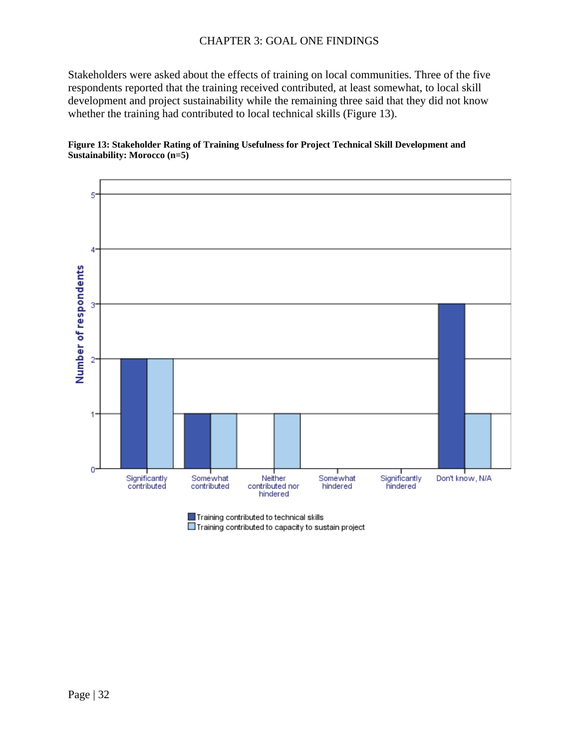Stakeholders were asked about the effects of training on local communities. Three of the five respondents reported that the training received contributed, at least somewhat, to local skill development and project sustainability while the remaining three said that they did not know whether the training had contributed to local technical skills (Figure 13).

**Figure 13: Stakeholder Rating of Training Usefulness for Project Technical Skill Development and Sustainability: Morocco (n=5)**

| | Significantly contributed | Somewhat contributed | Neither contributed nor hindered | Somewhat hindered | Significantly hindered | Don't know, N/A |
|---|---|---|---|---|---|---|
| Training contributed to technical skills | 2 | 1 | 0 | 0 | 0 | 3 |
| Training contributed to capacity to sustain project | 2 | 1 | 1 | 0 | 0 | 1 |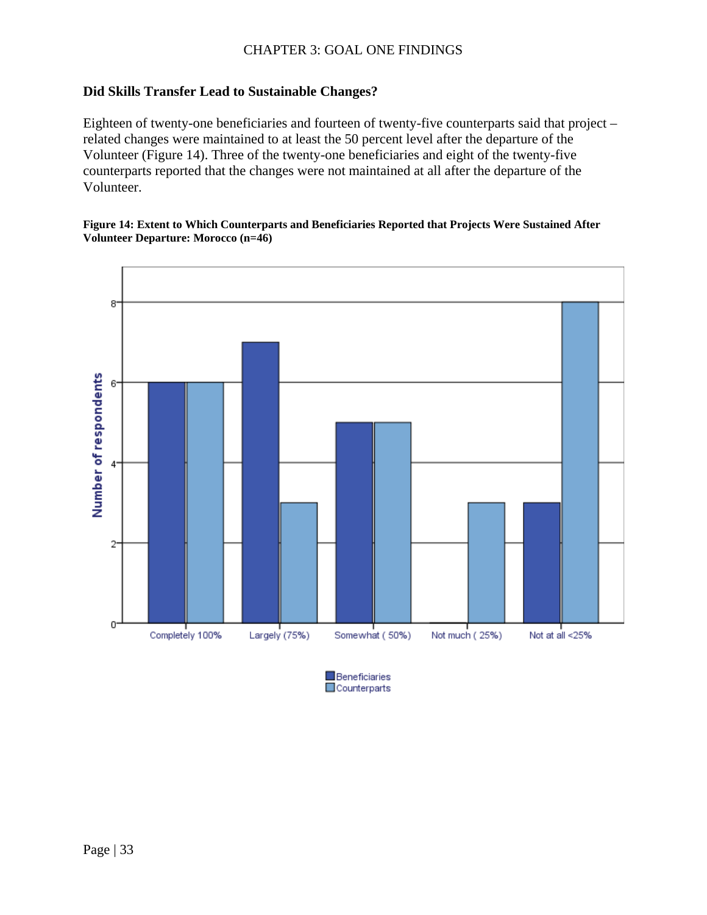## Did Skills Transfer Lead to Sustainable Changes?

Eighteen of twenty-one beneficiaries and fourteen of twenty-five counterparts said that project – related changes were maintained to at least the 50 percent level after the departure of the Volunteer (Figure 14). Three of the twenty-one beneficiaries and eight of the twenty-five counterparts reported that the changes were not maintained at all after the departure of the Volunteer.

**Figure 14: Extent to Which Counterparts and Beneficiaries Reported that Projects Were Sustained After Volunteer Departure: Morocco (n=46)**

| | Completely 100% | Largely (75%) | Somewhat ( 50%) | Not much ( 25%) | Not at all <25% |
|---|---|---|---|---|---|
| Beneficiaries | 6 | 7 | 5 | 0 | 3 |
| Counterparts | 6 | 3 | 5 | 3 | 8 |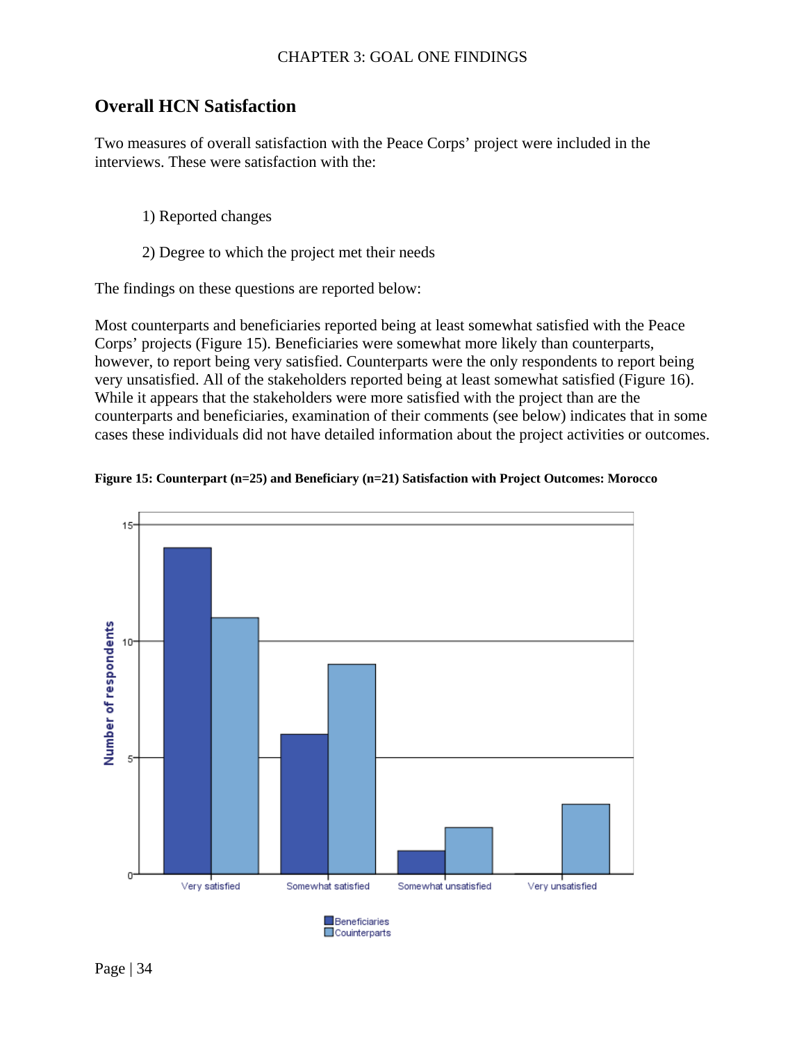## Overall HCN Satisfaction

Two measures of overall satisfaction with the Peace Corps' project were included in the interviews. These were satisfaction with the:

1) Reported changes

2) Degree to which the project met their needs

The findings on these questions are reported below:

Most counterparts and beneficiaries reported being at least somewhat satisfied with the Peace Corps' projects (Figure 15). Beneficiaries were somewhat more likely than counterparts, however, to report being very satisfied. Counterparts were the only respondents to report being very unsatisfied. All of the stakeholders reported being at least somewhat satisfied (Figure 16). While it appears that the stakeholders were more satisfied with the project than are the counterparts and beneficiaries, examination of their comments (see below) indicates that in some cases these individuals did not have detailed information about the project activities or outcomes.

**Figure 15: Counterpart (n=25) and Beneficiary (n=21) Satisfaction with Project Outcomes: Morocco**

| Number of respondents | Very satisfied | Somewhat satisfied | Somewhat unsatisfied | Very unsatisfied |
|---|---|---|---|---|
| Beneficiaries | 14 | 6 | 1 | 0 |
| Couinterparts | 11 | 9 | 2 | 3 |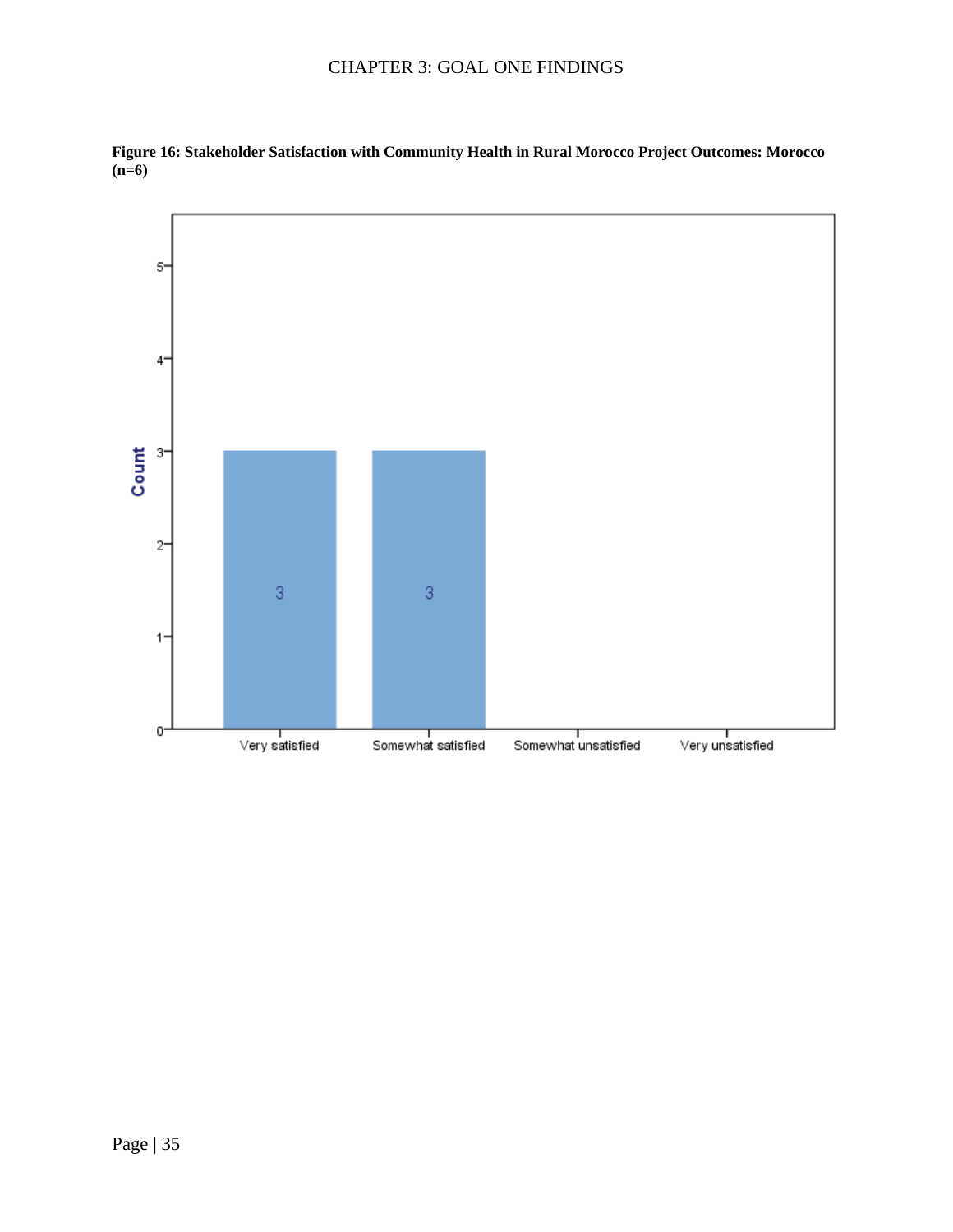**Figure 16: Stakeholder Satisfaction with Community Health in Rural Morocco Project Outcomes: Morocco (n=6)**

| Response | Count |
|---|---|
| Very satisfied | 3 |
| Somewhat satisfied | 3 |
| Somewhat unsatisfied | |
| Very unsatisfied | |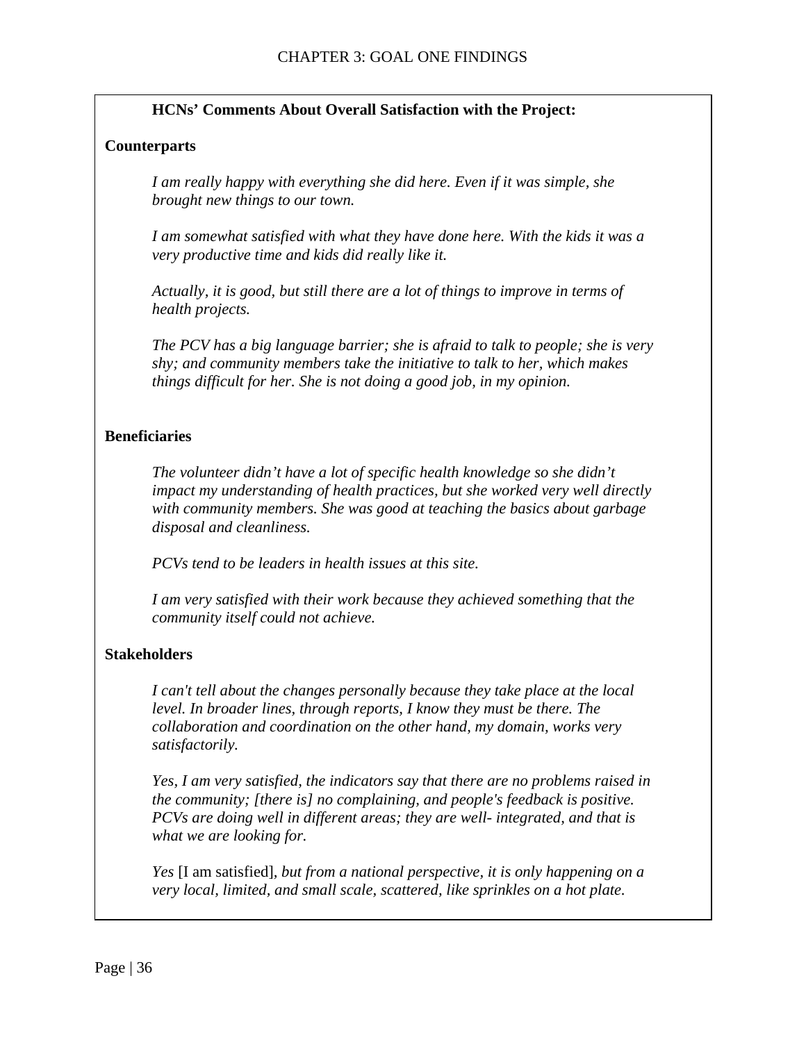**HCNs' Comments About Overall Satisfaction with the Project:**

**Counterparts**

*I am really happy with everything she did here. Even if it was simple, she brought new things to our town.*

*I am somewhat satisfied with what they have done here. With the kids it was a very productive time and kids did really like it.*

*Actually, it is good, but still there are a lot of things to improve in terms of health projects.*

*The PCV has a big language barrier; she is afraid to talk to people; she is very shy; and community members take the initiative to talk to her, which makes things difficult for her. She is not doing a good job, in my opinion.*

**Beneficiaries**

*The volunteer didn't have a lot of specific health knowledge so she didn't impact my understanding of health practices, but she worked very well directly with community members. She was good at teaching the basics about garbage disposal and cleanliness.*

*PCVs tend to be leaders in health issues at this site.*

*I am very satisfied with their work because they achieved something that the community itself could not achieve.*

**Stakeholders**

*I can't tell about the changes personally because they take place at the local level. In broader lines, through reports, I know they must be there. The collaboration and coordination on the other hand, my domain, works very satisfactorily.*

*Yes, I am very satisfied, the indicators say that there are no problems raised in the community; [there is] no complaining, and people's feedback is positive. PCVs are doing well in different areas; they are well- integrated, and that is what we are looking for.*

*Yes* [I am satisfied], *but from a national perspective, it is only happening on a very local, limited, and small scale, scattered, like sprinkles on a hot plate.*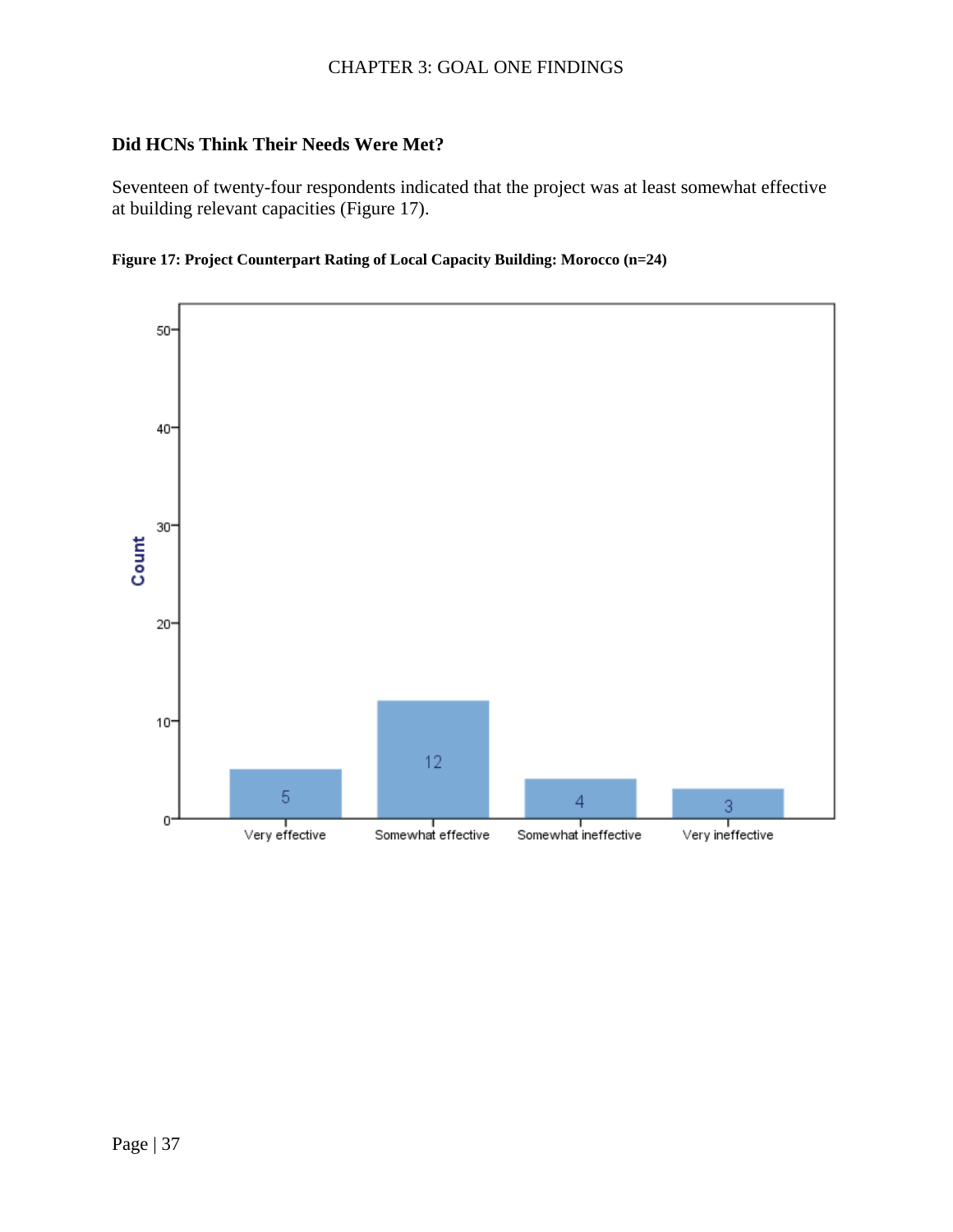### Did HCNs Think Their Needs Were Met?

Seventeen of twenty-four respondents indicated that the project was at least somewhat effective at building relevant capacities (Figure 17).

**Figure 17: Project Counterpart Rating of Local Capacity Building: Morocco (n=24)**

| Rating | Count |
|---|---|
| Very effective | 5 |
| Somewhat effective | 12 |
| Somewhat ineffective | 4 |
| Very ineffective | 3 |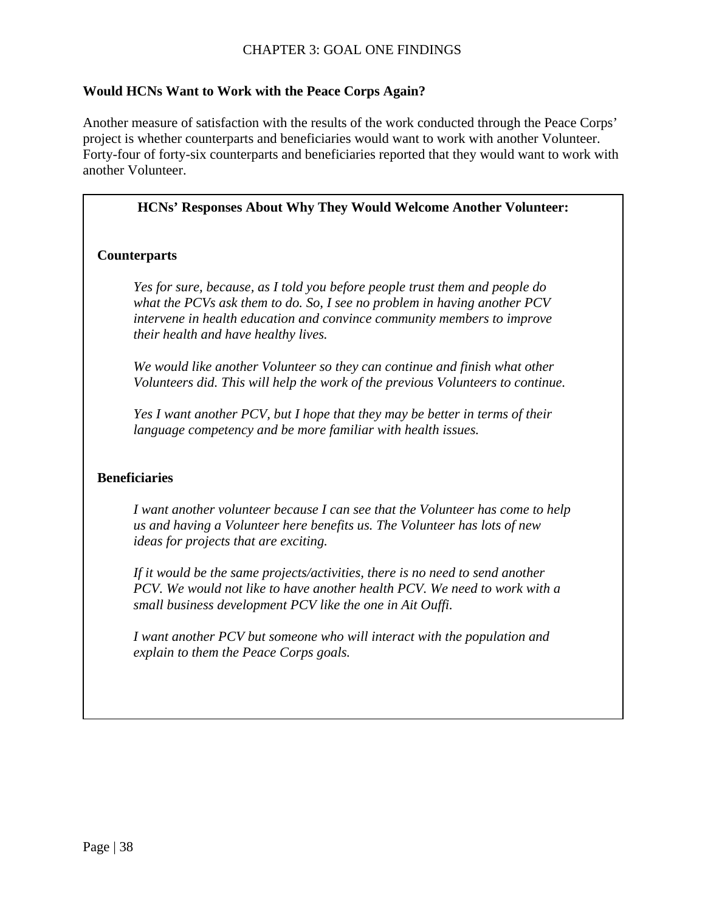## Would HCNs Want to Work with the Peace Corps Again?

Another measure of satisfaction with the results of the work conducted through the Peace Corps' project is whether counterparts and beneficiaries would want to work with another Volunteer. Forty-four of forty-six counterparts and beneficiaries reported that they would want to work with another Volunteer.

**HCNs' Responses About Why They Would Welcome Another Volunteer:**

**Counterparts**

> *Yes for sure, because, as I told you before people trust them and people do what the PCVs ask them to do. So, I see no problem in having another PCV intervene in health education and convince community members to improve their health and have healthy lives.*
>
> *We would like another Volunteer so they can continue and finish what other Volunteers did. This will help the work of the previous Volunteers to continue.*
>
> *Yes I want another PCV, but I hope that they may be better in terms of their language competency and be more familiar with health issues.*

**Beneficiaries**

> *I want another volunteer because I can see that the Volunteer has come to help us and having a Volunteer here benefits us. The Volunteer has lots of new ideas for projects that are exciting.*
>
> *If it would be the same projects/activities, there is no need to send another PCV. We would not like to have another health PCV. We need to work with a small business development PCV like the one in Ait Ouffi.*
>
> *I want another PCV but someone who will interact with the population and explain to them the Peace Corps goals.*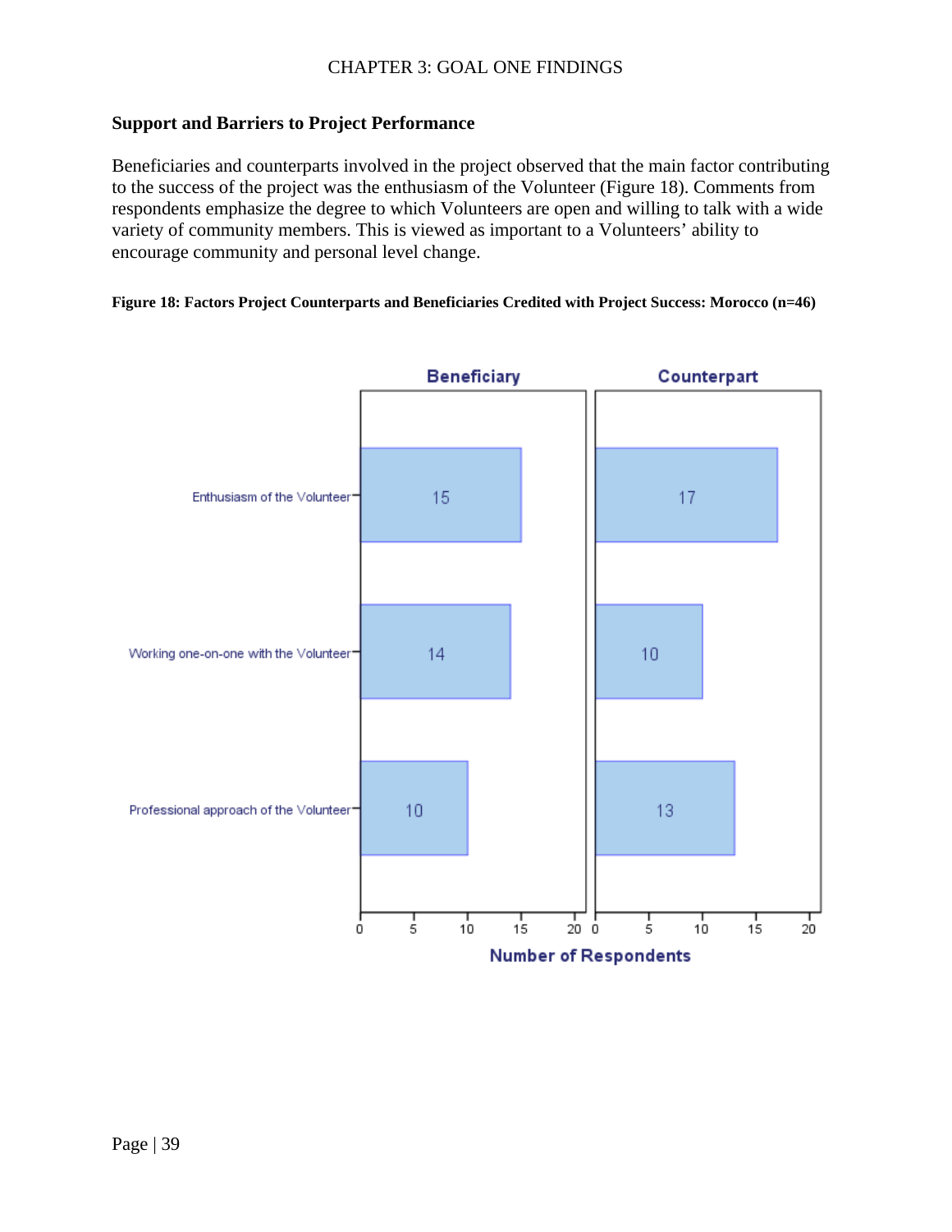## Support and Barriers to Project Performance

Beneficiaries and counterparts involved in the project observed that the main factor contributing to the success of the project was the enthusiasm of the Volunteer (Figure 18). Comments from respondents emphasize the degree to which Volunteers are open and willing to talk with a wide variety of community members. This is viewed as important to a Volunteers' ability to encourage community and personal level change.

**Figure 18: Factors Project Counterparts and Beneficiaries Credited with Project Success: Morocco (n=46)**

| | Beneficiary | Counterpart |
|---|---|---|
| Enthusiasm of the Volunteer | 15 | 17 |
| Working one-on-one with the Volunteer | 14 | 10 |
| Professional approach of the Volunteer | 10 | 13 |

Number of Respondents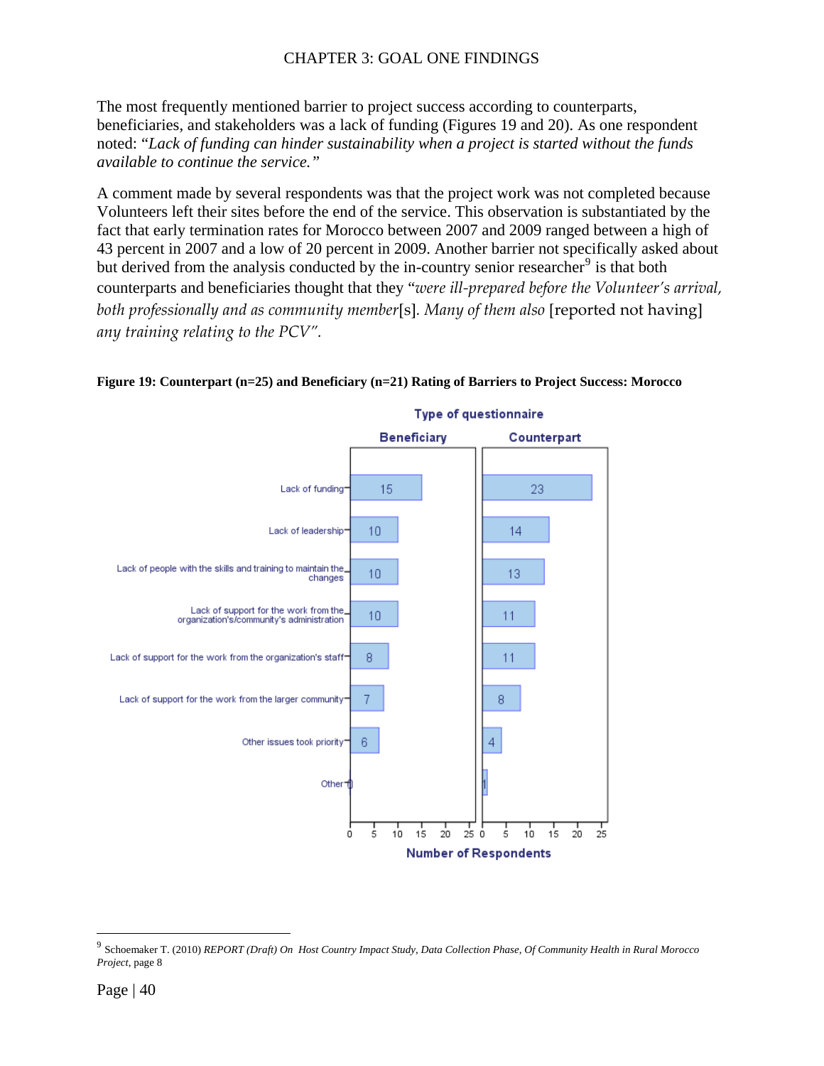The most frequently mentioned barrier to project success according to counterparts, beneficiaries, and stakeholders was a lack of funding (Figures 19 and 20). As one respondent noted: "*Lack of funding can hinder sustainability when a project is started without the funds available to continue the service."*

A comment made by several respondents was that the project work was not completed because Volunteers left their sites before the end of the service. This observation is substantiated by the fact that early termination rates for Morocco between 2007 and 2009 ranged between a high of 43 percent in 2007 and a low of 20 percent in 2009. Another barrier not specifically asked about but derived from the analysis conducted by the in-country senior researcher[9] is that both counterparts and beneficiaries thought that they "*were ill-prepared before the Volunteer's arrival, both professionally and as community member*[s]. *Many of them also* [reported not having] *any training relating to the PCV".*

**Figure 19: Counterpart (n=25) and Beneficiary (n=21) Rating of Barriers to Project Success: Morocco**

| Barrier | Beneficiary | Counterpart |
|---|---|---|
| Lack of funding | 15 | 23 |
| Lack of leadership | 10 | 14 |
| Lack of people with the skills and training to maintain the changes | 10 | 13 |
| Lack of support for the work from the organization's/community's administration | 10 | 11 |
| Lack of support for the work from the organization's staff | 8 | 11 |
| Lack of support for the work from the larger community | 7 | 8 |
| Other issues took priority | 6 | 4 |
| Other | 0 | 1 |

Number of Respondents

[9] Schoemaker T. (2010) *REPORT (Draft) On Host Country Impact Study, Data Collection Phase, Of Community Health in Rural Morocco Project*, page 8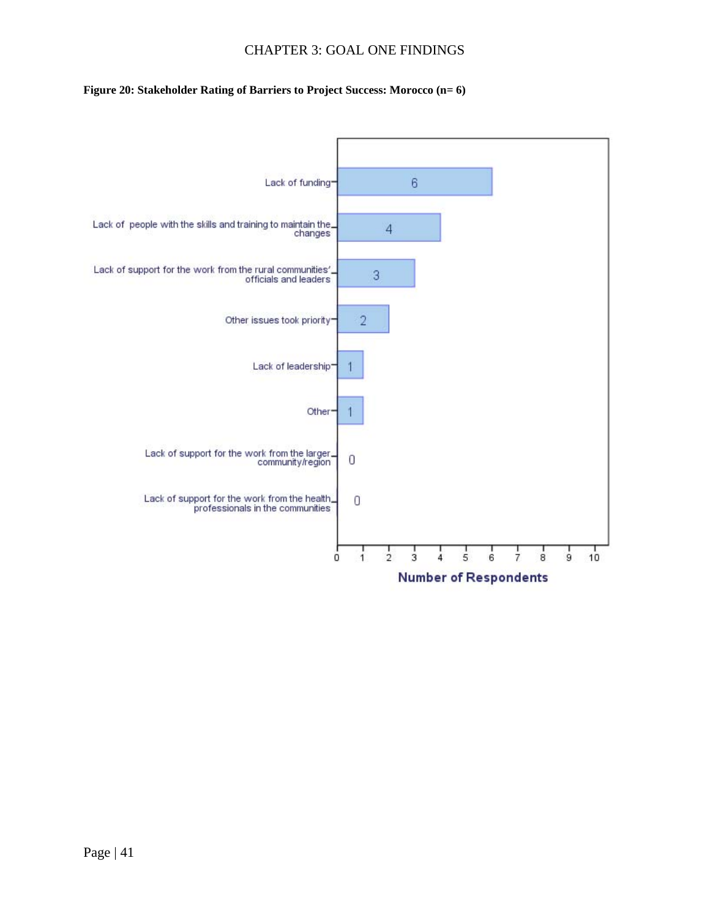**Figure 20: Stakeholder Rating of Barriers to Project Success: Morocco (n= 6)**

| Barrier | Number of Respondents |
|---|---|
| Lack of funding | 6 |
| Lack of people with the skills and training to maintain the changes | 4 |
| Lack of support for the work from the rural communities' officials and leaders | 3 |
| Other issues took priority | 2 |
| Lack of leadership | 1 |
| Other | 1 |
| Lack of support for the work from the larger community/region | 0 |
| Lack of support for the work from the health professionals in the communities | 0 |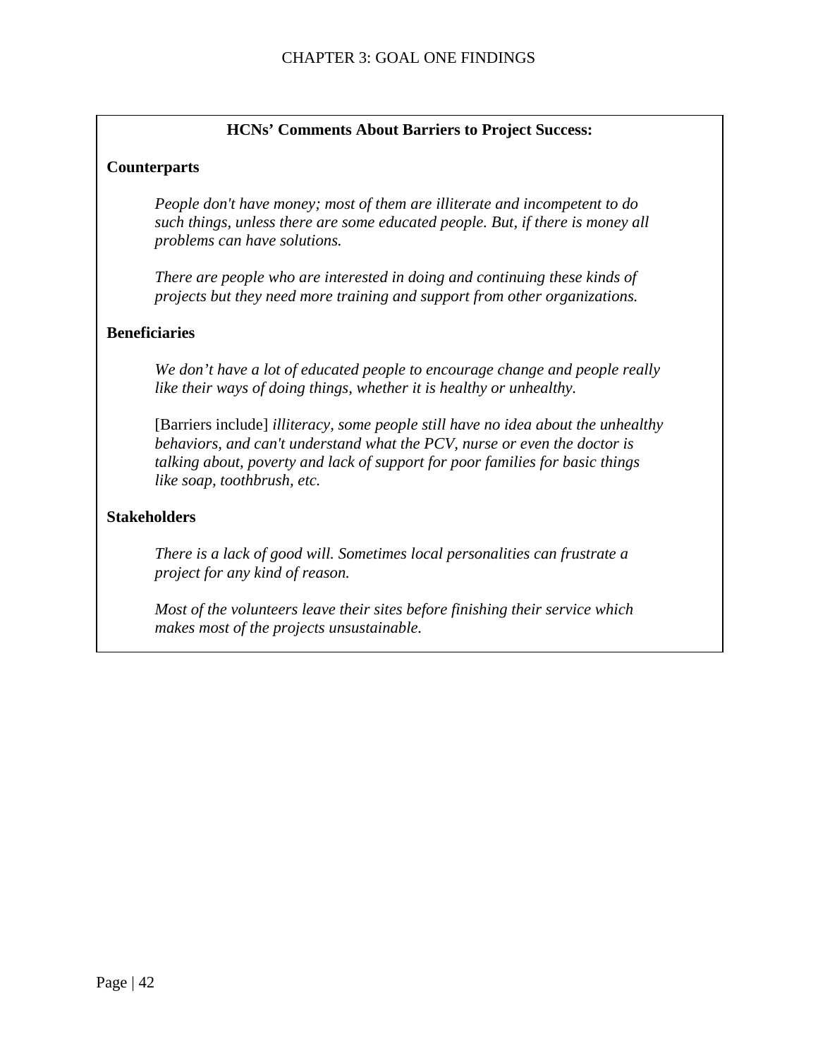**HCNs' Comments About Barriers to Project Success:**

**Counterparts**

> *People don't have money; most of them are illiterate and incompetent to do such things, unless there are some educated people. But, if there is money all problems can have solutions.*
>
> *There are people who are interested in doing and continuing these kinds of projects but they need more training and support from other organizations.*

**Beneficiaries**

> *We don't have a lot of educated people to encourage change and people really like their ways of doing things, whether it is healthy or unhealthy.*
>
> [Barriers include] *illiteracy, some people still have no idea about the unhealthy behaviors, and can't understand what the PCV, nurse or even the doctor is talking about, poverty and lack of support for poor families for basic things like soap, toothbrush, etc.*

**Stakeholders**

> *There is a lack of good will. Sometimes local personalities can frustrate a project for any kind of reason.*
>
> *Most of the volunteers leave their sites before finishing their service which makes most of the projects unsustainable.*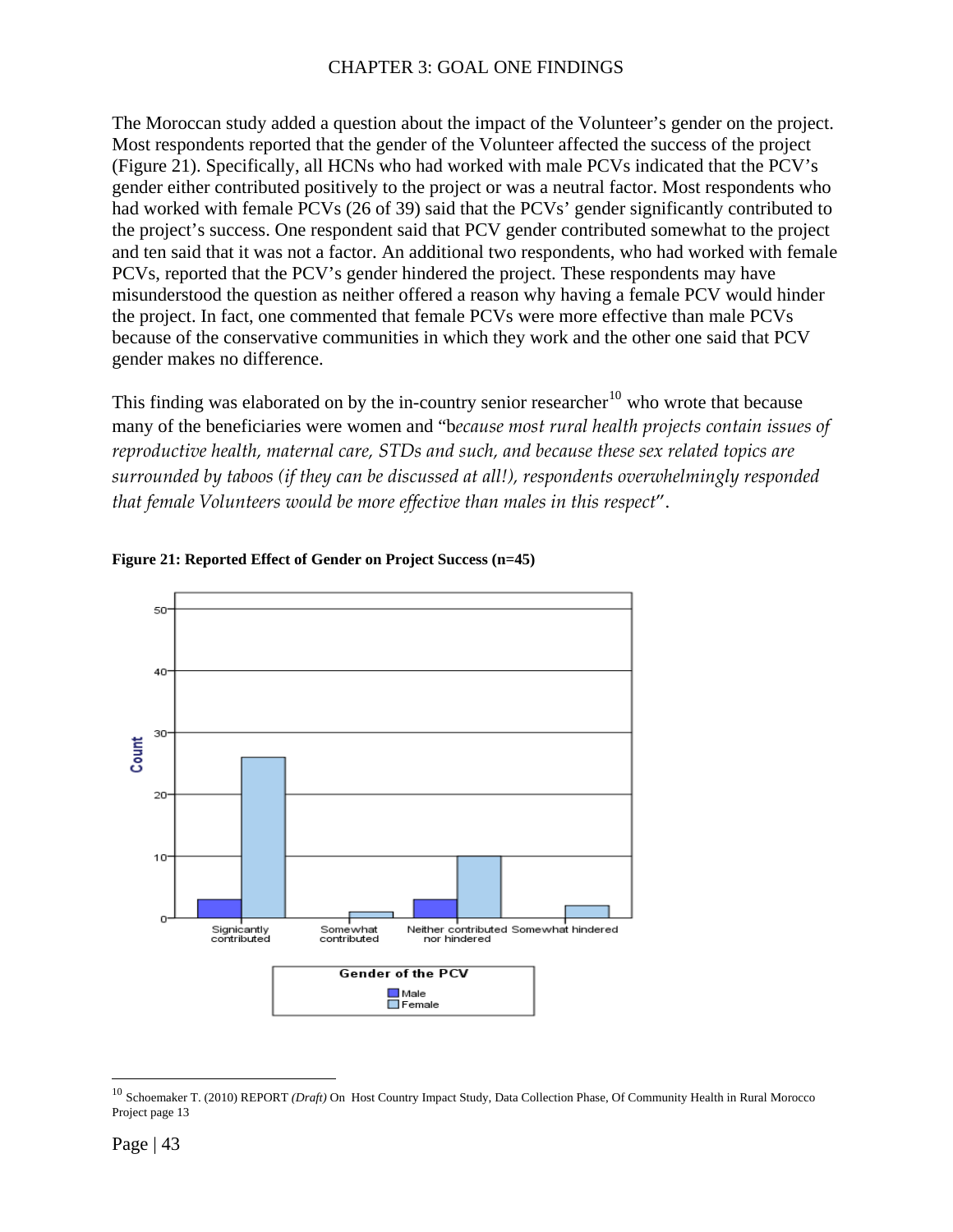The Moroccan study added a question about the impact of the Volunteer's gender on the project. Most respondents reported that the gender of the Volunteer affected the success of the project (Figure 21). Specifically, all HCNs who had worked with male PCVs indicated that the PCV's gender either contributed positively to the project or was a neutral factor. Most respondents who had worked with female PCVs (26 of 39) said that the PCVs' gender significantly contributed to the project's success. One respondent said that PCV gender contributed somewhat to the project and ten said that it was not a factor. An additional two respondents, who had worked with female PCVs, reported that the PCV's gender hindered the project. These respondents may have misunderstood the question as neither offered a reason why having a female PCV would hinder the project. In fact, one commented that female PCVs were more effective than male PCVs because of the conservative communities in which they work and the other one said that PCV gender makes no difference.

This finding was elaborated on by the in-country senior researcher[10] who wrote that because many of the beneficiaries were women and "b*ecause most rural health projects contain issues of reproductive health, maternal care, STDs and such, and because these sex related topics are surrounded by taboos (if they can be discussed at all!), respondents overwhelmingly responded that female Volunteers would be more effective than males in this respect*".

**Figure 21: Reported Effect of Gender on Project Success (n=45)**

[10] Schoemaker T. (2010) REPORT *(Draft)* On Host Country Impact Study, Data Collection Phase, Of Community Health in Rural Morocco Project page 13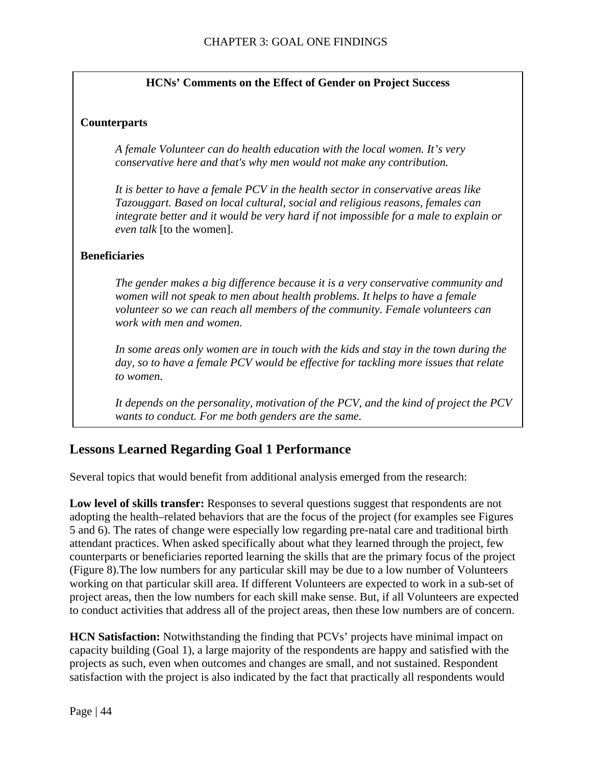**HCNs' Comments on the Effect of Gender on Project Success**

**Counterparts**

> *A female Volunteer can do health education with the local women. It's very conservative here and that's why men would not make any contribution.*
>
> *It is better to have a female PCV in the health sector in conservative areas like Tazouggart. Based on local cultural, social and religious reasons, females can integrate better and it would be very hard if not impossible for a male to explain or even talk* [to the women].

**Beneficiaries**

> *The gender makes a big difference because it is a very conservative community and women will not speak to men about health problems. It helps to have a female volunteer so we can reach all members of the community. Female volunteers can work with men and women.*
>
> *In some areas only women are in touch with the kids and stay in the town during the day, so to have a female PCV would be effective for tackling more issues that relate to women.*
>
> *It depends on the personality, motivation of the PCV, and the kind of project the PCV wants to conduct. For me both genders are the same.*

## Lessons Learned Regarding Goal 1 Performance

Several topics that would benefit from additional analysis emerged from the research:

**Low level of skills transfer:** Responses to several questions suggest that respondents are not adopting the health–related behaviors that are the focus of the project (for examples see Figures 5 and 6). The rates of change were especially low regarding pre-natal care and traditional birth attendant practices. When asked specifically about what they learned through the project, few counterparts or beneficiaries reported learning the skills that are the primary focus of the project (Figure 8).The low numbers for any particular skill may be due to a low number of Volunteers working on that particular skill area. If different Volunteers are expected to work in a sub-set of project areas, then the low numbers for each skill make sense. But, if all Volunteers are expected to conduct activities that address all of the project areas, then these low numbers are of concern.

**HCN Satisfaction:** Notwithstanding the finding that PCVs' projects have minimal impact on capacity building (Goal 1), a large majority of the respondents are happy and satisfied with the projects as such, even when outcomes and changes are small, and not sustained. Respondent satisfaction with the project is also indicated by the fact that practically all respondents would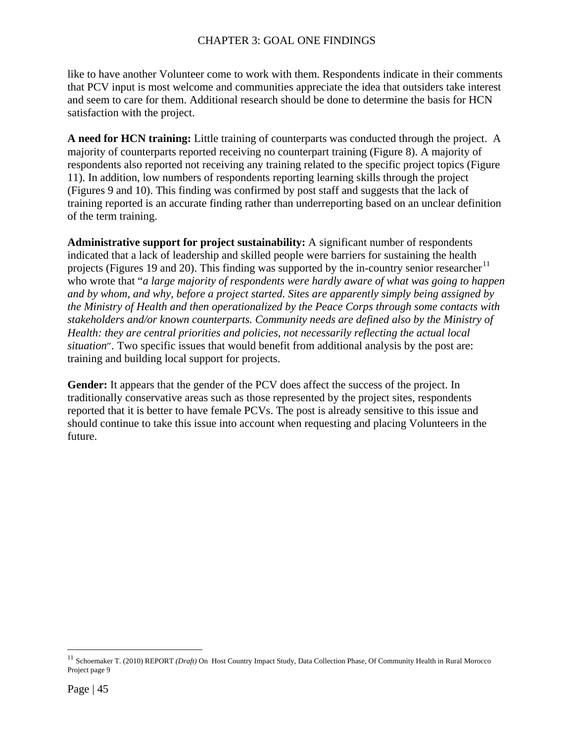like to have another Volunteer come to work with them. Respondents indicate in their comments that PCV input is most welcome and communities appreciate the idea that outsiders take interest and seem to care for them. Additional research should be done to determine the basis for HCN satisfaction with the project.

**A need for HCN training:** Little training of counterparts was conducted through the project. A majority of counterparts reported receiving no counterpart training (Figure 8). A majority of respondents also reported not receiving any training related to the specific project topics (Figure 11). In addition, low numbers of respondents reporting learning skills through the project (Figures 9 and 10). This finding was confirmed by post staff and suggests that the lack of training reported is an accurate finding rather than underreporting based on an unclear definition of the term training.

**Administrative support for project sustainability:** A significant number of respondents indicated that a lack of leadership and skilled people were barriers for sustaining the health projects (Figures 19 and 20). This finding was supported by the in-country senior researcher[11] who wrote that "*a large majority of respondents were hardly aware of what was going to happen and by whom, and why, before a project started. Sites are apparently simply being assigned by the Ministry of Health and then operationalized by the Peace Corps through some contacts with stakeholders and/or known counterparts. Community needs are defined also by the Ministry of Health: they are central priorities and policies, not necessarily reflecting the actual local situation*". Two specific issues that would benefit from additional analysis by the post are: training and building local support for projects.

**Gender:** It appears that the gender of the PCV does affect the success of the project. In traditionally conservative areas such as those represented by the project sites, respondents reported that it is better to have female PCVs. The post is already sensitive to this issue and should continue to take this issue into account when requesting and placing Volunteers in the future.

---

[11] Schoemaker T. (2010) REPORT *(Draft)* On Host Country Impact Study, Data Collection Phase, Of Community Health in Rural Morocco Project page 9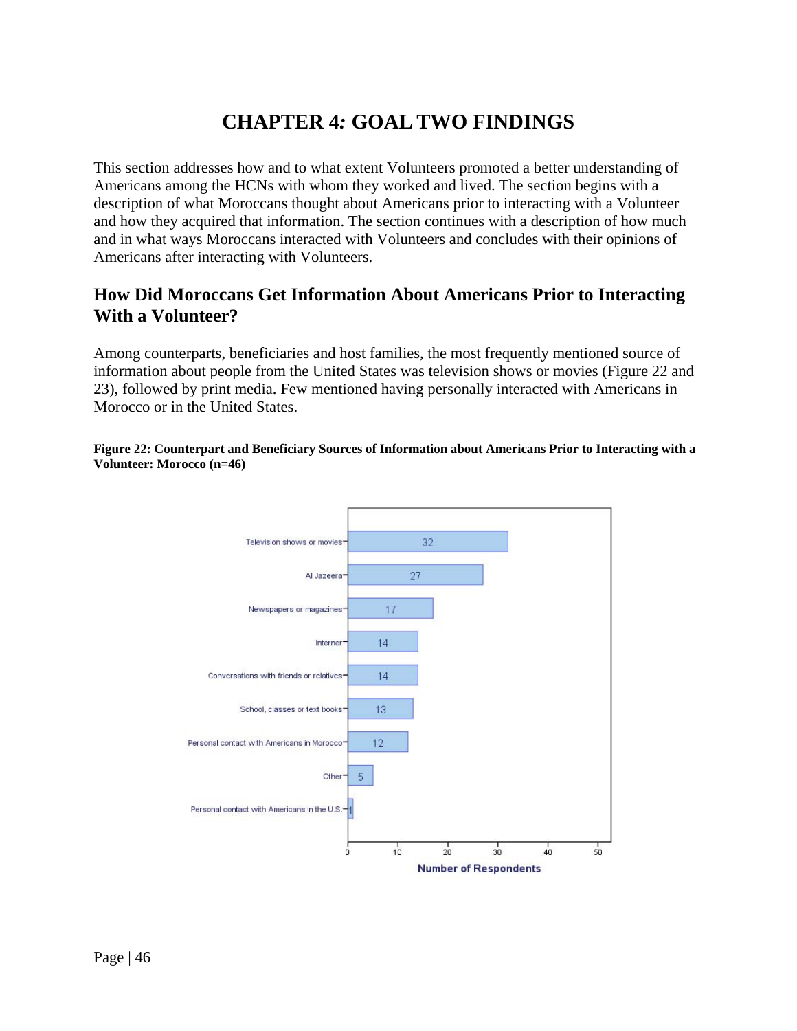# CHAPTER 4: GOAL TWO FINDINGS

This section addresses how and to what extent Volunteers promoted a better understanding of Americans among the HCNs with whom they worked and lived. The section begins with a description of what Moroccans thought about Americans prior to interacting with a Volunteer and how they acquired that information. The section continues with a description of how much and in what ways Moroccans interacted with Volunteers and concludes with their opinions of Americans after interacting with Volunteers.

## How Did Moroccans Get Information About Americans Prior to Interacting With a Volunteer?

Among counterparts, beneficiaries and host families, the most frequently mentioned source of information about people from the United States was television shows or movies (Figure 22 and 23), followed by print media. Few mentioned having personally interacted with Americans in Morocco or in the United States.

**Figure 22: Counterpart and Beneficiary Sources of Information about Americans Prior to Interacting with a Volunteer: Morocco (n=46)**

| Source | Number of Respondents |
| --- | --- |
| Television shows or movies | 32 |
| Al Jazeera | 27 |
| Newspapers or magazines | 17 |
| Interner | 14 |
| Conversations with friends or relatives | 14 |
| School, classes or text books | 13 |
| Personal contact with Americans in Morocco | 12 |
| Other | 5 |
| Personal contact with Americans in the U.S. | 1 |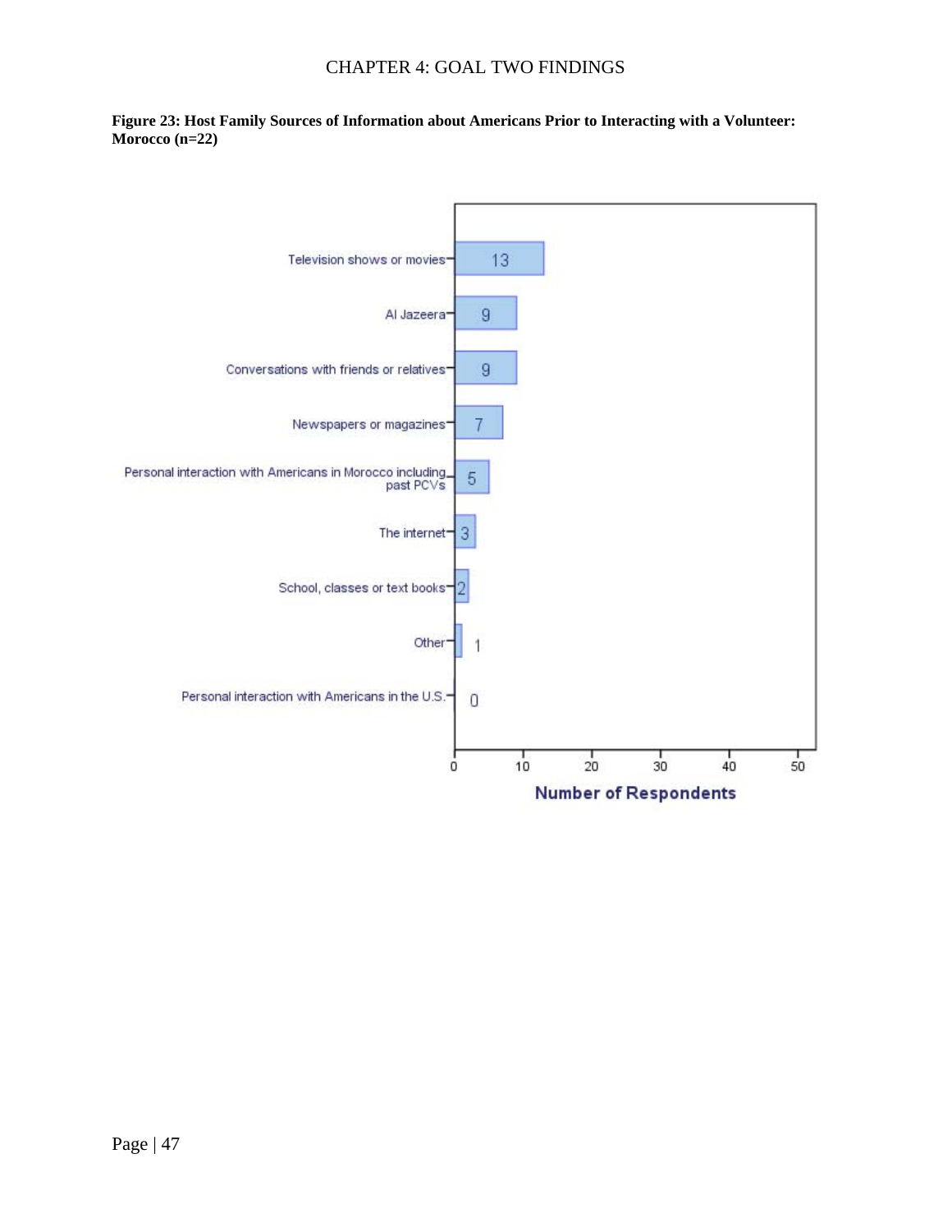**Figure 23: Host Family Sources of Information about Americans Prior to Interacting with a Volunteer: Morocco (n=22)**

| Source | Number of Respondents |
| --- | --- |
| Television shows or movies | 13 |
| Al Jazeera | 9 |
| Conversations with friends or relatives | 9 |
| Newspapers or magazines | 7 |
| Personal interaction with Americans in Morocco including past PCVs | 5 |
| The internet | 3 |
| School, classes or text books | 2 |
| Other | 1 |
| Personal interaction with Americans in the U.S. | 0 |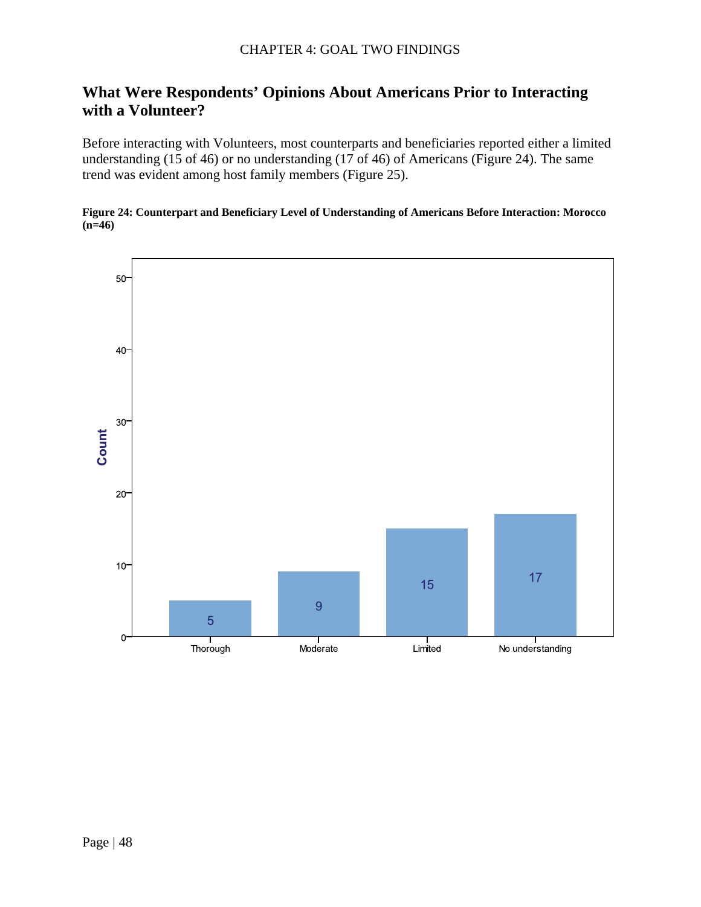## What Were Respondents' Opinions About Americans Prior to Interacting with a Volunteer?

Before interacting with Volunteers, most counterparts and beneficiaries reported either a limited understanding (15 of 46) or no understanding (17 of 46) of Americans (Figure 24). The same trend was evident among host family members (Figure 25).

**Figure 24: Counterpart and Beneficiary Level of Understanding of Americans Before Interaction: Morocco (n=46)**

| Level of Understanding | Count |
|---|---|
| Thorough | 5 |
| Moderate | 9 |
| Limited | 15 |
| No understanding | 17 |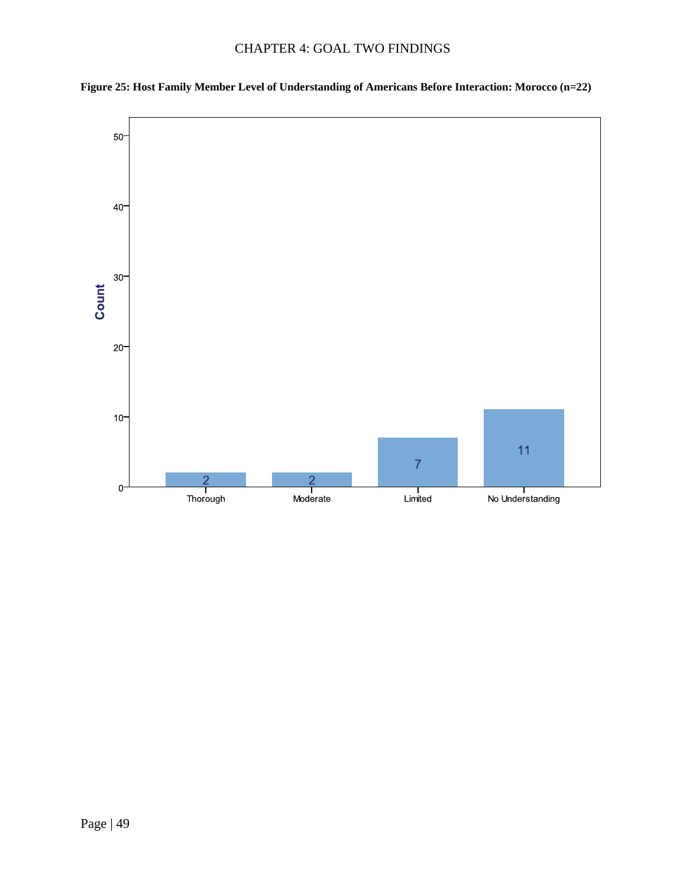**Figure 25: Host Family Member Level of Understanding of Americans Before Interaction: Morocco (n=22)**

| Level of Understanding | Count |
|---|---|
| Thorough | 2 |
| Moderate | 2 |
| Limited | 7 |
| No Understanding | 11 |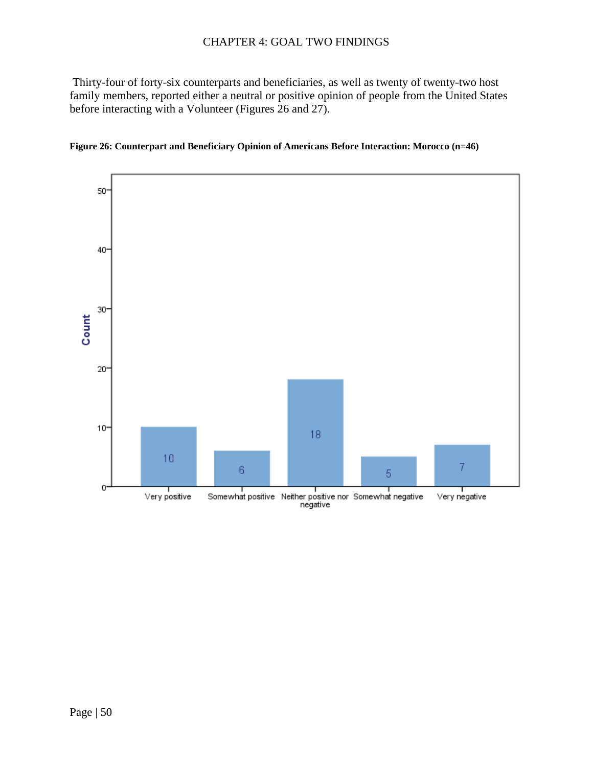Thirty-four of forty-six counterparts and beneficiaries, as well as twenty of twenty-two host family members, reported either a neutral or positive opinion of people from the United States before interacting with a Volunteer (Figures 26 and 27).

**Figure 26: Counterpart and Beneficiary Opinion of Americans Before Interaction: Morocco (n=46)**

| Opinion | Count |
|---|---|
| Very positive | 10 |
| Somewhat positive | 6 |
| Neither positive nor negative | 18 |
| Somewhat negative | 5 |
| Very negative | 7 |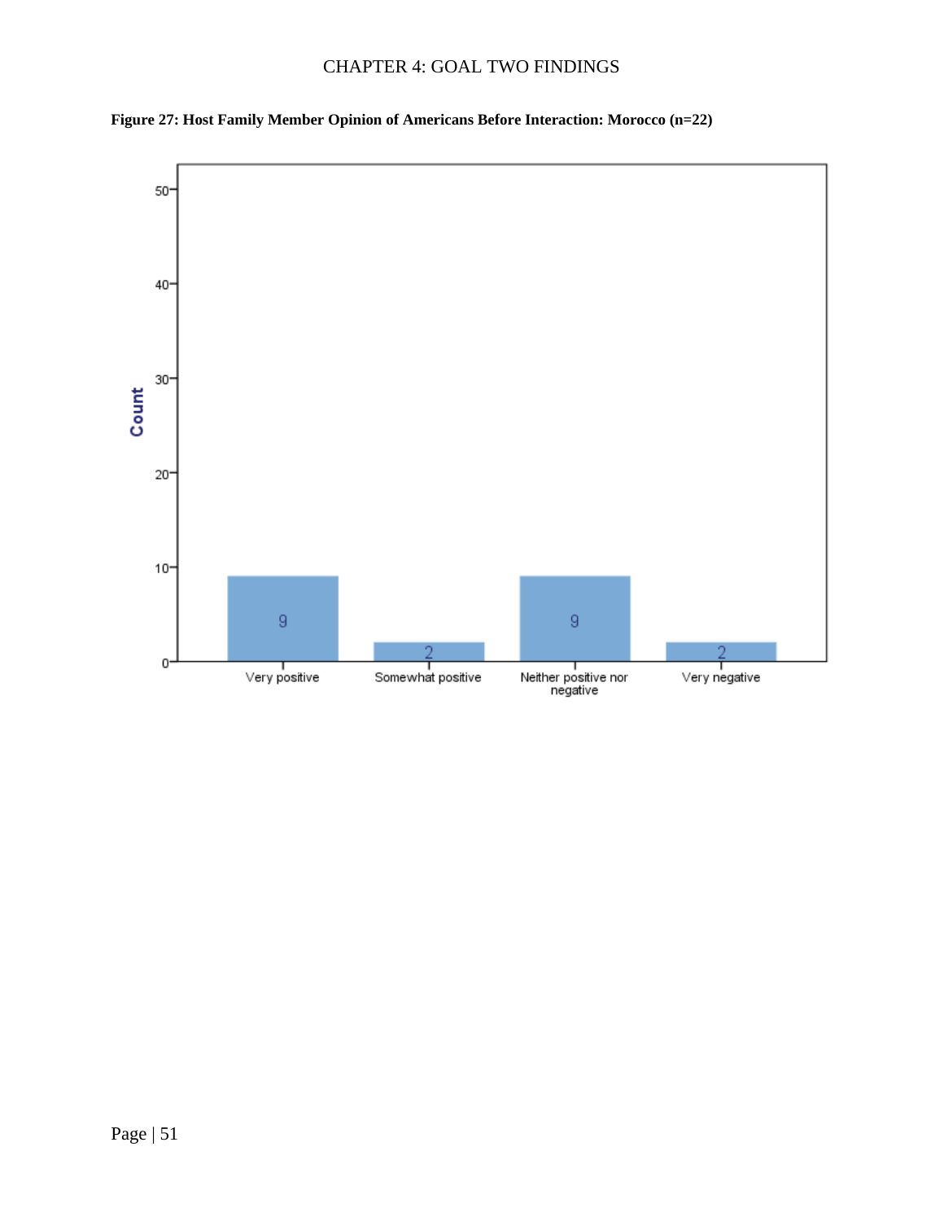**Figure 27: Host Family Member Opinion of Americans Before Interaction: Morocco (n=22)**

| Opinion | Count |
|---|---|
| Very positive | 9 |
| Somewhat positive | 2 |
| Neither positive nor negative | 9 |
| Very negative | 2 |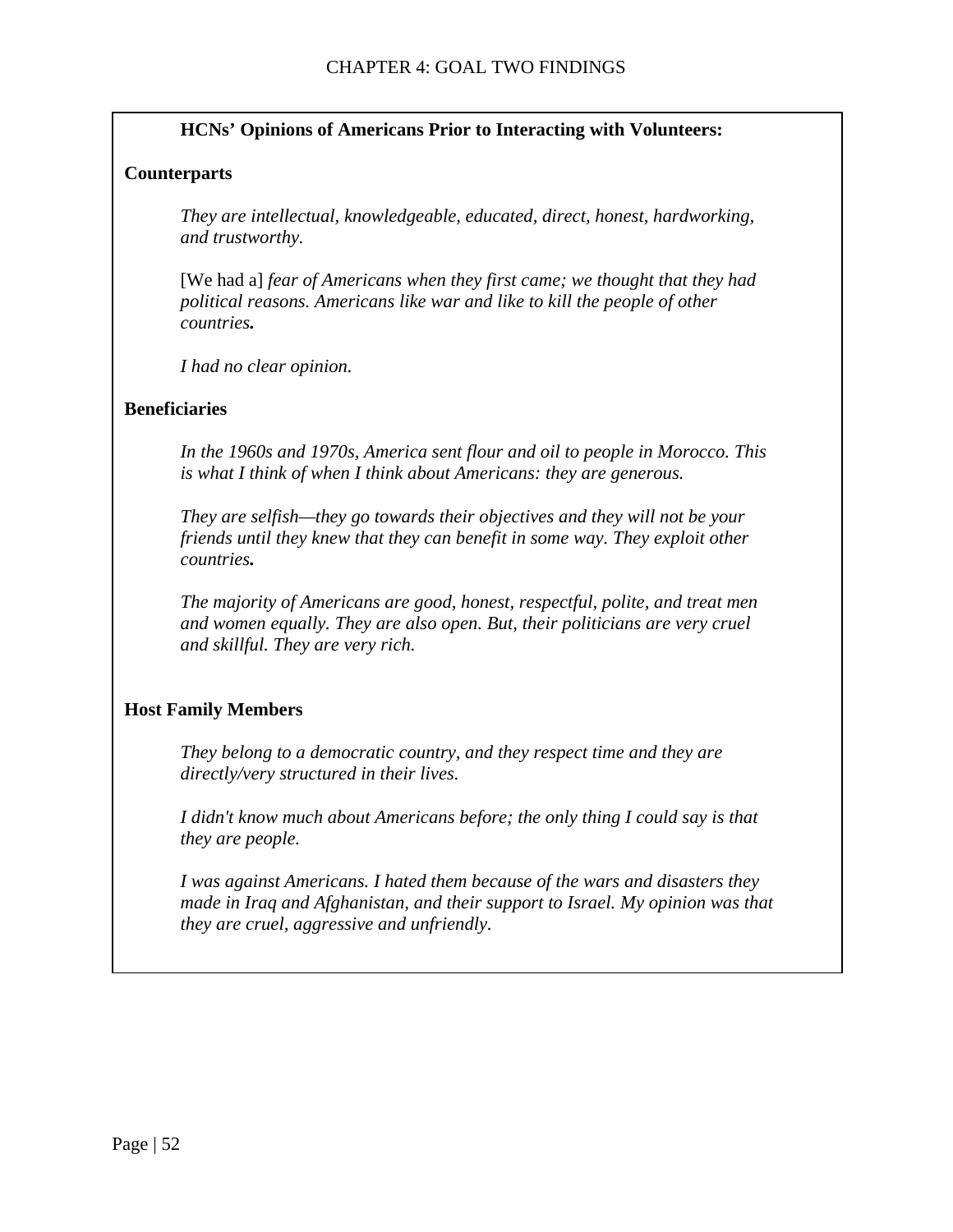**HCNs' Opinions of Americans Prior to Interacting with Volunteers:**

**Counterparts**

*They are intellectual, knowledgeable, educated, direct, honest, hardworking, and trustworthy.*

[We had a] *fear of Americans when they first came; we thought that they had political reasons. Americans like war and like to kill the people of other countries.*

*I had no clear opinion.*

**Beneficiaries**

*In the 1960s and 1970s, America sent flour and oil to people in Morocco. This is what I think of when I think about Americans: they are generous.*

*They are selfish—they go towards their objectives and they will not be your friends until they knew that they can benefit in some way. They exploit other countries.*

*The majority of Americans are good, honest, respectful, polite, and treat men and women equally. They are also open. But, their politicians are very cruel and skillful. They are very rich.*

**Host Family Members**

*They belong to a democratic country, and they respect time and they are directly/very structured in their lives.*

*I didn't know much about Americans before; the only thing I could say is that they are people.*

*I was against Americans. I hated them because of the wars and disasters they made in Iraq and Afghanistan, and their support to Israel. My opinion was that they are cruel, aggressive and unfriendly.*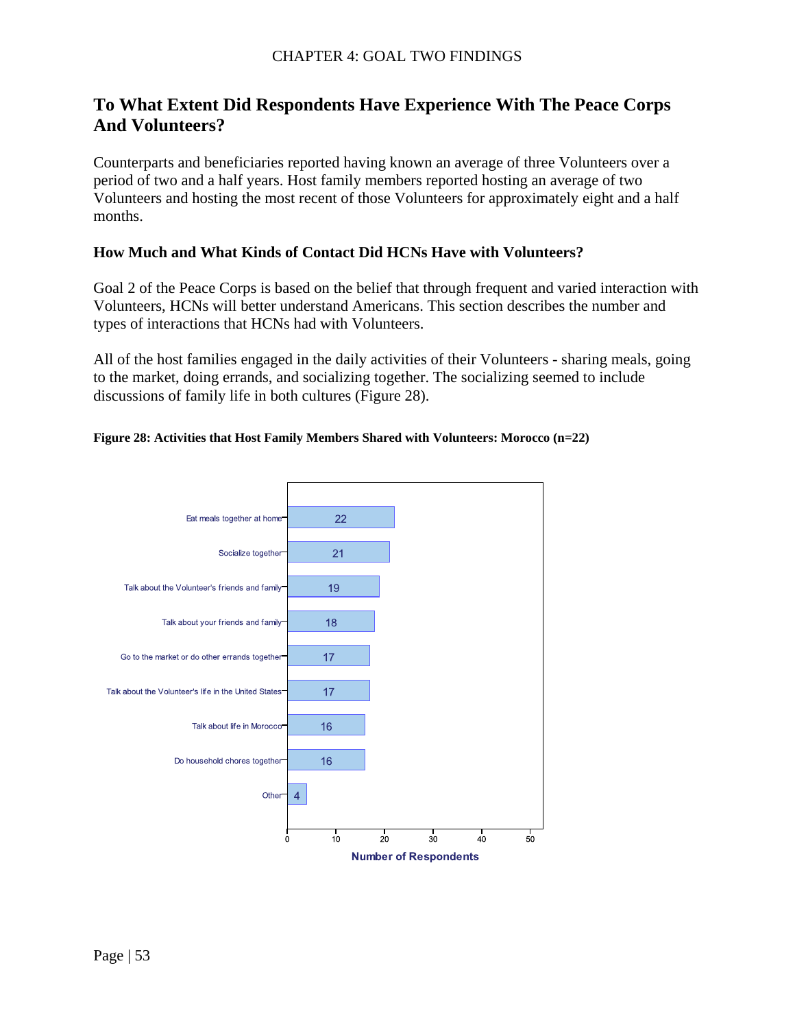## To What Extent Did Respondents Have Experience With The Peace Corps And Volunteers?

Counterparts and beneficiaries reported having known an average of three Volunteers over a period of two and a half years. Host family members reported hosting an average of two Volunteers and hosting the most recent of those Volunteers for approximately eight and a half months.

### How Much and What Kinds of Contact Did HCNs Have with Volunteers?

Goal 2 of the Peace Corps is based on the belief that through frequent and varied interaction with Volunteers, HCNs will better understand Americans. This section describes the number and types of interactions that HCNs had with Volunteers.

All of the host families engaged in the daily activities of their Volunteers - sharing meals, going to the market, doing errands, and socializing together. The socializing seemed to include discussions of family life in both cultures (Figure 28).

**Figure 28: Activities that Host Family Members Shared with Volunteers: Morocco (n=22)**

| Activity | Number of Respondents |
|---|---|
| Eat meals together at home | 22 |
| Socialize together | 21 |
| Talk about the Volunteer's friends and family | 19 |
| Talk about your friends and family | 18 |
| Go to the market or do other errands together | 17 |
| Talk about the Volunteer's life in the United States | 17 |
| Talk about life in Morocco | 16 |
| Do household chores together | 16 |
| Other | 4 |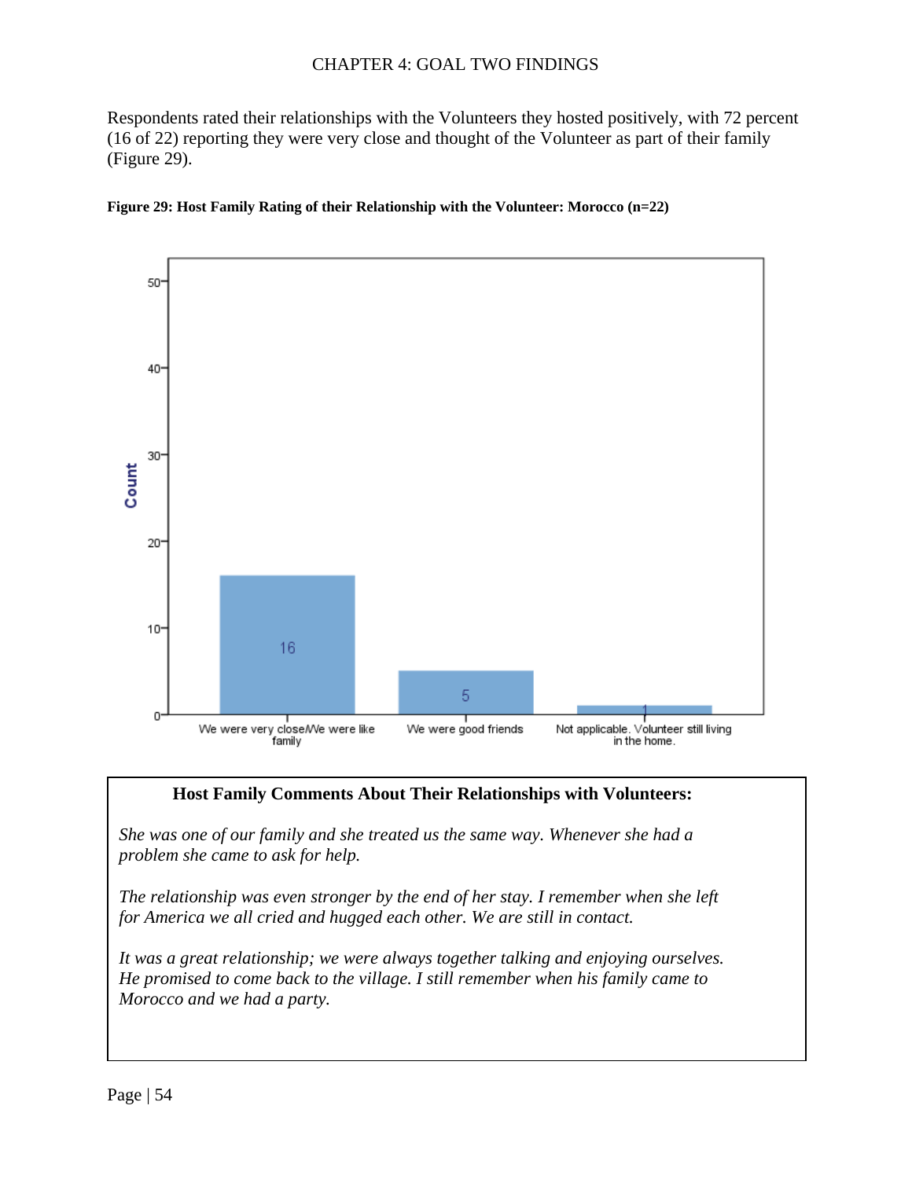Respondents rated their relationships with the Volunteers they hosted positively, with 72 percent (16 of 22) reporting they were very close and thought of the Volunteer as part of their family (Figure 29).

**Figure 29: Host Family Rating of their Relationship with the Volunteer: Morocco (n=22)**

| Response | Count |
|---|---|
| We were very close/We were like family | 16 |
| We were good friends | 5 |
| Not applicable. Volunteer still living in the home. | 1 |

**Host Family Comments About Their Relationships with Volunteers:**

*She was one of our family and she treated us the same way. Whenever she had a problem she came to ask for help.*

*The relationship was even stronger by the end of her stay. I remember when she left for America we all cried and hugged each other. We are still in contact.*

*It was a great relationship; we were always together talking and enjoying ourselves. He promised to come back to the village. I still remember when his family came to Morocco and we had a party.*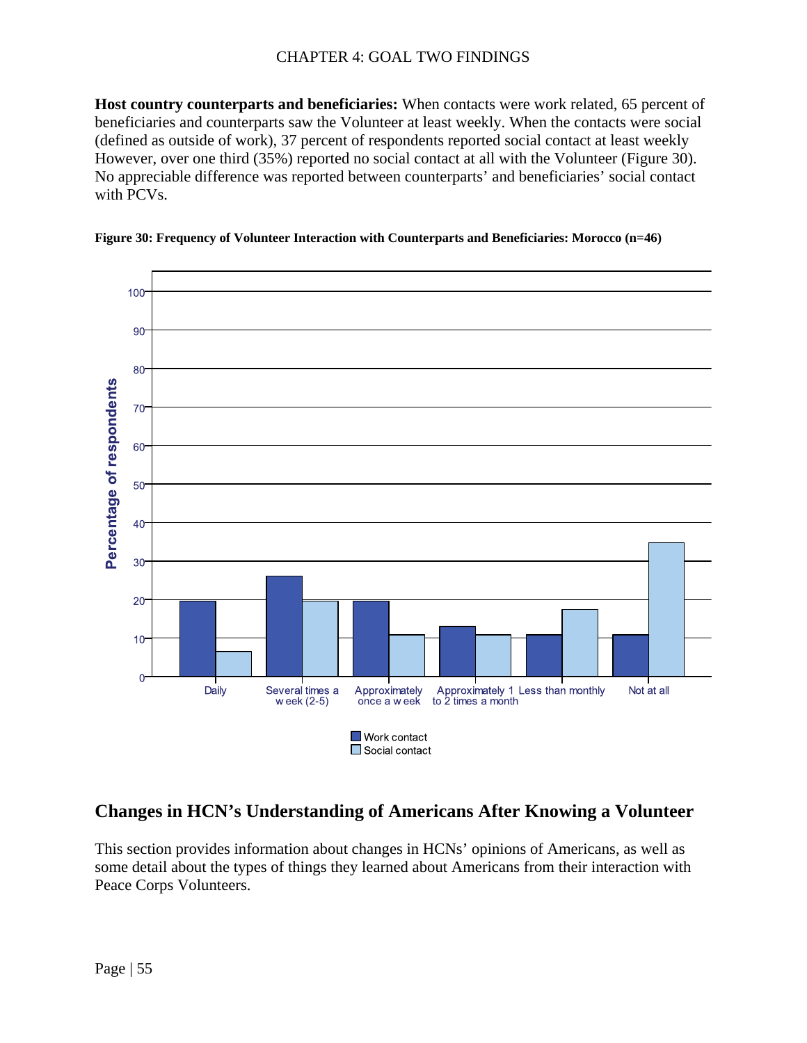**Host country counterparts and beneficiaries:** When contacts were work related, 65 percent of beneficiaries and counterparts saw the Volunteer at least weekly. When the contacts were social (defined as outside of work), 37 percent of respondents reported social contact at least weekly However, over one third (35%) reported no social contact at all with the Volunteer (Figure 30). No appreciable difference was reported between counterparts' and beneficiaries' social contact with PCVs.

**Figure 30: Frequency of Volunteer Interaction with Counterparts and Beneficiaries: Morocco (n=46)**

## Changes in HCN's Understanding of Americans After Knowing a Volunteer

This section provides information about changes in HCNs' opinions of Americans, as well as some detail about the types of things they learned about Americans from their interaction with Peace Corps Volunteers.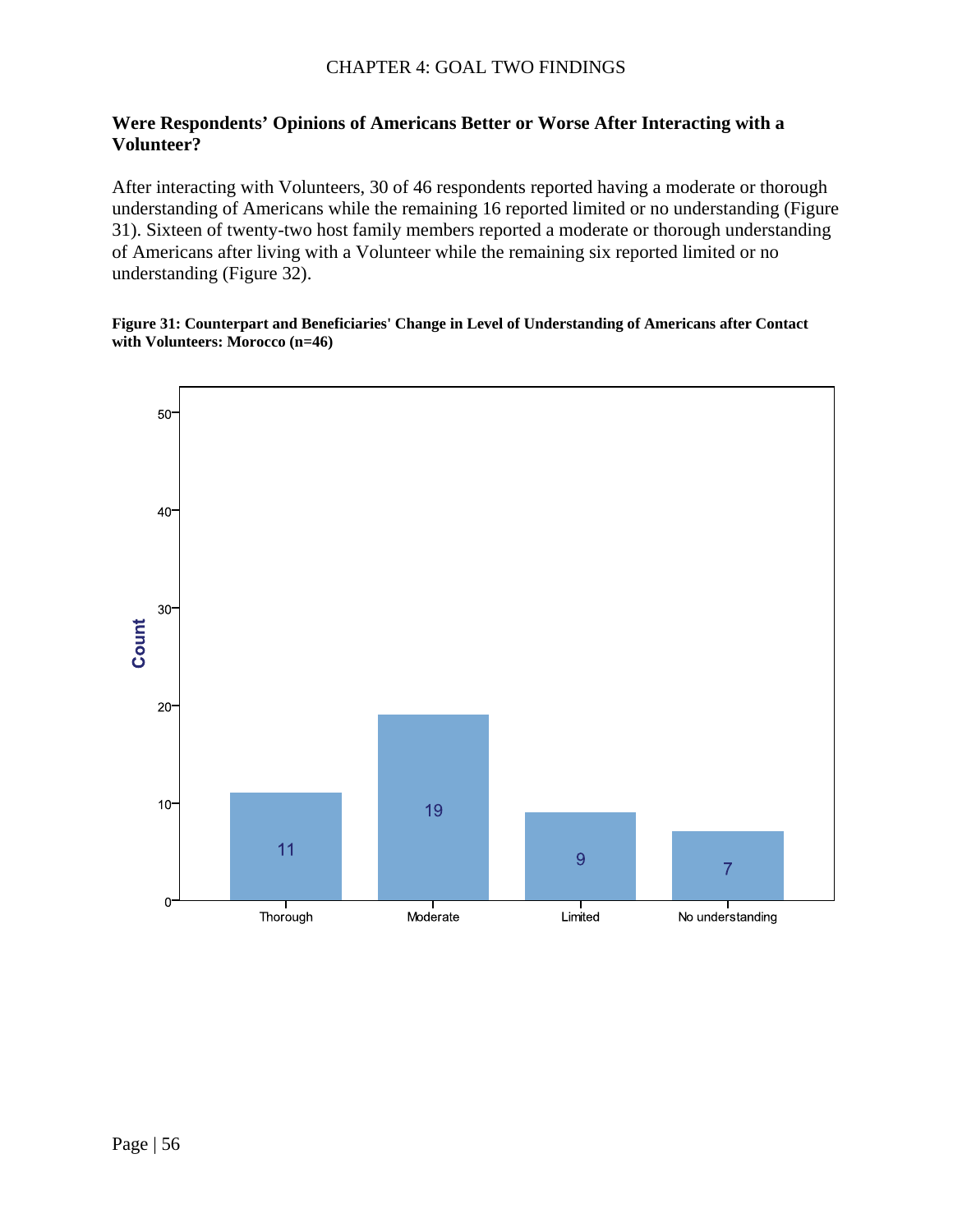## Were Respondents' Opinions of Americans Better or Worse After Interacting with a Volunteer?

After interacting with Volunteers, 30 of 46 respondents reported having a moderate or thorough understanding of Americans while the remaining 16 reported limited or no understanding (Figure 31). Sixteen of twenty-two host family members reported a moderate or thorough understanding of Americans after living with a Volunteer while the remaining six reported limited or no understanding (Figure 32).

**Figure 31: Counterpart and Beneficiaries' Change in Level of Understanding of Americans after Contact with Volunteers: Morocco (n=46)**

| | Count |
|---|---|
| Thorough | 11 |
| Moderate | 19 |
| Limited | 9 |
| No understanding | 7 |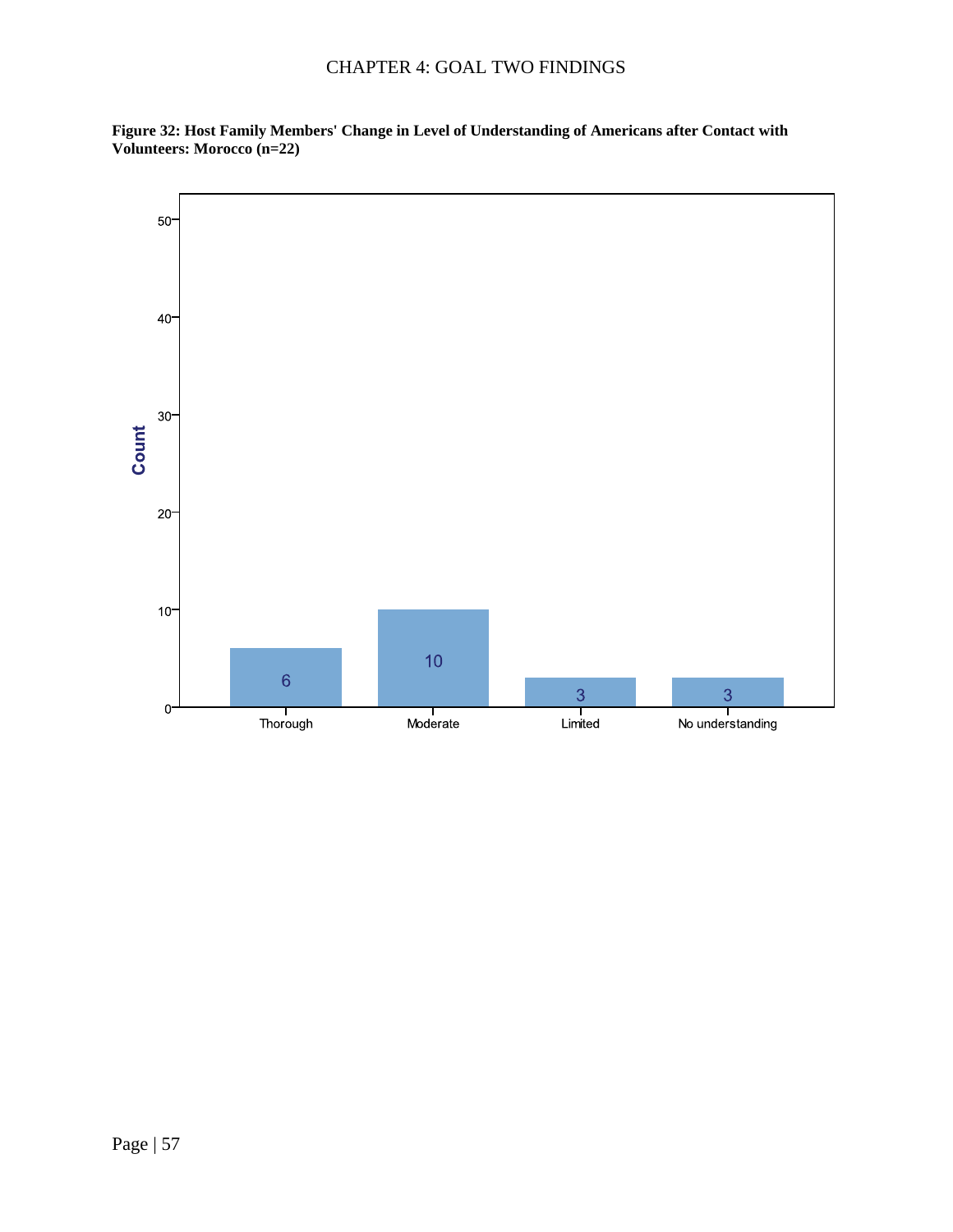**Figure 32: Host Family Members' Change in Level of Understanding of Americans after Contact with Volunteers: Morocco (n=22)**

| Level of Understanding | Count |
|---|---|
| Thorough | 6 |
| Moderate | 10 |
| Limited | 3 |
| No understanding | 3 |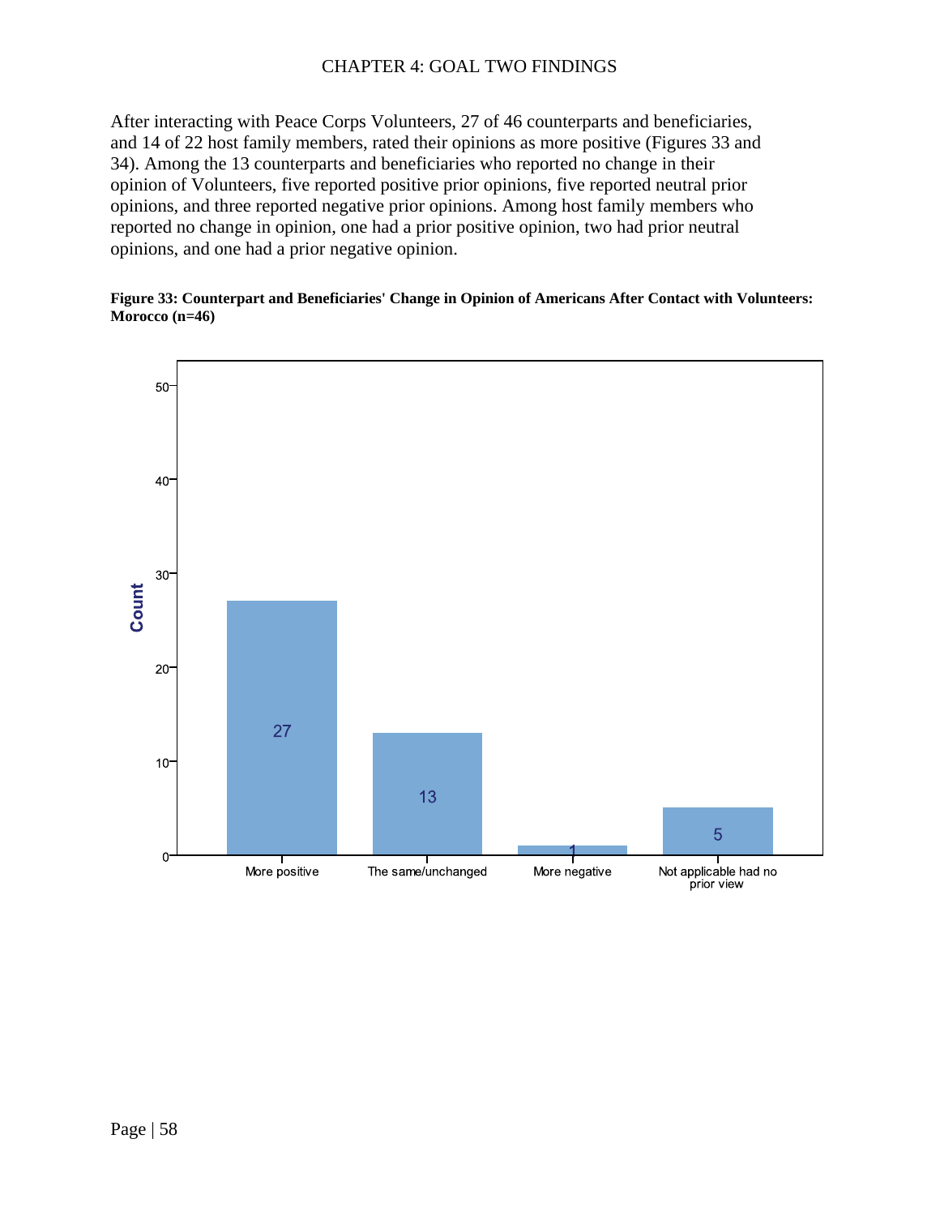After interacting with Peace Corps Volunteers, 27 of 46 counterparts and beneficiaries, and 14 of 22 host family members, rated their opinions as more positive (Figures 33 and 34). Among the 13 counterparts and beneficiaries who reported no change in their opinion of Volunteers, five reported positive prior opinions, five reported neutral prior opinions, and three reported negative prior opinions. Among host family members who reported no change in opinion, one had a prior positive opinion, two had prior neutral opinions, and one had a prior negative opinion.

**Figure 33: Counterpart and Beneficiaries' Change in Opinion of Americans After Contact with Volunteers: Morocco (n=46)**

| Response | Count |
|---|---|
| More positive | 27 |
| The same/unchanged | 13 |
| More negative | 1 |
| Not applicable had no prior view | 5 |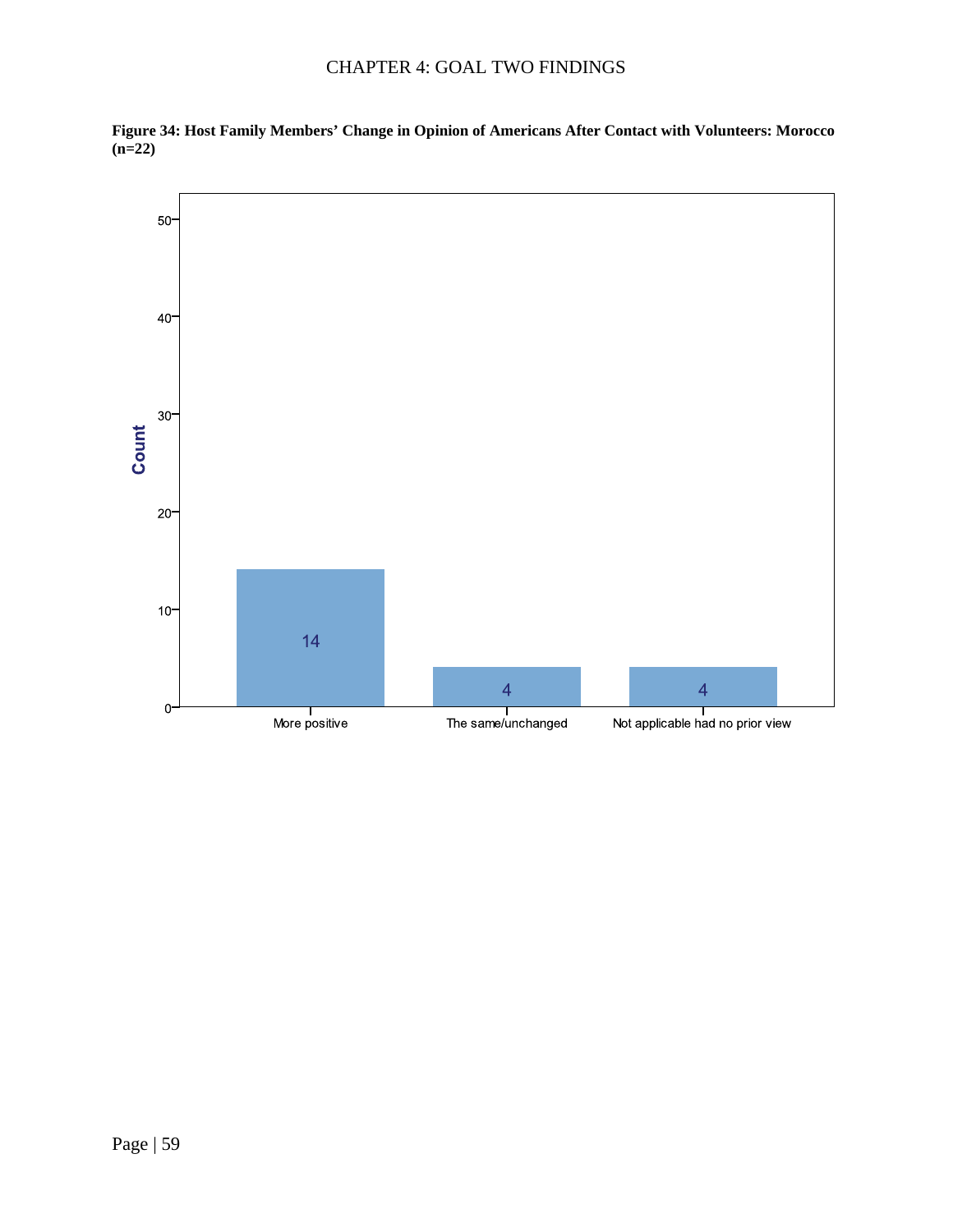**Figure 34: Host Family Members' Change in Opinion of Americans After Contact with Volunteers: Morocco (n=22)**

| Response | Count |
|---|---|
| More positive | 14 |
| The same/unchanged | 4 |
| Not applicable had no prior view | 4 |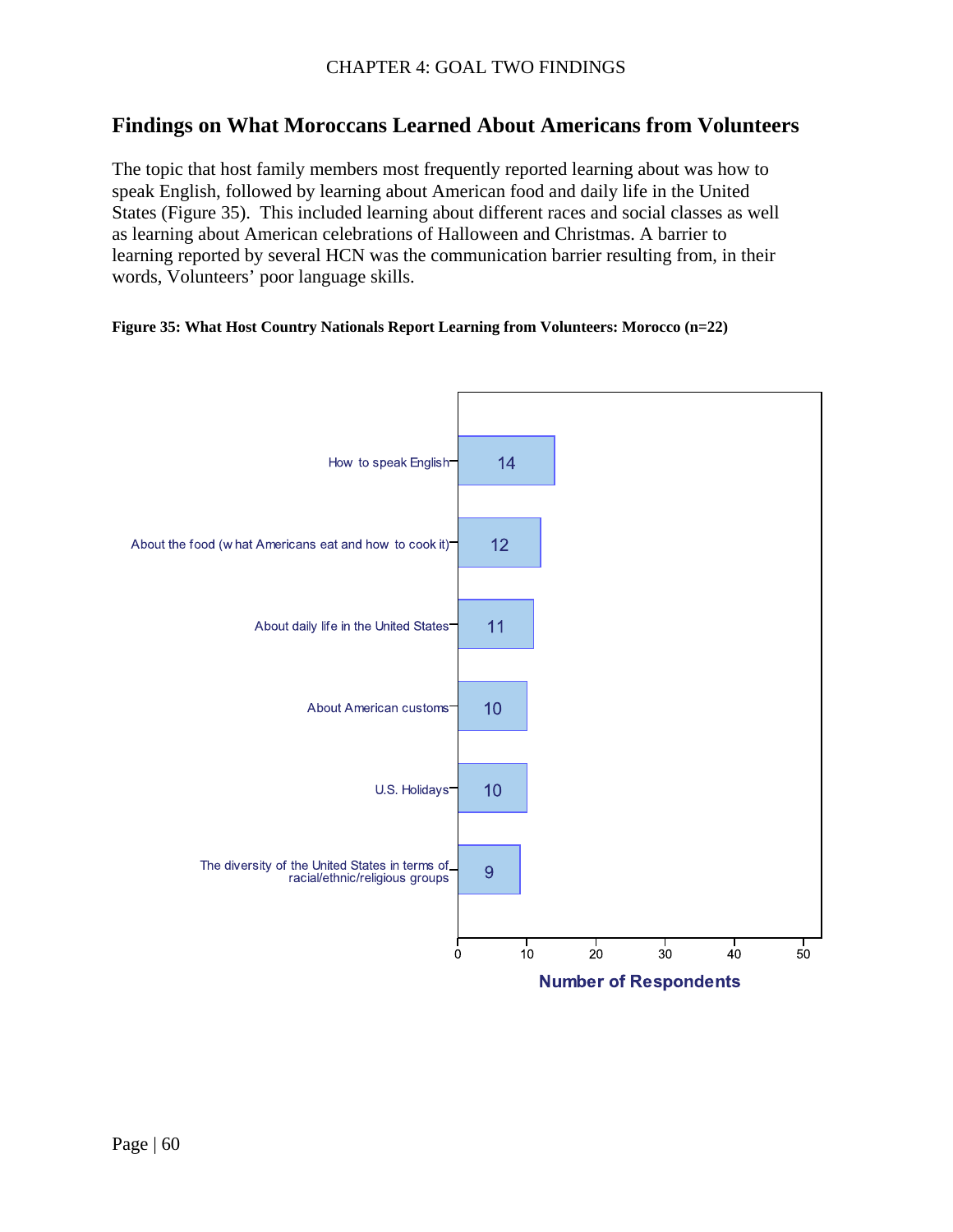## Findings on What Moroccans Learned About Americans from Volunteers

The topic that host family members most frequently reported learning about was how to speak English, followed by learning about American food and daily life in the United States (Figure 35). This included learning about different races and social classes as well as learning about American celebrations of Halloween and Christmas. A barrier to learning reported by several HCN was the communication barrier resulting from, in their words, Volunteers' poor language skills.

**Figure 35: What Host Country Nationals Report Learning from Volunteers: Morocco (n=22)**

| Topic | Number of Respondents |
|---|---|
| How to speak English | 14 |
| About the food (what Americans eat and how to cook it) | 12 |
| About daily life in the United States | 11 |
| About American customs | 10 |
| U.S. Holidays | 10 |
| The diversity of the United States in terms of racial/ethnic/religious groups | 9 |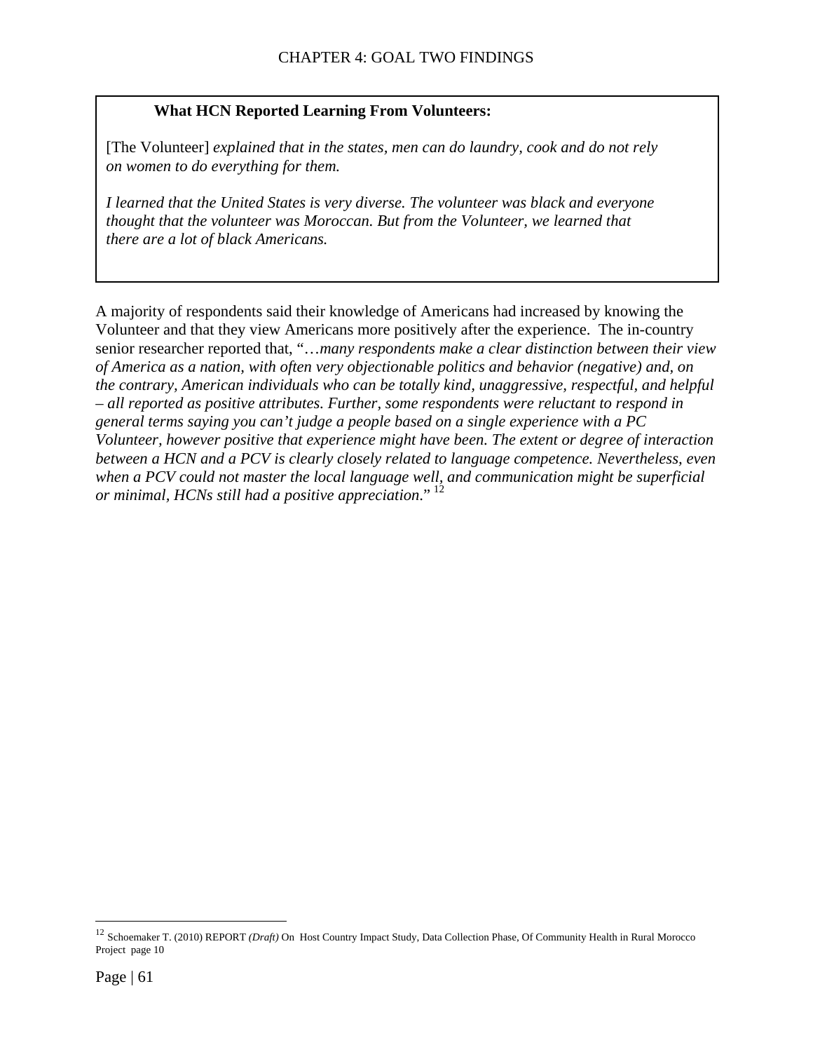**What HCN Reported Learning From Volunteers:**

[The Volunteer] *explained that in the states, men can do laundry, cook and do not rely on women to do everything for them.*

*I learned that the United States is very diverse. The volunteer was black and everyone thought that the volunteer was Moroccan. But from the Volunteer, we learned that there are a lot of black Americans.*

A majority of respondents said their knowledge of Americans had increased by knowing the Volunteer and that they view Americans more positively after the experience. The in-country senior researcher reported that, "…*many respondents make a clear distinction between their view of America as a nation, with often very objectionable politics and behavior (negative) and, on the contrary, American individuals who can be totally kind, unaggressive, respectful, and helpful – all reported as positive attributes. Further, some respondents were reluctant to respond in general terms saying you can't judge a people based on a single experience with a PC Volunteer, however positive that experience might have been. The extent or degree of interaction between a HCN and a PCV is clearly closely related to language competence. Nevertheless, even when a PCV could not master the local language well, and communication might be superficial or minimal, HCNs still had a positive appreciation*." [12]

---

[12] Schoemaker T. (2010) REPORT *(Draft)* On Host Country Impact Study, Data Collection Phase, Of Community Health in Rural Morocco Project page 10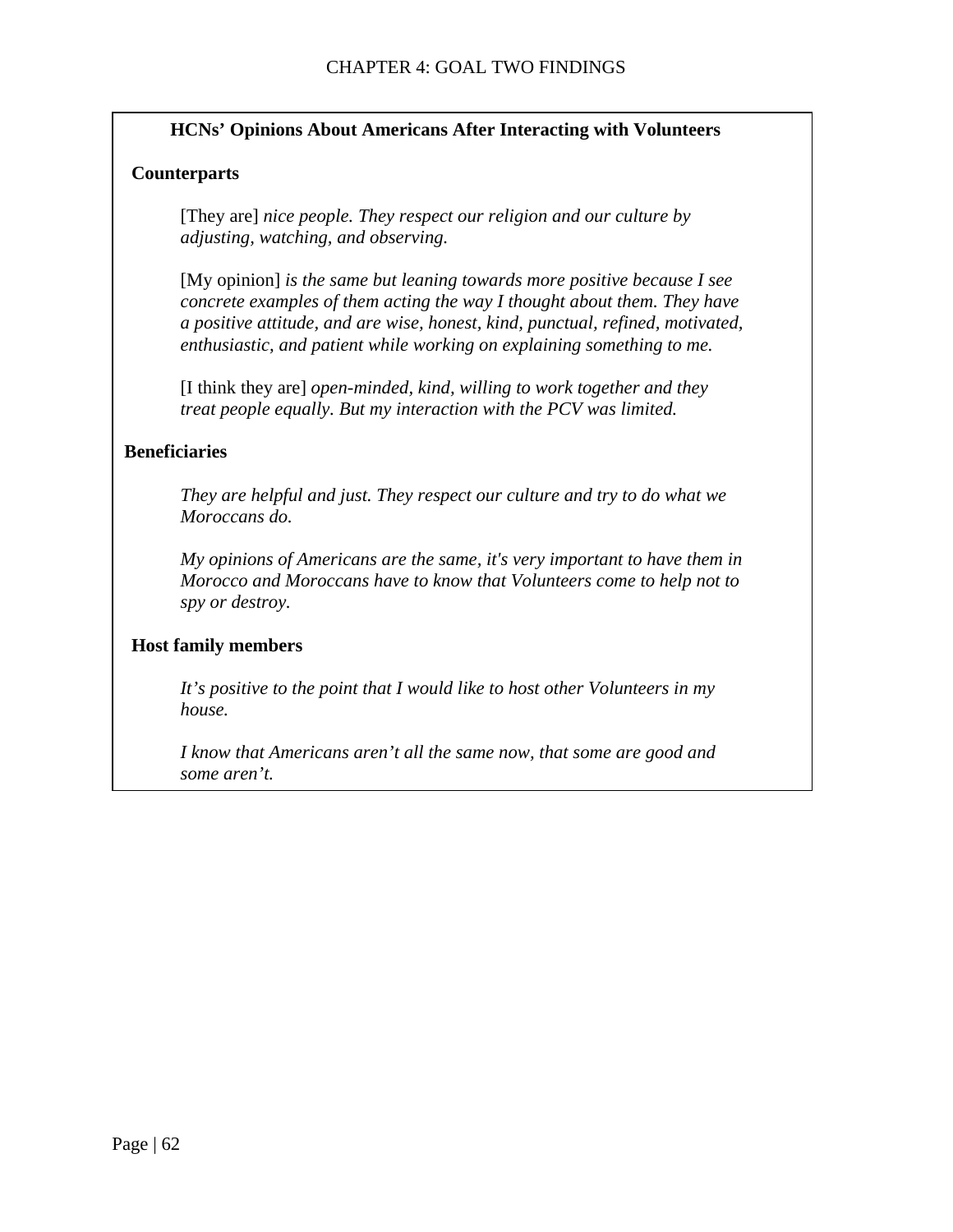**HCNs' Opinions About Americans After Interacting with Volunteers**

**Counterparts**

> [They are] *nice people. They respect our religion and our culture by adjusting, watching, and observing.*
>
> [My opinion] *is the same but leaning towards more positive because I see concrete examples of them acting the way I thought about them. They have a positive attitude, and are wise, honest, kind, punctual, refined, motivated, enthusiastic, and patient while working on explaining something to me.*
>
> [I think they are] *open-minded, kind, willing to work together and they treat people equally. But my interaction with the PCV was limited.*

**Beneficiaries**

> *They are helpful and just. They respect our culture and try to do what we Moroccans do.*
>
> *My opinions of Americans are the same, it's very important to have them in Morocco and Moroccans have to know that Volunteers come to help not to spy or destroy.*

**Host family members**

> *It's positive to the point that I would like to host other Volunteers in my house.*
>
> *I know that Americans aren't all the same now, that some are good and some aren't.*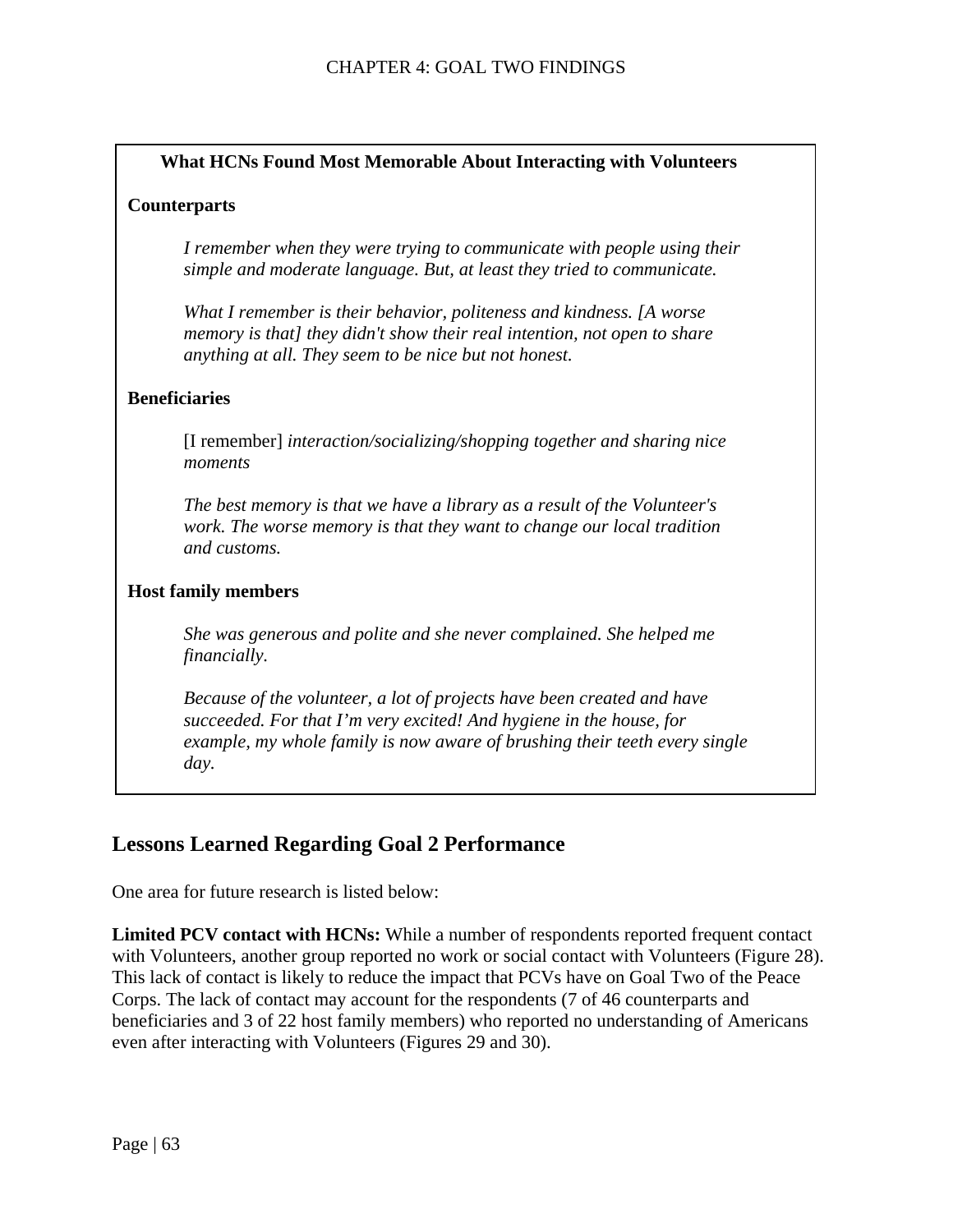**What HCNs Found Most Memorable About Interacting with Volunteers**

**Counterparts**

> *I remember when they were trying to communicate with people using their simple and moderate language. But, at least they tried to communicate.*
>
> *What I remember is their behavior, politeness and kindness. [A worse memory is that] they didn't show their real intention, not open to share anything at all. They seem to be nice but not honest.*

**Beneficiaries**

> [I remember] *interaction/socializing/shopping together and sharing nice moments*
>
> *The best memory is that we have a library as a result of the Volunteer's work. The worse memory is that they want to change our local tradition and customs.*

**Host family members**

> *She was generous and polite and she never complained. She helped me financially.*
>
> *Because of the volunteer, a lot of projects have been created and have succeeded. For that I'm very excited! And hygiene in the house, for example, my whole family is now aware of brushing their teeth every single day.*

## Lessons Learned Regarding Goal 2 Performance

One area for future research is listed below:

**Limited PCV contact with HCNs:** While a number of respondents reported frequent contact with Volunteers, another group reported no work or social contact with Volunteers (Figure 28). This lack of contact is likely to reduce the impact that PCVs have on Goal Two of the Peace Corps. The lack of contact may account for the respondents (7 of 46 counterparts and beneficiaries and 3 of 22 host family members) who reported no understanding of Americans even after interacting with Volunteers (Figures 29 and 30).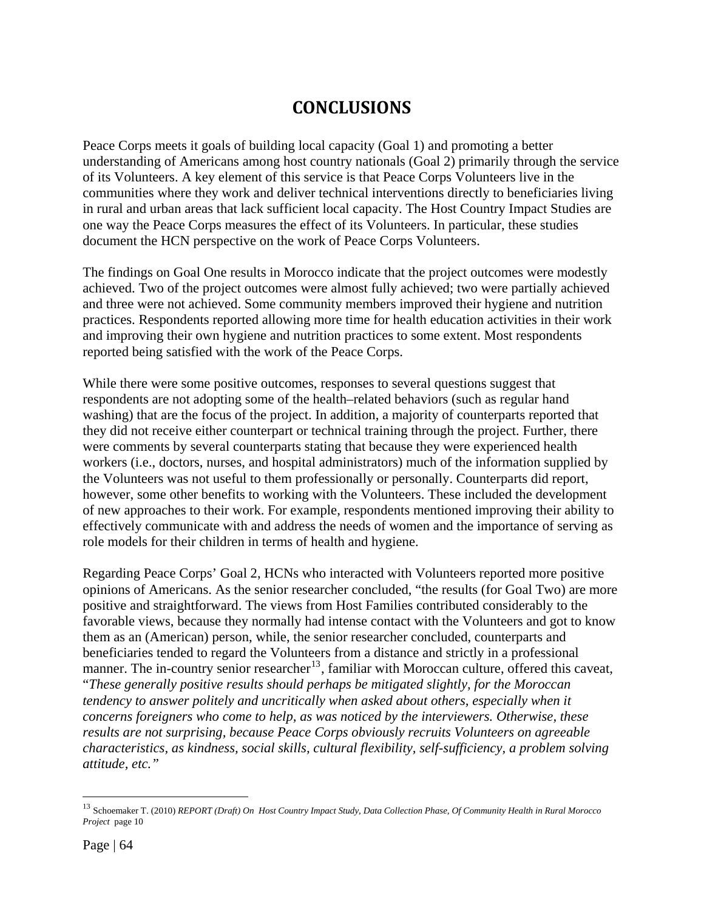# CONCLUSIONS

Peace Corps meets it goals of building local capacity (Goal 1) and promoting a better understanding of Americans among host country nationals (Goal 2) primarily through the service of its Volunteers. A key element of this service is that Peace Corps Volunteers live in the communities where they work and deliver technical interventions directly to beneficiaries living in rural and urban areas that lack sufficient local capacity. The Host Country Impact Studies are one way the Peace Corps measures the effect of its Volunteers. In particular, these studies document the HCN perspective on the work of Peace Corps Volunteers.

The findings on Goal One results in Morocco indicate that the project outcomes were modestly achieved. Two of the project outcomes were almost fully achieved; two were partially achieved and three were not achieved. Some community members improved their hygiene and nutrition practices. Respondents reported allowing more time for health education activities in their work and improving their own hygiene and nutrition practices to some extent. Most respondents reported being satisfied with the work of the Peace Corps.

While there were some positive outcomes, responses to several questions suggest that respondents are not adopting some of the health–related behaviors (such as regular hand washing) that are the focus of the project. In addition, a majority of counterparts reported that they did not receive either counterpart or technical training through the project. Further, there were comments by several counterparts stating that because they were experienced health workers (i.e., doctors, nurses, and hospital administrators) much of the information supplied by the Volunteers was not useful to them professionally or personally. Counterparts did report, however, some other benefits to working with the Volunteers. These included the development of new approaches to their work. For example, respondents mentioned improving their ability to effectively communicate with and address the needs of women and the importance of serving as role models for their children in terms of health and hygiene.

Regarding Peace Corps' Goal 2, HCNs who interacted with Volunteers reported more positive opinions of Americans. As the senior researcher concluded, "the results (for Goal Two) are more positive and straightforward. The views from Host Families contributed considerably to the favorable views, because they normally had intense contact with the Volunteers and got to know them as an (American) person, while, the senior researcher concluded, counterparts and beneficiaries tended to regard the Volunteers from a distance and strictly in a professional manner. The in-country senior researcher[13], familiar with Moroccan culture, offered this caveat, "*These generally positive results should perhaps be mitigated slightly, for the Moroccan tendency to answer politely and uncritically when asked about others, especially when it concerns foreigners who come to help, as was noticed by the interviewers. Otherwise, these results are not surprising, because Peace Corps obviously recruits Volunteers on agreeable characteristics, as kindness, social skills, cultural flexibility, self-sufficiency, a problem solving attitude, etc.*"

[13] Schoemaker T. (2010) *REPORT (Draft) On Host Country Impact Study, Data Collection Phase, Of Community Health in Rural Morocco Project* page 10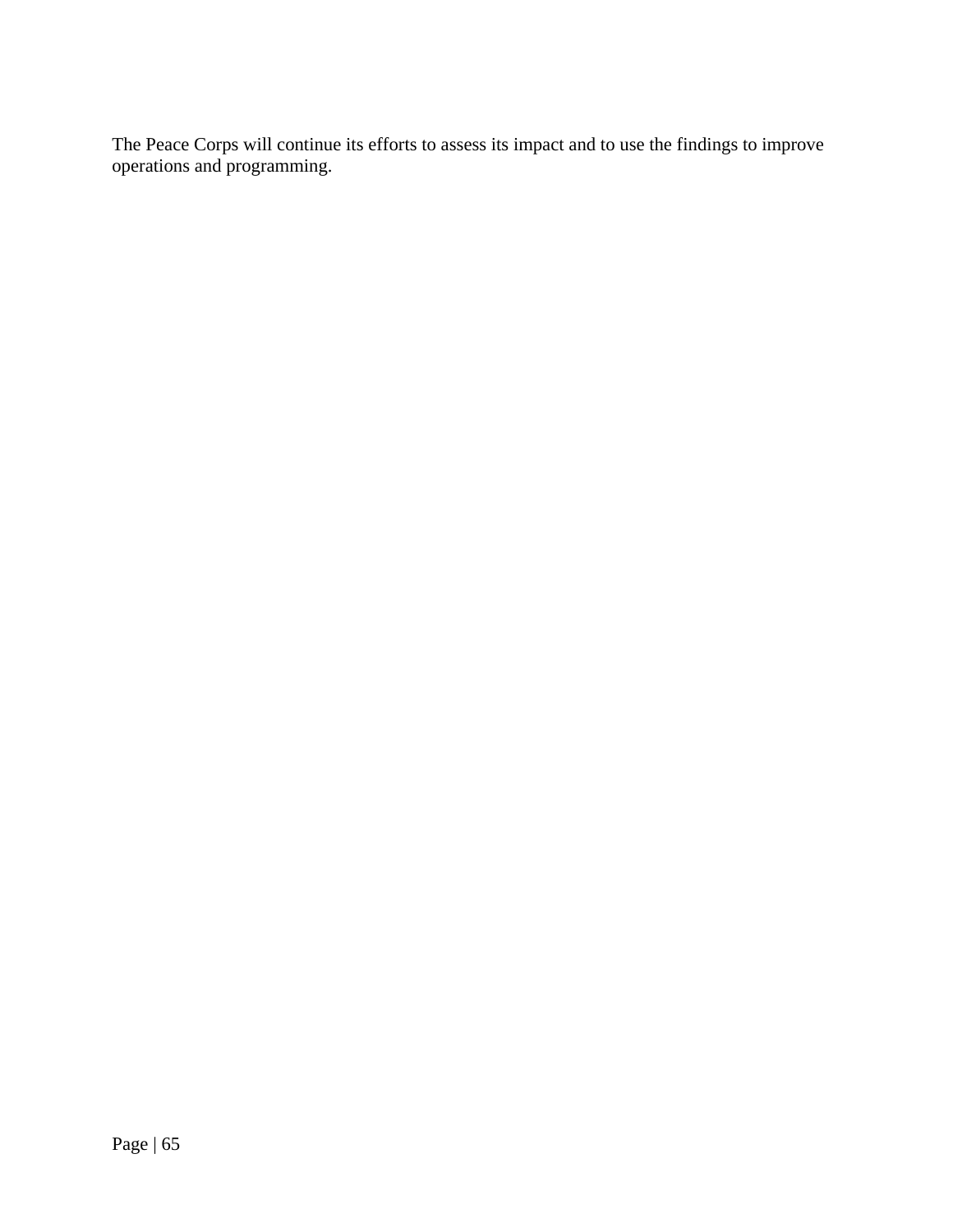The Peace Corps will continue its efforts to assess its impact and to use the findings to improve operations and programming.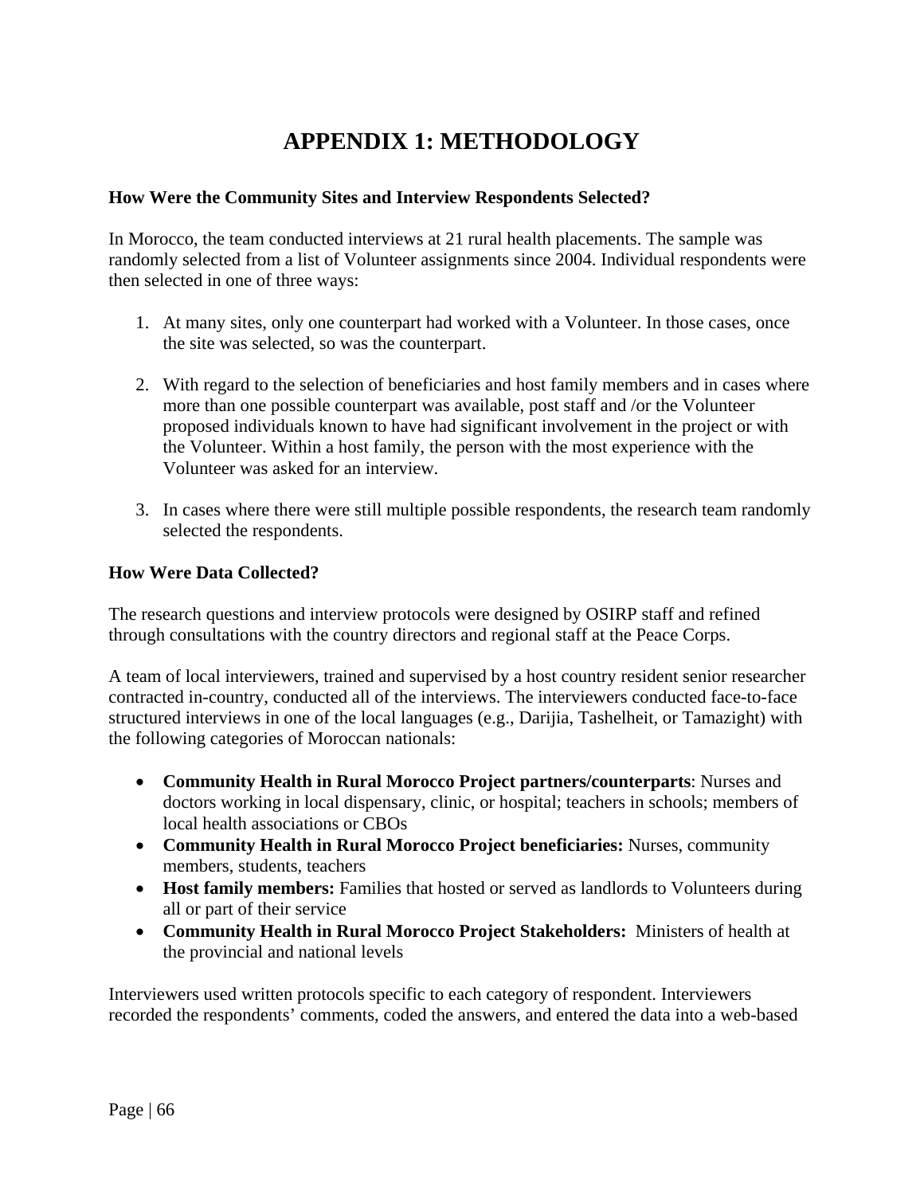# APPENDIX 1: METHODOLOGY

**How Were the Community Sites and Interview Respondents Selected?**

In Morocco, the team conducted interviews at 21 rural health placements. The sample was randomly selected from a list of Volunteer assignments since 2004. Individual respondents were then selected in one of three ways:

1. At many sites, only one counterpart had worked with a Volunteer. In those cases, once the site was selected, so was the counterpart.

2. With regard to the selection of beneficiaries and host family members and in cases where more than one possible counterpart was available, post staff and /or the Volunteer proposed individuals known to have had significant involvement in the project or with the Volunteer. Within a host family, the person with the most experience with the Volunteer was asked for an interview.

3. In cases where there were still multiple possible respondents, the research team randomly selected the respondents.

**How Were Data Collected?**

The research questions and interview protocols were designed by OSIRP staff and refined through consultations with the country directors and regional staff at the Peace Corps.

A team of local interviewers, trained and supervised by a host country resident senior researcher contracted in-country, conducted all of the interviews. The interviewers conducted face-to-face structured interviews in one of the local languages (e.g., Darijia, Tashelheit, or Tamazight) with the following categories of Moroccan nationals:

- **Community Health in Rural Morocco Project partners/counterparts**: Nurses and doctors working in local dispensary, clinic, or hospital; teachers in schools; members of local health associations or CBOs
- **Community Health in Rural Morocco Project beneficiaries:** Nurses, community members, students, teachers
- **Host family members:** Families that hosted or served as landlords to Volunteers during all or part of their service
- **Community Health in Rural Morocco Project Stakeholders:** Ministers of health at the provincial and national levels

Interviewers used written protocols specific to each category of respondent. Interviewers recorded the respondents' comments, coded the answers, and entered the data into a web-based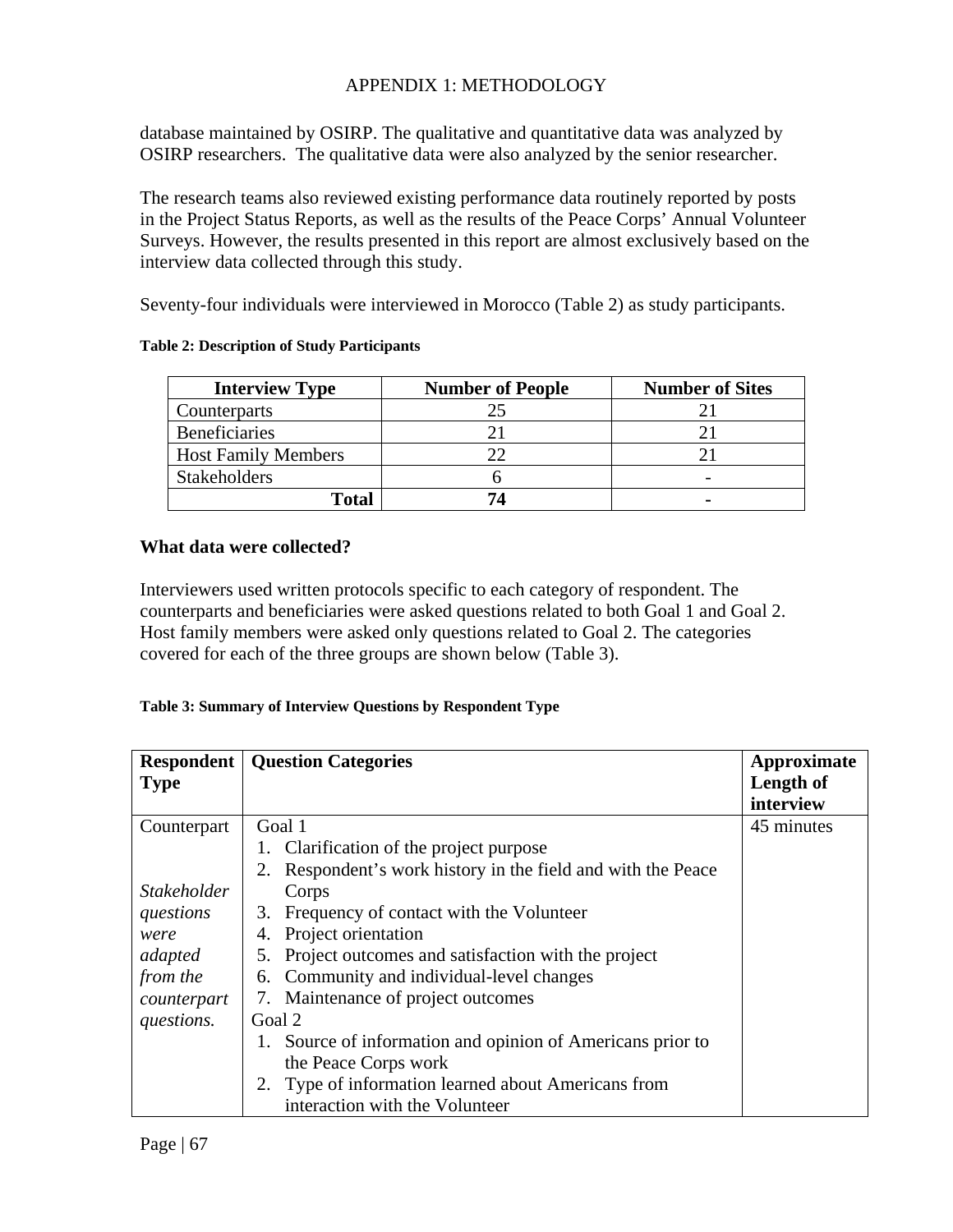# APPENDIX 1: METHODOLOGY

database maintained by OSIRP. The qualitative and quantitative data was analyzed by OSIRP researchers. The qualitative data were also analyzed by the senior researcher.

The research teams also reviewed existing performance data routinely reported by posts in the Project Status Reports, as well as the results of the Peace Corps' Annual Volunteer Surveys. However, the results presented in this report are almost exclusively based on the interview data collected through this study.

Seventy-four individuals were interviewed in Morocco (Table 2) as study participants.

**Table 2: Description of Study Participants**

| Interview Type | Number of People | Number of Sites |
|---|---|---|
| Counterparts | 25 | 21 |
| Beneficiaries | 21 | 21 |
| Host Family Members | 22 | 21 |
| Stakeholders | 6 | - |
| **Total** | **74** | **-** |

## What data were collected?

Interviewers used written protocols specific to each category of respondent. The counterparts and beneficiaries were asked questions related to both Goal 1 and Goal 2. Host family members were asked only questions related to Goal 2. The categories covered for each of the three groups are shown below (Table 3).

**Table 3: Summary of Interview Questions by Respondent Type**

| Respondent Type | Question Categories | Approximate Length of interview |
|---|---|---|
| Counterpart<br><br>*Stakeholder questions were adapted from the counterpart questions.* | Goal 1<br>1. Clarification of the project purpose<br>2. Respondent's work history in the field and with the Peace Corps<br>3. Frequency of contact with the Volunteer<br>4. Project orientation<br>5. Project outcomes and satisfaction with the project<br>6. Community and individual-level changes<br>7. Maintenance of project outcomes<br>Goal 2<br>1. Source of information and opinion of Americans prior to the Peace Corps work<br>2. Type of information learned about Americans from interaction with the Volunteer | 45 minutes |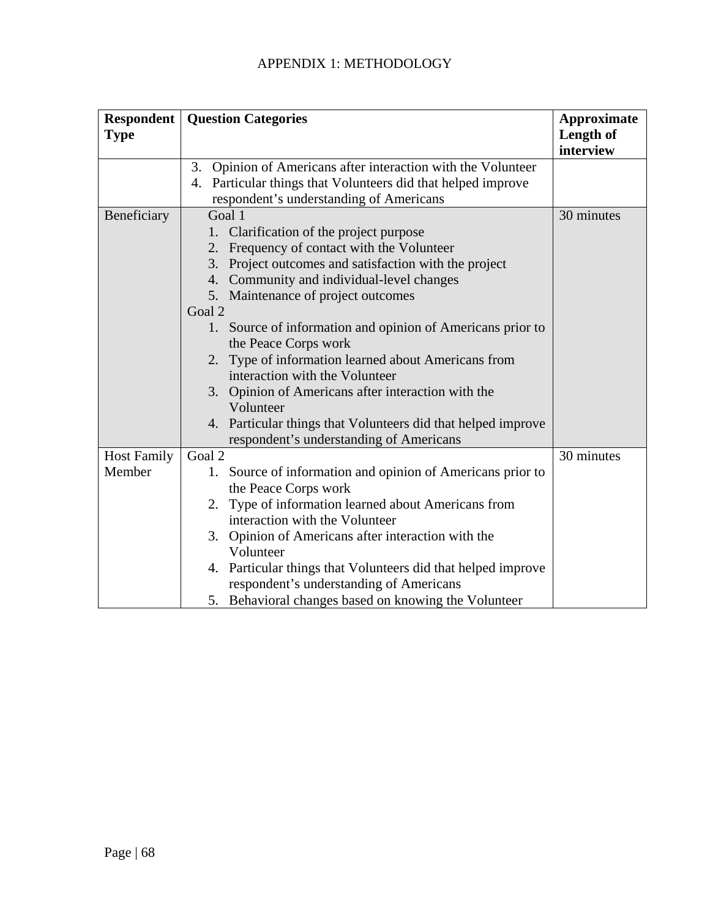APPENDIX 1: METHODOLOGY

| Respondent Type | Question Categories | Approximate Length of interview |
|---|---|---|
| | 3. Opinion of Americans after interaction with the Volunteer<br>4. Particular things that Volunteers did that helped improve respondent's understanding of Americans | |
| Beneficiary | Goal 1<br>1. Clarification of the project purpose<br>2. Frequency of contact with the Volunteer<br>3. Project outcomes and satisfaction with the project<br>4. Community and individual-level changes<br>5. Maintenance of project outcomes<br>Goal 2<br>1. Source of information and opinion of Americans prior to the Peace Corps work<br>2. Type of information learned about Americans from interaction with the Volunteer<br>3. Opinion of Americans after interaction with the Volunteer<br>4. Particular things that Volunteers did that helped improve respondent's understanding of Americans | 30 minutes |
| Host Family Member | Goal 2<br>1. Source of information and opinion of Americans prior to the Peace Corps work<br>2. Type of information learned about Americans from interaction with the Volunteer<br>3. Opinion of Americans after interaction with the Volunteer<br>4. Particular things that Volunteers did that helped improve respondent's understanding of Americans<br>5. Behavioral changes based on knowing the Volunteer | 30 minutes |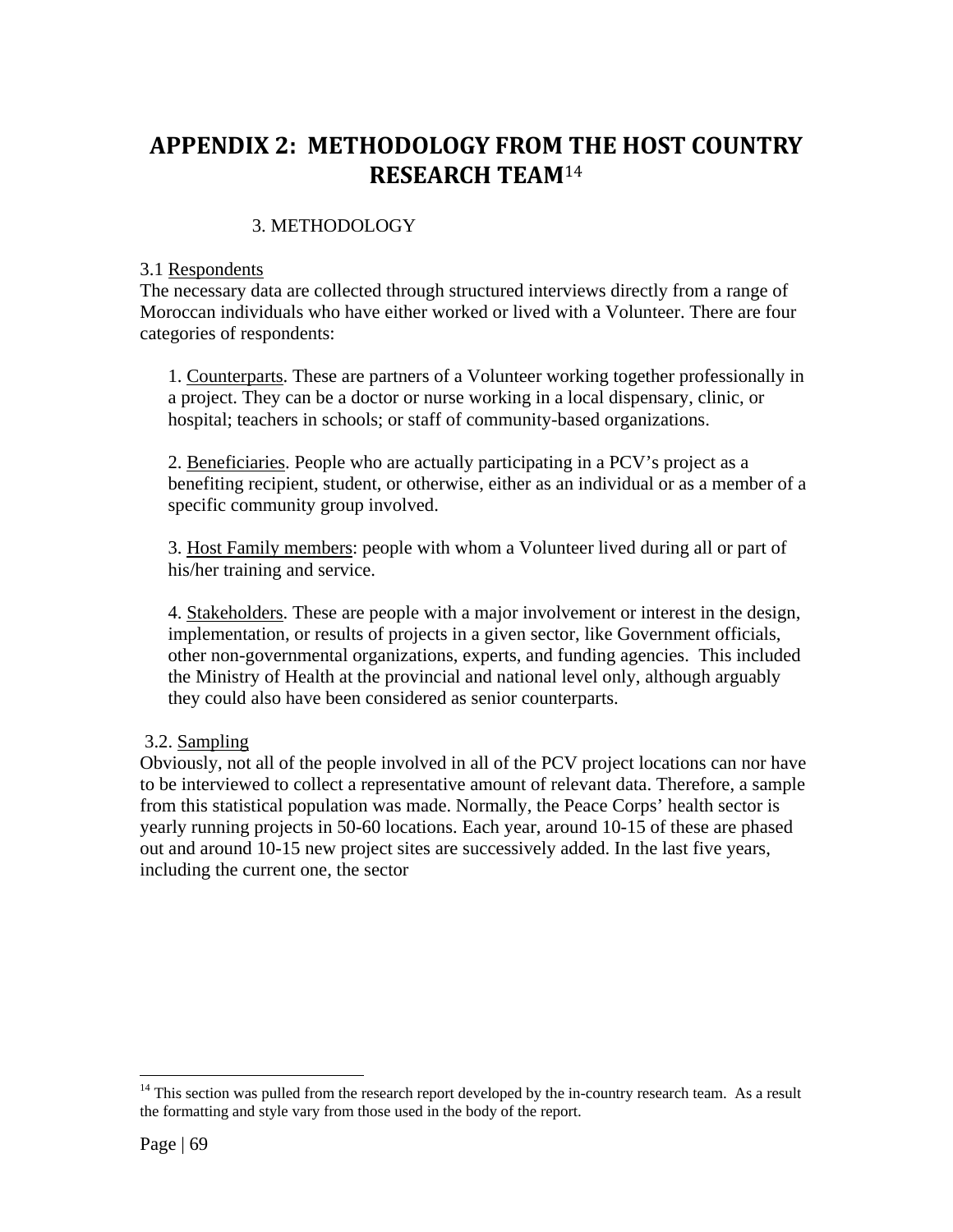# APPENDIX 2: METHODOLOGY FROM THE HOST COUNTRY RESEARCH TEAM[14]

## 3. METHODOLOGY

### 3.1 Respondents

The necessary data are collected through structured interviews directly from a range of Moroccan individuals who have either worked or lived with a Volunteer. There are four categories of respondents:

1. Counterparts. These are partners of a Volunteer working together professionally in a project. They can be a doctor or nurse working in a local dispensary, clinic, or hospital; teachers in schools; or staff of community-based organizations.

2. Beneficiaries. People who are actually participating in a PCV's project as a benefiting recipient, student, or otherwise, either as an individual or as a member of a specific community group involved.

3. Host Family members: people with whom a Volunteer lived during all or part of his/her training and service.

4. Stakeholders. These are people with a major involvement or interest in the design, implementation, or results of projects in a given sector, like Government officials, other non-governmental organizations, experts, and funding agencies. This included the Ministry of Health at the provincial and national level only, although arguably they could also have been considered as senior counterparts.

### 3.2. Sampling

Obviously, not all of the people involved in all of the PCV project locations can nor have to be interviewed to collect a representative amount of relevant data. Therefore, a sample from this statistical population was made. Normally, the Peace Corps' health sector is yearly running projects in 50-60 locations. Each year, around 10-15 of these are phased out and around 10-15 new project sites are successively added. In the last five years, including the current one, the sector

---

[14] This section was pulled from the research report developed by the in-country research team. As a result the formatting and style vary from those used in the body of the report.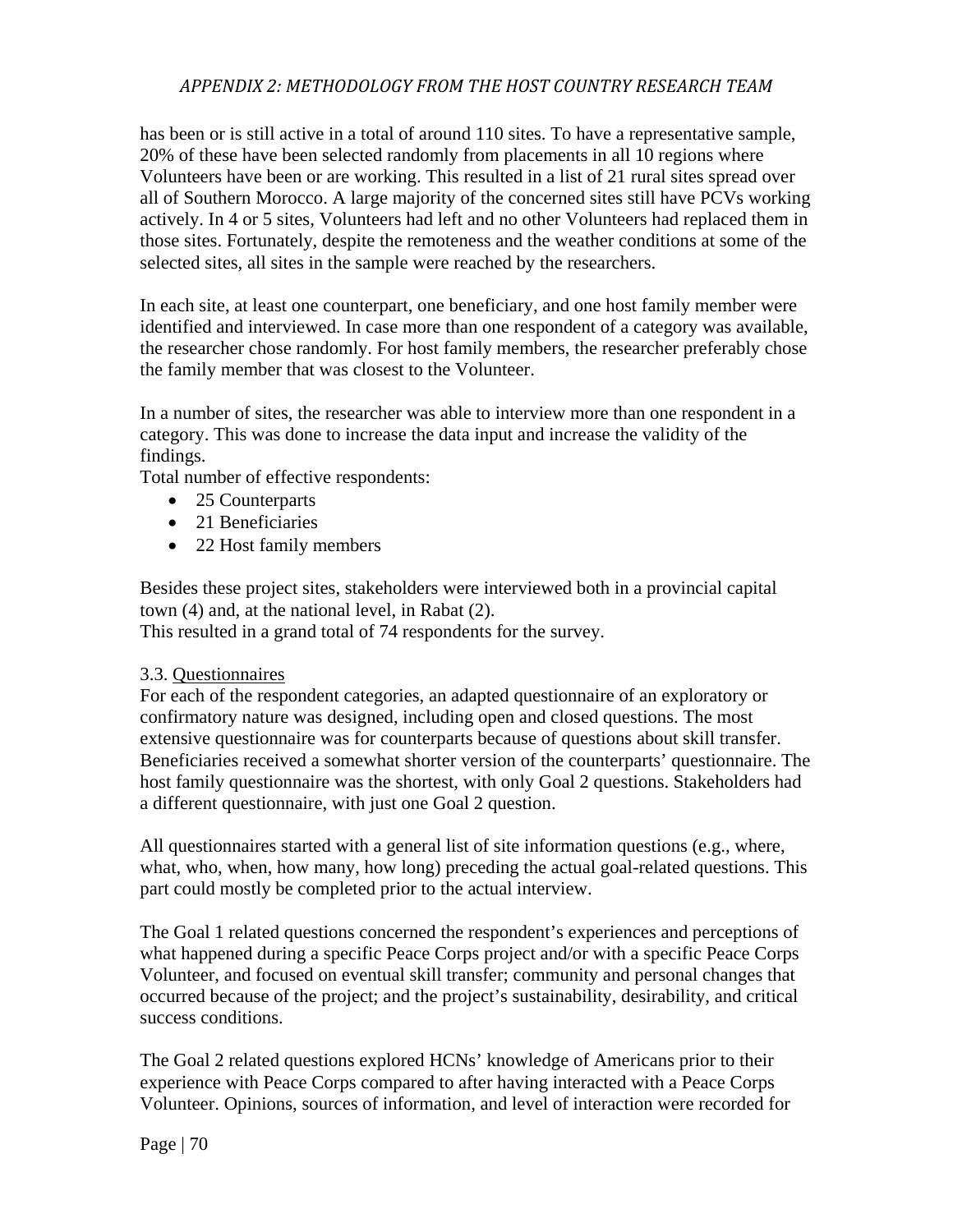has been or is still active in a total of around 110 sites. To have a representative sample, 20% of these have been selected randomly from placements in all 10 regions where Volunteers have been or are working. This resulted in a list of 21 rural sites spread over all of Southern Morocco. A large majority of the concerned sites still have PCVs working actively. In 4 or 5 sites, Volunteers had left and no other Volunteers had replaced them in those sites. Fortunately, despite the remoteness and the weather conditions at some of the selected sites, all sites in the sample were reached by the researchers.

In each site, at least one counterpart, one beneficiary, and one host family member were identified and interviewed. In case more than one respondent of a category was available, the researcher chose randomly. For host family members, the researcher preferably chose the family member that was closest to the Volunteer.

In a number of sites, the researcher was able to interview more than one respondent in a category. This was done to increase the data input and increase the validity of the findings.

Total number of effective respondents:

- 25 Counterparts
- 21 Beneficiaries
- 22 Host family members

Besides these project sites, stakeholders were interviewed both in a provincial capital town (4) and, at the national level, in Rabat (2).

This resulted in a grand total of 74 respondents for the survey.

3.3. Questionnaires

For each of the respondent categories, an adapted questionnaire of an exploratory or confirmatory nature was designed, including open and closed questions. The most extensive questionnaire was for counterparts because of questions about skill transfer. Beneficiaries received a somewhat shorter version of the counterparts' questionnaire. The host family questionnaire was the shortest, with only Goal 2 questions. Stakeholders had a different questionnaire, with just one Goal 2 question.

All questionnaires started with a general list of site information questions (e.g., where, what, who, when, how many, how long) preceding the actual goal-related questions. This part could mostly be completed prior to the actual interview.

The Goal 1 related questions concerned the respondent's experiences and perceptions of what happened during a specific Peace Corps project and/or with a specific Peace Corps Volunteer, and focused on eventual skill transfer; community and personal changes that occurred because of the project; and the project's sustainability, desirability, and critical success conditions.

The Goal 2 related questions explored HCNs' knowledge of Americans prior to their experience with Peace Corps compared to after having interacted with a Peace Corps Volunteer. Opinions, sources of information, and level of interaction were recorded for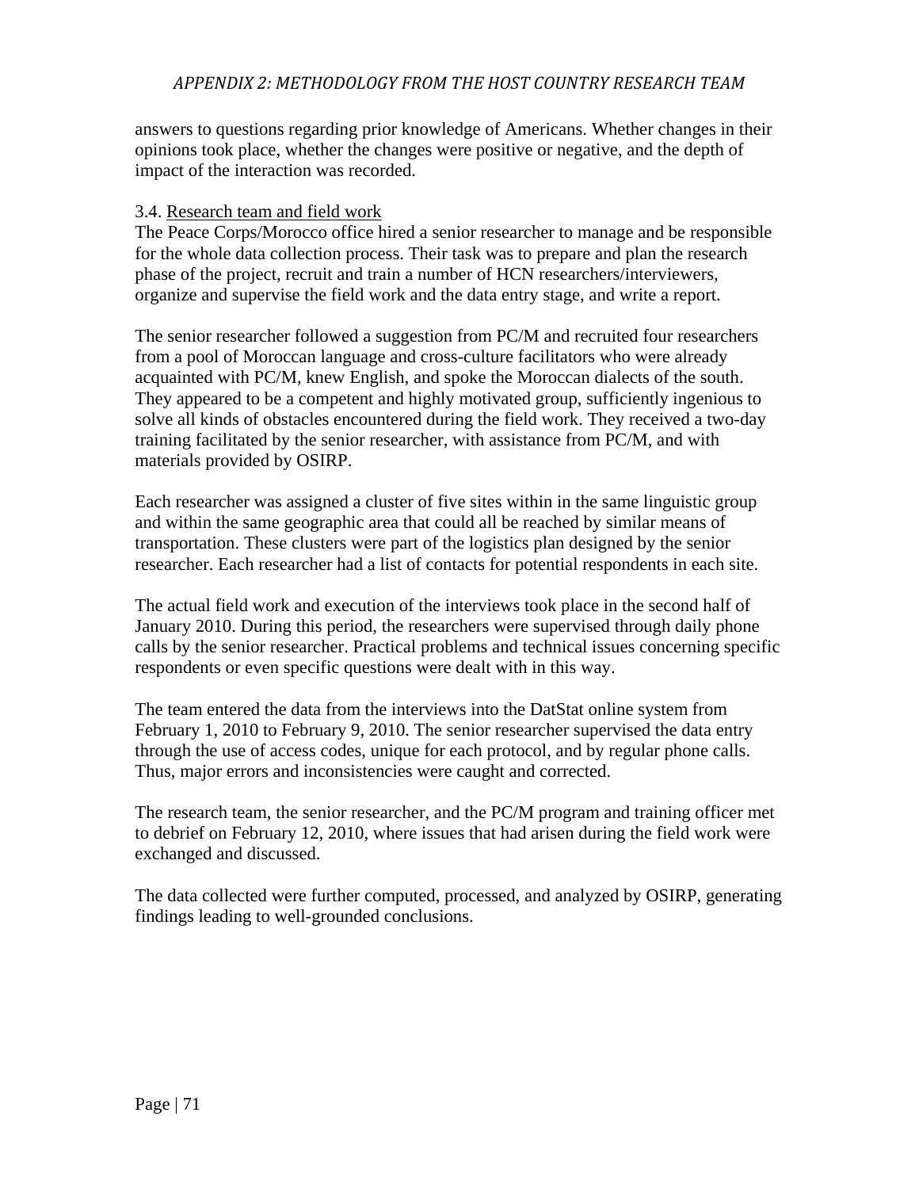answers to questions regarding prior knowledge of Americans. Whether changes in their opinions took place, whether the changes were positive or negative, and the depth of impact of the interaction was recorded.

3.4. Research team and field work

The Peace Corps/Morocco office hired a senior researcher to manage and be responsible for the whole data collection process. Their task was to prepare and plan the research phase of the project, recruit and train a number of HCN researchers/interviewers, organize and supervise the field work and the data entry stage, and write a report.

The senior researcher followed a suggestion from PC/M and recruited four researchers from a pool of Moroccan language and cross-culture facilitators who were already acquainted with PC/M, knew English, and spoke the Moroccan dialects of the south. They appeared to be a competent and highly motivated group, sufficiently ingenious to solve all kinds of obstacles encountered during the field work. They received a two-day training facilitated by the senior researcher, with assistance from PC/M, and with materials provided by OSIRP.

Each researcher was assigned a cluster of five sites within in the same linguistic group and within the same geographic area that could all be reached by similar means of transportation. These clusters were part of the logistics plan designed by the senior researcher. Each researcher had a list of contacts for potential respondents in each site.

The actual field work and execution of the interviews took place in the second half of January 2010. During this period, the researchers were supervised through daily phone calls by the senior researcher. Practical problems and technical issues concerning specific respondents or even specific questions were dealt with in this way.

The team entered the data from the interviews into the DatStat online system from February 1, 2010 to February 9, 2010. The senior researcher supervised the data entry through the use of access codes, unique for each protocol, and by regular phone calls. Thus, major errors and inconsistencies were caught and corrected.

The research team, the senior researcher, and the PC/M program and training officer met to debrief on February 12, 2010, where issues that had arisen during the field work were exchanged and discussed.

The data collected were further computed, processed, and analyzed by OSIRP, generating findings leading to well-grounded conclusions.